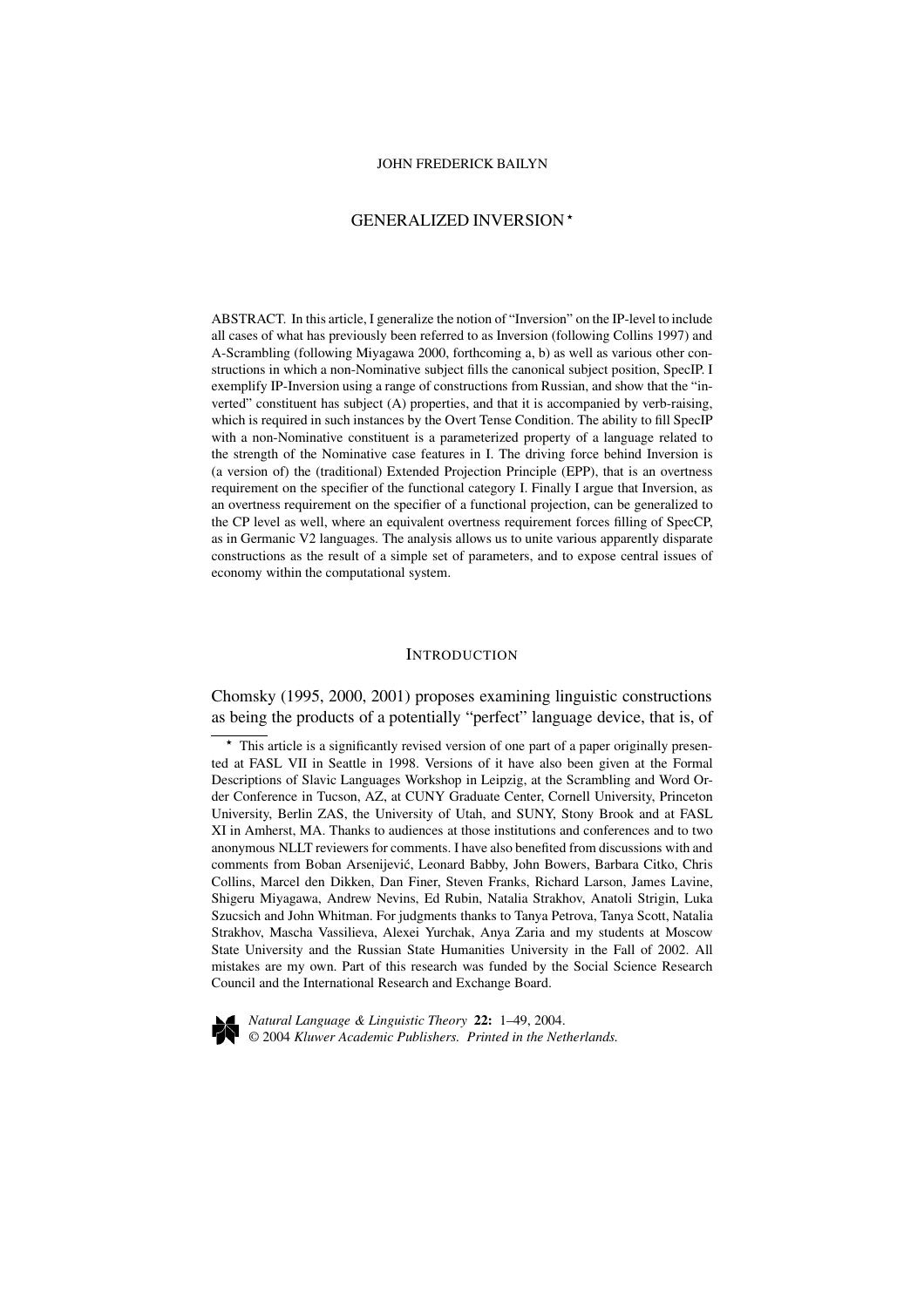JOHN FREDERICK BAILYN

# GENERALIZED INVERSION *

ABSTRACT. In this article, I generalize the notion of "Inversion" on the IP-level to include all cases of what has previously been referred to as Inversion (following Collins 1997) and A-Scrambling (following Miyagawa 2000, forthcoming a, b) as well as various other constructions in which a non-Nominative subject fills the canonical subject position, SpecIP. I exemplify IP-Inversion using a range of constructions from Russian, and show that the "inverted" constituent has subject (A) properties, and that it is accompanied by verb-raising, which is required in such instances by the Overt Tense Condition. The ability to fill SpecIP with a non-Nominative constituent is a parameterized property of a language related to the strength of the Nominative case features in I. The driving force behind Inversion is (a version of) the (traditional) Extended Projection Principle (EPP), that is an overtness requirement on the specifier of the functional category I. Finally I argue that Inversion, as an overtness requirement on the specifier of a functional projection, can be generalized to the CP level as well, where an equivalent overtness requirement forces filling of SpecCP, as in Germanic V2 languages. The analysis allows us to unite various apparently disparate constructions as the result of a simple set of parameters, and to expose central issues of economy within the computational system.

## INTRODUCTION

Chomsky (1995, 2000, 2001) proposes examining linguistic constructions as being the products of a potentially "perfect" language device, that is, of

* This article is a significantly revised version of one part of a paper originally presented at FASL VII in Seattle in 1998. Versions of it have also been given at the Formal Descriptions of Slavic Languages Workshop in Leipzig, at the Scrambling and Word Order Conference in Tucson, AZ, at CUNY Graduate Center, Cornell University, Princeton University, Berlin ZAS, the University of Utah, and SUNY, Stony Brook and at FASL XI in Amherst, MA. Thanks to audiences at those institutions and conferences and to two anonymous NLLT reviewers for comments. I have also benefited from discussions with and comments from Boban Arsenijević, Leonard Babby, John Bowers, Barbara Citko, Chris Collins, Marcel den Dikken, Dan Finer, Steven Franks, Richard Larson, James Lavine, Shigeru Miyagawa, Andrew Nevins, Ed Rubin, Natalia Strakhov, Anatoli Strigin, Luka Szucsich and John Whitman. For judgments thanks to Tanya Petrova, Tanya Scott, Natalia Strakhov, Mascha Vassilieva, Alexei Yurchak, Anya Zaria and my students at Moscow State University and the Russian State Humanities University in the Fall of 2002. All mistakes are my own. Part of this research was funded by the Social Science Research Council and the International Research and Exchange Board.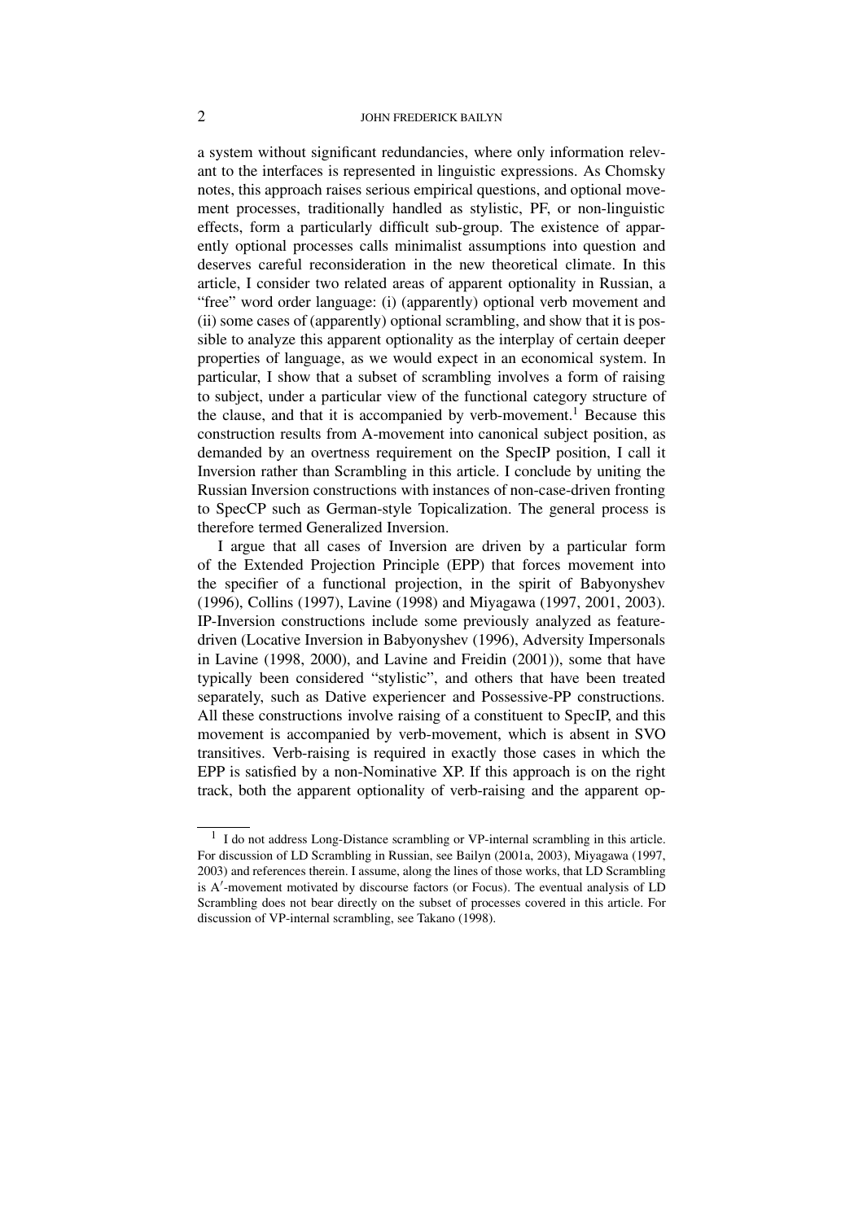a system without significant redundancies, where only information relevant to the interfaces is represented in linguistic expressions. As Chomsky notes, this approach raises serious empirical questions, and optional movement processes, traditionally handled as stylistic, PF, or non-linguistic effects, form a particularly difficult sub-group. The existence of apparently optional processes calls minimalist assumptions into question and deserves careful reconsideration in the new theoretical climate. In this article, I consider two related areas of apparent optionality in Russian, a "free" word order language: (i) (apparently) optional verb movement and (ii) some cases of (apparently) optional scrambling, and show that it is possible to analyze this apparent optionality as the interplay of certain deeper properties of language, as we would expect in an economical system. In particular, I show that a subset of scrambling involves a form of raising to subject, under a particular view of the functional category structure of the clause, and that it is accompanied by verb-movement.[1] Because this construction results from A-movement into canonical subject position, as demanded by an overtness requirement on the SpecIP position, I call it Inversion rather than Scrambling in this article. I conclude by uniting the Russian Inversion constructions with instances of non-case-driven fronting to SpecCP such as German-style Topicalization. The general process is therefore termed Generalized Inversion.

I argue that all cases of Inversion are driven by a particular form of the Extended Projection Principle (EPP) that forces movement into the specifier of a functional projection, in the spirit of Babyonyshev (1996), Collins (1997), Lavine (1998) and Miyagawa (1997, 2001, 2003). IP-Inversion constructions include some previously analyzed as feature-driven (Locative Inversion in Babyonyshev (1996), Adversity Impersonals in Lavine (1998, 2000), and Lavine and Freidin (2001)), some that have typically been considered "stylistic", and others that have been treated separately, such as Dative experiencer and Possessive-PP constructions. All these constructions involve raising of a constituent to SpecIP, and this movement is accompanied by verb-movement, which is absent in SVO transitives. Verb-raising is required in exactly those cases in which the EPP is satisfied by a non-Nominative XP. If this approach is on the right track, both the apparent optionality of verb-raising and the apparent op-

[1] I do not address Long-Distance scrambling or VP-internal scrambling in this article. For discussion of LD Scrambling in Russian, see Bailyn (2001a, 2003), Miyagawa (1997, 2003) and references therein. I assume, along the lines of those works, that LD Scrambling is A′-movement motivated by discourse factors (or Focus). The eventual analysis of LD Scrambling does not bear directly on the subset of processes covered in this article. For discussion of VP-internal scrambling, see Takano (1998).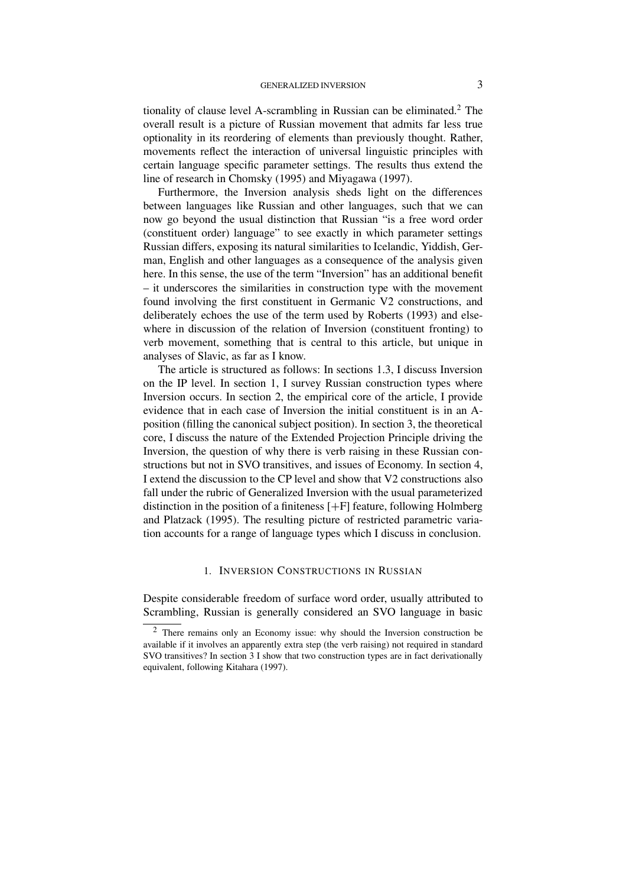tionality of clause level A-scrambling in Russian can be eliminated.[2] The overall result is a picture of Russian movement that admits far less true optionality in its reordering of elements than previously thought. Rather, movements reflect the interaction of universal linguistic principles with certain language specific parameter settings. The results thus extend the line of research in Chomsky (1995) and Miyagawa (1997).

Furthermore, the Inversion analysis sheds light on the differences between languages like Russian and other languages, such that we can now go beyond the usual distinction that Russian "is a free word order (constituent order) language" to see exactly in which parameter settings Russian differs, exposing its natural similarities to Icelandic, Yiddish, German, English and other languages as a consequence of the analysis given here. In this sense, the use of the term "Inversion" has an additional benefit – it underscores the similarities in construction type with the movement found involving the first constituent in Germanic V2 constructions, and deliberately echoes the use of the term used by Roberts (1993) and elsewhere in discussion of the relation of Inversion (constituent fronting) to verb movement, something that is central to this article, but unique in analyses of Slavic, as far as I know.

The article is structured as follows: In sections 1.3, I discuss Inversion on the IP level. In section 1, I survey Russian construction types where Inversion occurs. In section 2, the empirical core of the article, I provide evidence that in each case of Inversion the initial constituent is in an A-position (filling the canonical subject position). In section 3, the theoretical core, I discuss the nature of the Extended Projection Principle driving the Inversion, the question of why there is verb raising in these Russian constructions but not in SVO transitives, and issues of Economy. In section 4, I extend the discussion to the CP level and show that V2 constructions also fall under the rubric of Generalized Inversion with the usual parameterized distinction in the position of a finiteness [+F] feature, following Holmberg and Platzack (1995). The resulting picture of restricted parametric variation accounts for a range of language types which I discuss in conclusion.

## 1. Inversion Constructions in Russian

Despite considerable freedom of surface word order, usually attributed to Scrambling, Russian is generally considered an SVO language in basic

[2] There remains only an Economy issue: why should the Inversion construction be available if it involves an apparently extra step (the verb raising) not required in standard SVO transitives? In section 3 I show that two construction types are in fact derivationally equivalent, following Kitahara (1997).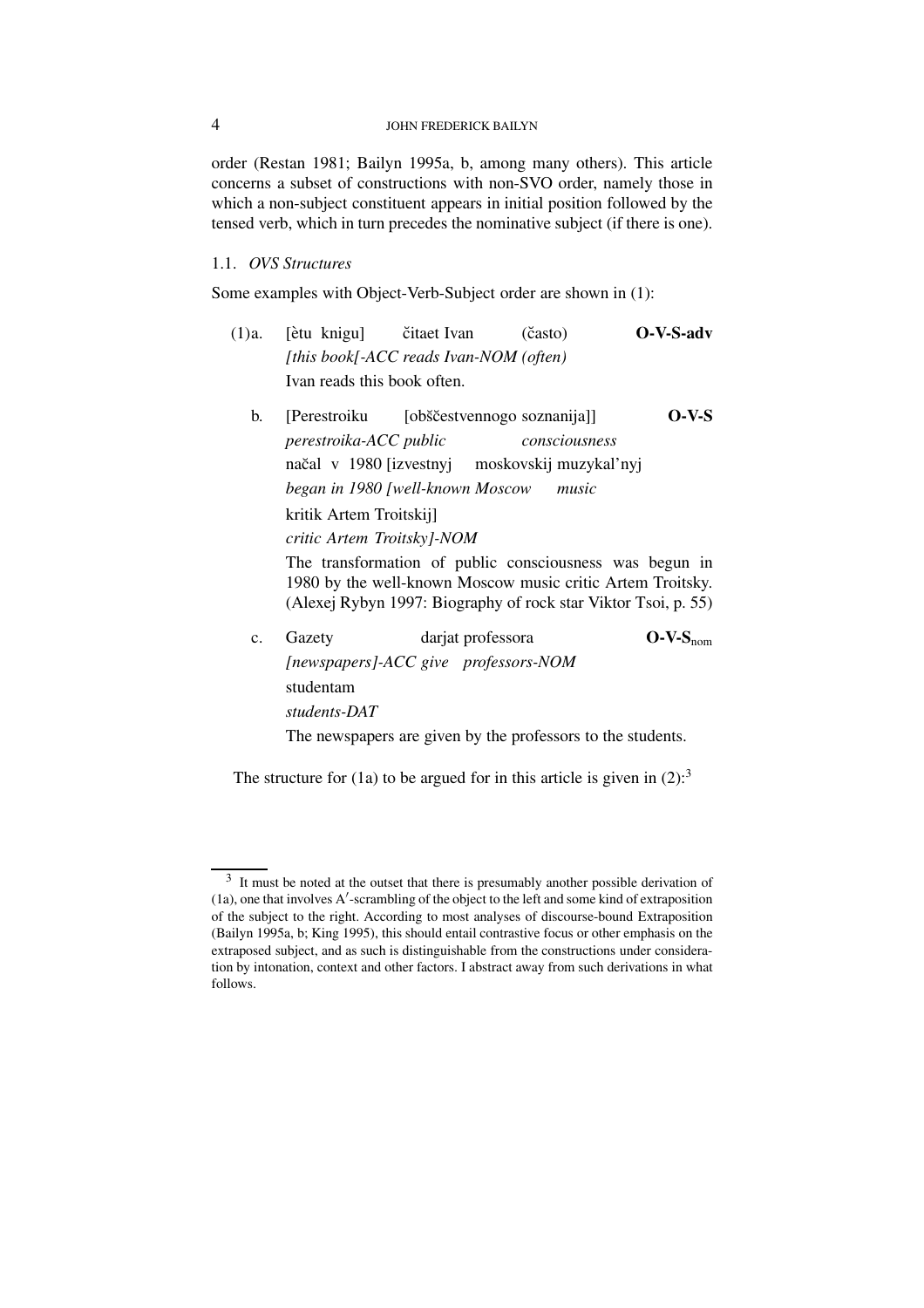order (Restan 1981; Bailyn 1995a, b, among many others). This article concerns a subset of constructions with non-SVO order, namely those in which a non-subject constituent appears in initial position followed by the tensed verb, which in turn precedes the nominative subject (if there is one).

### 1.1. *OVS Structures*

Some examples with Object-Verb-Subject order are shown in (1):

(1)a. [ètu knigu] čitaet Ivan (často) **O-V-S-adv**
*[this book[-ACC reads Ivan-NOM (often)*
Ivan reads this book often.

b. [Perestroiku [obščestvennogo soznanija]] **O-V-S**
*perestroika-ACC public consciousness*
načal v 1980 [izvestnyj moskovskij muzykal'nyj
*began in 1980 [well-known Moscow music*
kritik Artem Troitskij]
*critic Artem Troitsky]-NOM*
The transformation of public consciousness was begun in 1980 by the well-known Moscow music critic Artem Troitsky. (Alexej Rybyn 1997: Biography of rock star Viktor Tsoi, p. 55)

c. Gazety darjat professora **O-V-S$_{nom}$**
*[newspapers]-ACC give professors-NOM*
studentam
*students-DAT*
The newspapers are given by the professors to the students.

The structure for (1a) to be argued for in this article is given in (2):[3]

---

[3] It must be noted at the outset that there is presumably another possible derivation of (1a), one that involves A′-scrambling of the object to the left and some kind of extraposition of the subject to the right. According to most analyses of discourse-bound Extraposition (Bailyn 1995a, b; King 1995), this should entail contrastive focus or other emphasis on the extraposed subject, and as such is distinguishable from the constructions under consideration by intonation, context and other factors. I abstract away from such derivations in what follows.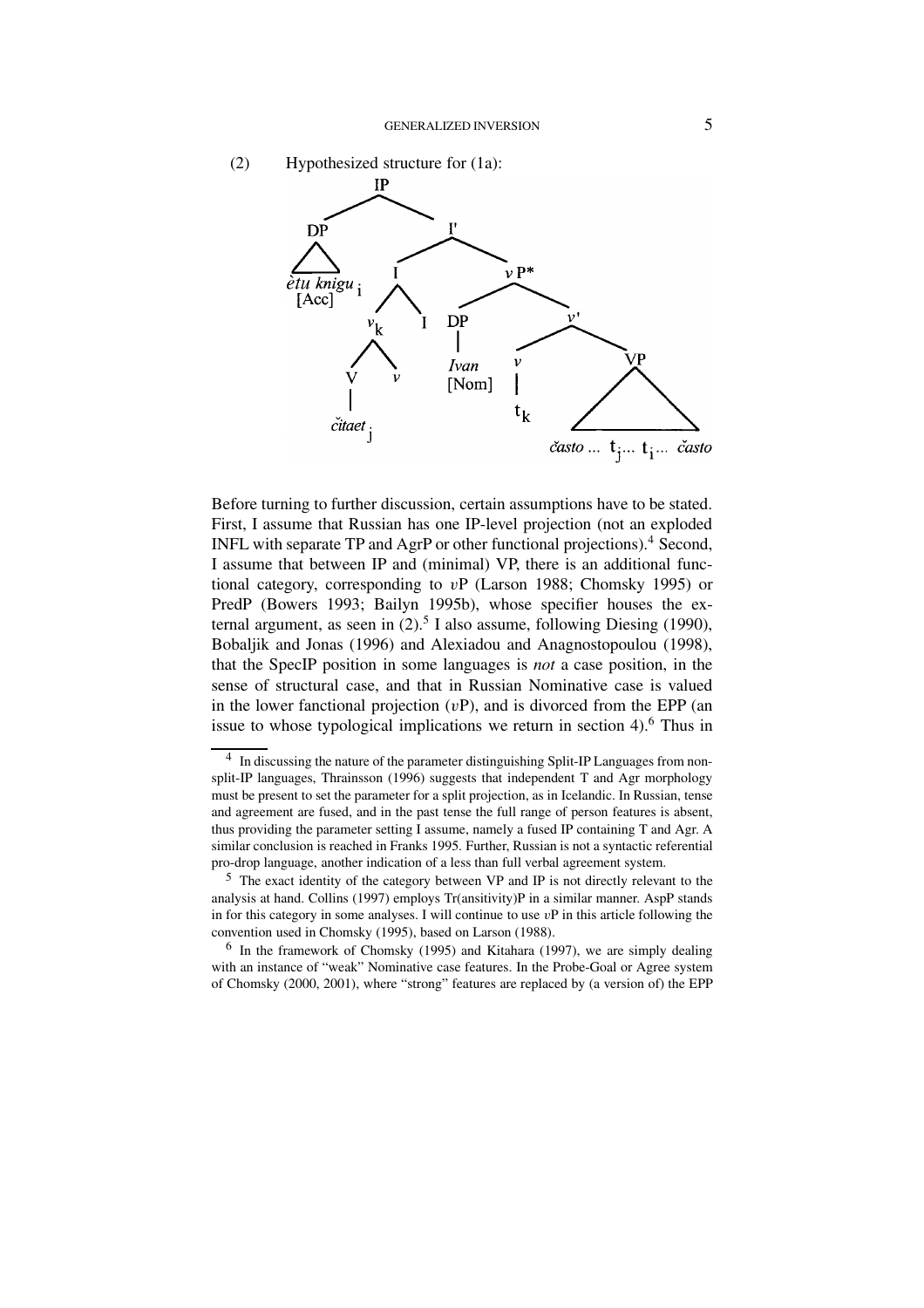(2) Hypothesized structure for (1a):

```
[IP [DP ètu knigu_i [Acc]]
    [I' [I [v_k [V čitaet_j] v] I]
        [vP* [DP Ivan [Nom]]
             [v' [v t_k]
                 [VP často ... t_j ... t_i ... často]]]]]
```

Before turning to further discussion, certain assumptions have to be stated. First, I assume that Russian has one IP-level projection (not an exploded INFL with separate TP and AgrP or other functional projections).[4] Second, I assume that between IP and (minimal) VP, there is an additional functional category, corresponding to *v*P (Larson 1988; Chomsky 1995) or PredP (Bowers 1993; Bailyn 1995b), whose specifier houses the external argument, as seen in (2).[5] I also assume, following Diesing (1990), Bobaljik and Jonas (1996) and Alexiadou and Anagnostopoulou (1998), that the SpecIP position in some languages is *not* a case position, in the sense of structural case, and that in Russian Nominative case is valued in the lower fanctional projection (*v*P), and is divorced from the EPP (an issue to whose typological implications we return in section 4).[6] Thus in

---

[4] In discussing the nature of the parameter distinguishing Split-IP Languages from non-split-IP languages, Thrainsson (1996) suggests that independent T and Agr morphology must be present to set the parameter for a split projection, as in Icelandic. In Russian, tense and agreement are fused, and in the past tense the full range of person features is absent, thus providing the parameter setting I assume, namely a fused IP containing T and Agr. A similar conclusion is reached in Franks 1995. Further, Russian is not a syntactic referential pro-drop language, another indication of a less than full verbal agreement system.

[5] The exact identity of the category between VP and IP is not directly relevant to the analysis at hand. Collins (1997) employs Tr(ansitivity)P in a similar manner. AspP stands in for this category in some analyses. I will continue to use *v*P in this article following the convention used in Chomsky (1995), based on Larson (1988).

[6] In the framework of Chomsky (1995) and Kitahara (1997), we are simply dealing with an instance of "weak" Nominative case features. In the Probe-Goal or Agree system of Chomsky (2000, 2001), where "strong" features are replaced by (a version of) the EPP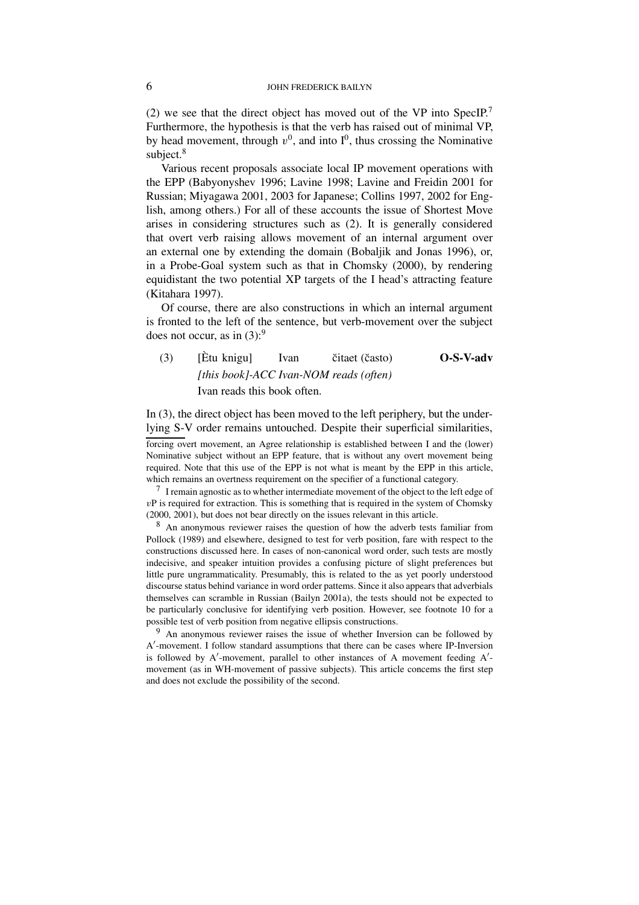(2) we see that the direct object has moved out of the VP into SpecIP.[7] Furthermore, the hypothesis is that the verb has raised out of minimal VP, by head movement, through $v^0$, and into $I^0$, thus crossing the Nominative subject.[8]

Various recent proposals associate local IP movement operations with the EPP (Babyonyshev 1996; Lavine 1998; Lavine and Freidin 2001 for Russian; Miyagawa 2001, 2003 for Japanese; Collins 1997, 2002 for English, among others.) For all of these accounts the issue of Shortest Move arises in considering structures such as (2). It is generally considered that overt verb raising allows movement of an internal argument over an external one by extending the domain (Bobaljik and Jonas 1996), or, in a Probe-Goal system such as that in Chomsky (2000), by rendering equidistant the two potential XP targets of the I head's attracting feature (Kitahara 1997).

Of course, there are also constructions in which an internal argument is fronted to the left of the sentence, but verb-movement over the subject does not occur, as in (3):[9]

(3) [Ètu knigu] Ivan čitaet (často) **O-S-V-adv**
*[this book]-ACC Ivan-NOM reads (often)*
Ivan reads this book often.

In (3), the direct object has been moved to the left periphery, but the underlying S-V order remains untouched. Despite their superficial similarities,

---

forcing overt movement, an Agree relationship is established between I and the (lower) Nominative subject without an EPP feature, that is without any overt movement being required. Note that this use of the EPP is not what is meant by the EPP in this article, which remains an overtness requirement on the specifier of a functional category.

[7] I remain agnostic as to whether intermediate movement of the object to the left edge of $v$P is required for extraction. This is something that is required in the system of Chomsky (2000, 2001), but does not bear directly on the issues relevant in this article.

[8] An anonymous reviewer raises the question of how the adverb tests familiar from Pollock (1989) and elsewhere, designed to test for verb position, fare with respect to the constructions discussed here. In cases of non-canonical word order, such tests are mostly indecisive, and speaker intuition provides a confusing picture of slight preferences but little pure ungrammaticality. Presumably, this is related to the as yet poorly understood discourse status behind variance in word order patterns. Since it also appears that adverbials themselves can scramble in Russian (Bailyn 2001a), the tests should not be expected to be particularly conclusive for identifying verb position. However, see footnote 10 for a possible test of verb position from negative ellipsis constructions.

[9] An anonymous reviewer raises the issue of whether Inversion can be followed by A′-movement. I follow standard assumptions that there can be cases where IP-Inversion is followed by A′-movement, parallel to other instances of A movement feeding A′-movement (as in WH-movement of passive subjects). This article concerns the first step and does not exclude the possibility of the second.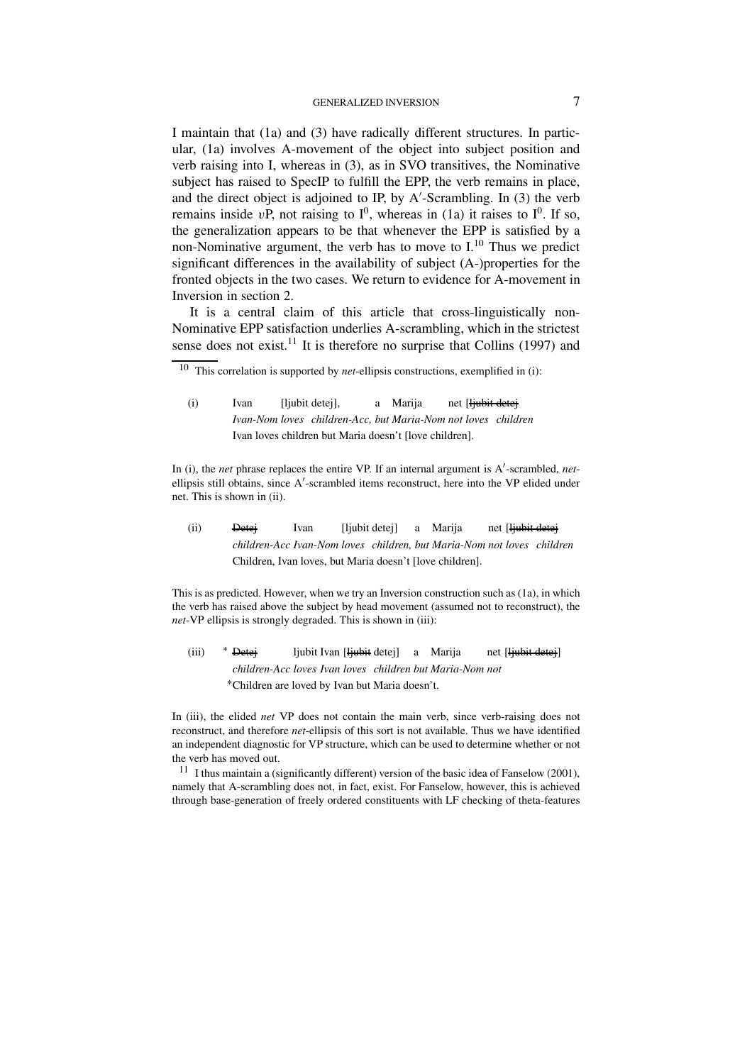I maintain that (1a) and (3) have radically different structures. In particular, (1a) involves A-movement of the object into subject position and verb raising into I, whereas in (3), as in SVO transitives, the Nominative subject has raised to SpecIP to fulfill the EPP, the verb remains in place, and the direct object is adjoined to IP, by A′-Scrambling. In (3) the verb remains inside $v$P, not raising to $I^0$, whereas in (1a) it raises to $I^0$. If so, the generalization appears to be that whenever the EPP is satisfied by a non-Nominative argument, the verb has to move to I.[10] Thus we predict significant differences in the availability of subject (A-)properties for the fronted objects in the two cases. We return to evidence for A-movement in Inversion in section 2.

It is a central claim of this article that cross-linguistically non-Nominative EPP satisfaction underlies A-scrambling, which in the strictest sense does not exist.[11] It is therefore no surprise that Collins (1997) and

---

[10] This correlation is supported by *net*-ellipsis constructions, exemplified in (i):

(i) Ivan [ljubit detej], a Marija net [~~ljubit detej~~]
*Ivan-Nom loves children-Acc, but Maria-Nom not loves children*
Ivan loves children but Maria doesn't [love children].

In (i), the *net* phrase replaces the entire VP. If an internal argument is A′-scrambled, *net*-ellipsis still obtains, since A′-scrambled items reconstruct, here into the VP elided under net. This is shown in (ii).

(ii) ~~Detej~~ Ivan [ljubit detej] a Marija net [~~ljubit detej~~
*children-Acc Ivan-Nom loves children, but Maria-Nom not loves children*
Children, Ivan loves, but Maria doesn't [love children].

This is as predicted. However, when we try an Inversion construction such as (1a), in which the verb has raised above the subject by head movement (assumed not to reconstruct), the *net*-VP ellipsis is strongly degraded. This is shown in (iii):

(iii) * ~~Detej~~ ljubit Ivan [~~ljubit~~ detej] a Marija net [~~ljubit detej~~]
*children-Acc loves Ivan loves children but Maria-Nom not*
*Children are loved by Ivan but Maria doesn't.

In (iii), the elided *net* VP does not contain the main verb, since verb-raising does not reconstruct, and therefore *net*-ellipsis of this sort is not available. Thus we have identified an independent diagnostic for VP structure, which can be used to determine whether or not the verb has moved out.

[11] I thus maintain a (significantly different) version of the basic idea of Fanselow (2001), namely that A-scrambling does not, in fact, exist. For Fanselow, however, this is achieved through base-generation of freely ordered constituents with LF checking of theta-features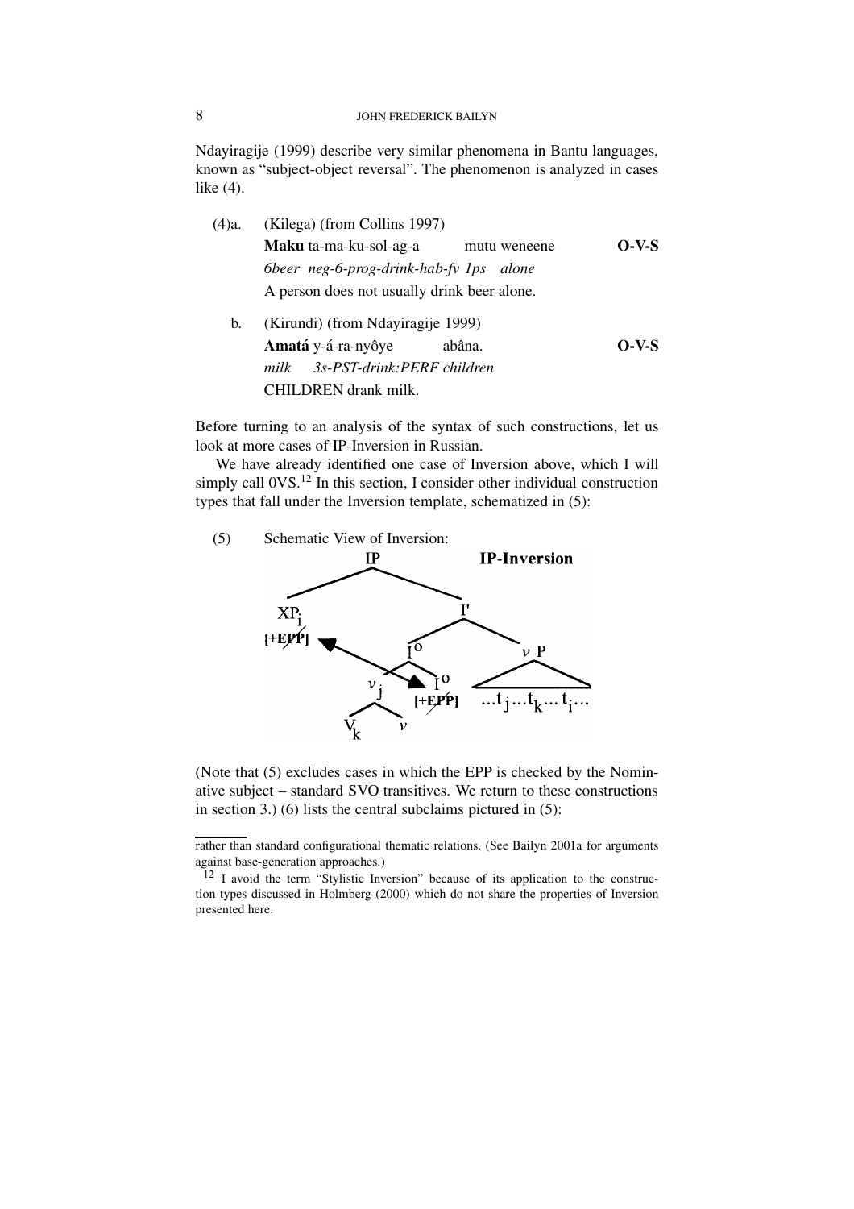Ndayiragije (1999) describe very similar phenomena in Bantu languages, known as "subject-object reversal". The phenomenon is analyzed in cases like (4).

(4)a. (Kilega) (from Collins 1997)

**Maku** ta-ma-ku-sol-ag-a mutu weneene **O-V-S**
*6beer neg-6-prog-drink-hab-fv 1ps alone*
A person does not usually drink beer alone.

b. (Kirundi) (from Ndayiragije 1999)

**Amatá** y-á-ra-nyôye abâna. **O-V-S**
*milk 3s-PST-drink:PERF children*
CHILDREN drank milk.

Before turning to an analysis of the syntax of such constructions, let us look at more cases of IP-Inversion in Russian.

We have already identified one case of Inversion above, which I will simply call 0VS.[12] In this section, I consider other individual construction types that fall under the Inversion template, schematized in (5):

(5) Schematic View of Inversion:

**IP-Inversion**

```
                IP
              /    \
          XP_i      I'
        [+EPP]    /    \
                I°      vP
               /  \      ...t_j...t_k...t_i...
             v_j   I°
            /  \  [+EPP]
          V_k   v
```

(Note that (5) excludes cases in which the EPP is checked by the Nominative subject – standard SVO transitives. We return to these constructions in section 3.) (6) lists the central subclaims pictured in (5):

---

rather than standard configurational thematic relations. (See Bailyn 2001a for arguments against base-generation approaches.)

[12] I avoid the term "Stylistic Inversion" because of its application to the construction types discussed in Holmberg (2000) which do not share the properties of Inversion presented here.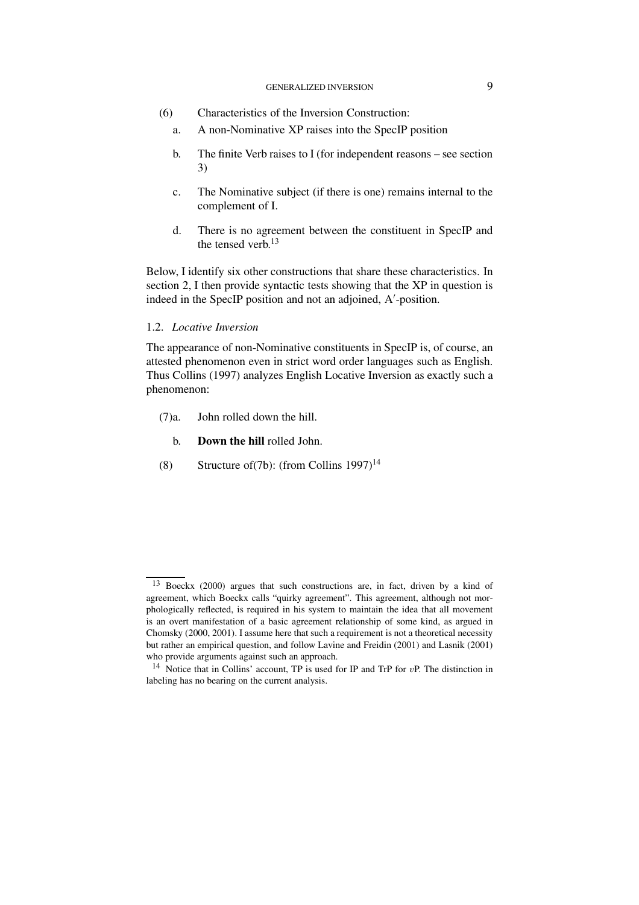(6) Characteristics of the Inversion Construction:

a. A non-Nominative XP raises into the SpecIP position

b. The finite Verb raises to I (for independent reasons – see section 3)

c. The Nominative subject (if there is one) remains internal to the complement of I.

d. There is no agreement between the constituent in SpecIP and the tensed verb.[13]

Below, I identify six other constructions that share these characteristics. In section 2, I then provide syntactic tests showing that the XP in question is indeed in the SpecIP position and not an adjoined, A′-position.

### 1.2. *Locative Inversion*

The appearance of non-Nominative constituents in SpecIP is, of course, an attested phenomenon even in strict word order languages such as English. Thus Collins (1997) analyzes English Locative Inversion as exactly such a phenomenon:

(7)a. John rolled down the hill.

b. **Down the hill** rolled John.

(8) Structure of(7b): (from Collins 1997)[14]

---

[13] Boeckx (2000) argues that such constructions are, in fact, driven by a kind of agreement, which Boeckx calls "quirky agreement". This agreement, although not morphologically reflected, is required in his system to maintain the idea that all movement is an overt manifestation of a basic agreement relationship of some kind, as argued in Chomsky (2000, 2001). I assume here that such a requirement is not a theoretical necessity but rather an empirical question, and follow Lavine and Freidin (2001) and Lasnik (2001) who provide arguments against such an approach.

[14] Notice that in Collins' account, TP is used for IP and TrP for *v*P. The distinction in labeling has no bearing on the current analysis.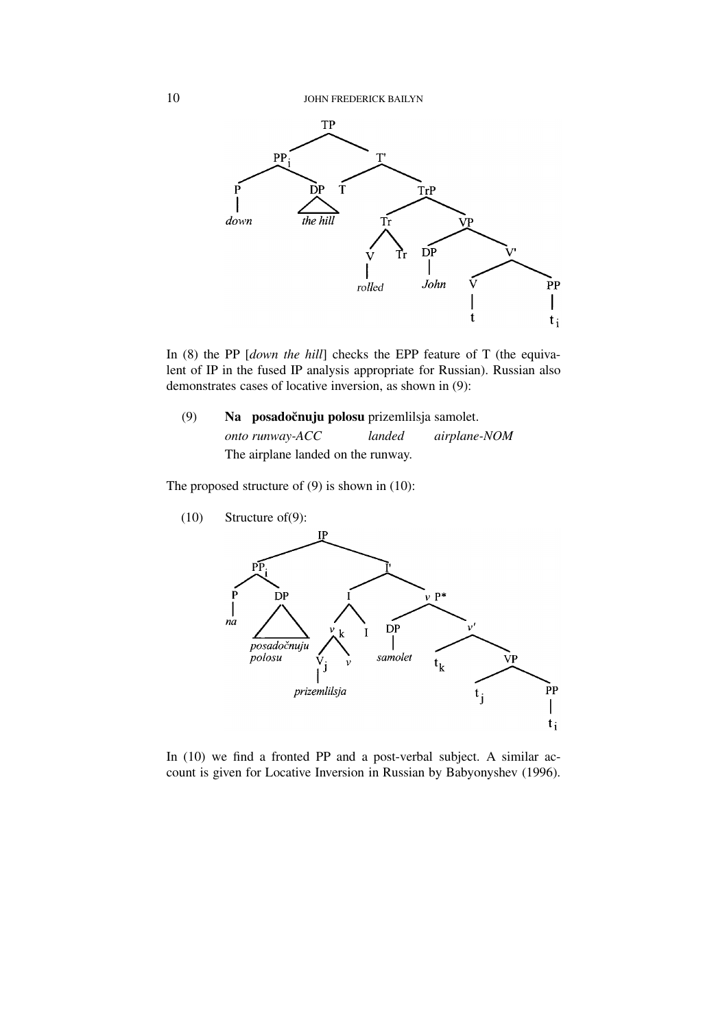In (8) the PP [*down the hill*] checks the EPP feature of T (the equivalent of IP in the fused IP analysis appropriate for Russian). Russian also demonstrates cases of locative inversion, as shown in (9):

(9) **Na posadočnuju polosu** prizemlilsja samolet.
*onto runway-ACC landed airplane-NOM*
The airplane landed on the runway.

The proposed structure of (9) is shown in (10):

(10) Structure of(9):

In (10) we find a fronted PP and a post-verbal subject. A similar account is given for Locative Inversion in Russian by Babyonyshev (1996).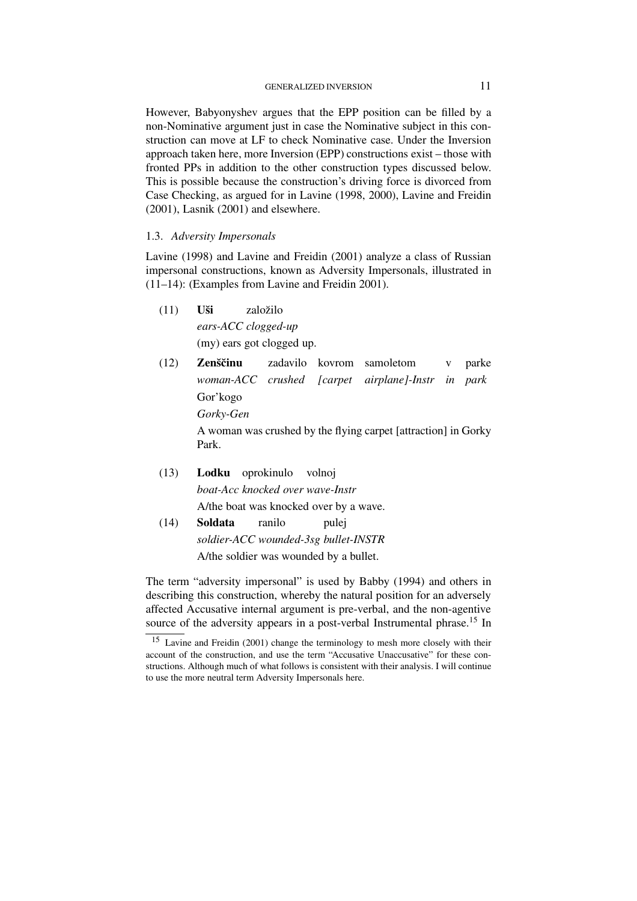However, Babyonyshev argues that the EPP position can be filled by a non-Nominative argument just in case the Nominative subject in this construction can move at LF to check Nominative case. Under the Inversion approach taken here, more Inversion (EPP) constructions exist – those with fronted PPs in addition to the other construction types discussed below. This is possible because the construction's driving force is divorced from Case Checking, as argued for in Lavine (1998, 2000), Lavine and Freidin (2001), Lasnik (2001) and elsewhere.

### 1.3. *Adversity Impersonals*

Lavine (1998) and Lavine and Freidin (2001) analyze a class of Russian impersonal constructions, known as Adversity Impersonals, illustrated in (11–14): (Examples from Lavine and Freidin 2001).

(11) **Uši** založilo
*ears-ACC clogged-up*
(my) ears got clogged up.

(12) **Zenščinu** zadavilo kovrom samoletom v parke Gor'kogo
*woman-ACC crushed [carpet airplane]-Instr in park Gorky-Gen*
A woman was crushed by the flying carpet [attraction] in Gorky Park.

(13) **Lodku** oprokinulo volnoj
*boat-Acc knocked over wave-Instr*
A/the boat was knocked over by a wave.

(14) **Soldata** ranilo pulej
*soldier-ACC wounded-3sg bullet-INSTR*
A/the soldier was wounded by a bullet.

The term "adversity impersonal" is used by Babby (1994) and others in describing this construction, whereby the natural position for an adversely affected Accusative internal argument is pre-verbal, and the non-agentive source of the adversity appears in a post-verbal Instrumental phrase.[15] In

[15] Lavine and Freidin (2001) change the terminology to mesh more closely with their account of the construction, and use the term "Accusative Unaccusative" for these constructions. Although much of what follows is consistent with their analysis. I will continue to use the more neutral term Adversity Impersonals here.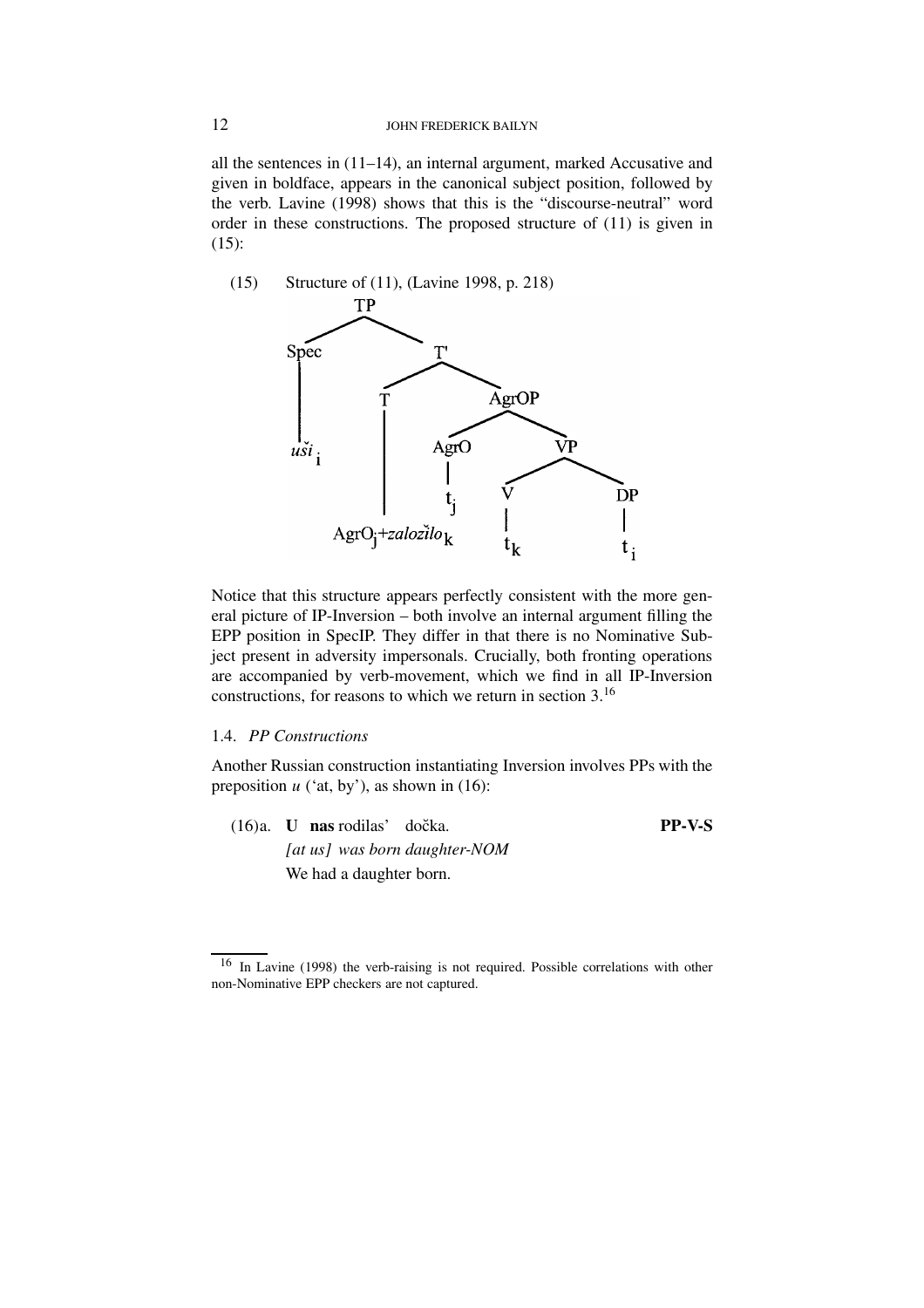all the sentences in (11–14), an internal argument, marked Accusative and given in boldface, appears in the canonical subject position, followed by the verb. Lavine (1998) shows that this is the "discourse-neutral" word order in these constructions. The proposed structure of (11) is given in (15):

(15) Structure of (11), (Lavine 1998, p. 218)

```
TP
├── Spec
│   └── uši_i
└── T'
    ├── T
    │   └── AgrO_j+založilo_k
    └── AgrOP
        ├── AgrO
        │   └── t_j
        └── VP
            ├── V
            │   └── t_k
            └── DP
                └── t_i
```

Notice that this structure appears perfectly consistent with the more general picture of IP-Inversion – both involve an internal argument filling the EPP position in SpecIP. They differ in that there is no Nominative Subject present in adversity impersonals. Crucially, both fronting operations are accompanied by verb-movement, which we find in all IP-Inversion constructions, for reasons to which we return in section 3.[16]

### 1.4. *PP Constructions*

Another Russian construction instantiating Inversion involves PPs with the preposition *u* ('at, by'), as shown in (16):

(16)a. **U nas** rodilas' dočka. **PP-V-S**
*[at us] was born daughter-NOM*
We had a daughter born.

---

[16] In Lavine (1998) the verb-raising is not required. Possible correlations with other non-Nominative EPP checkers are not captured.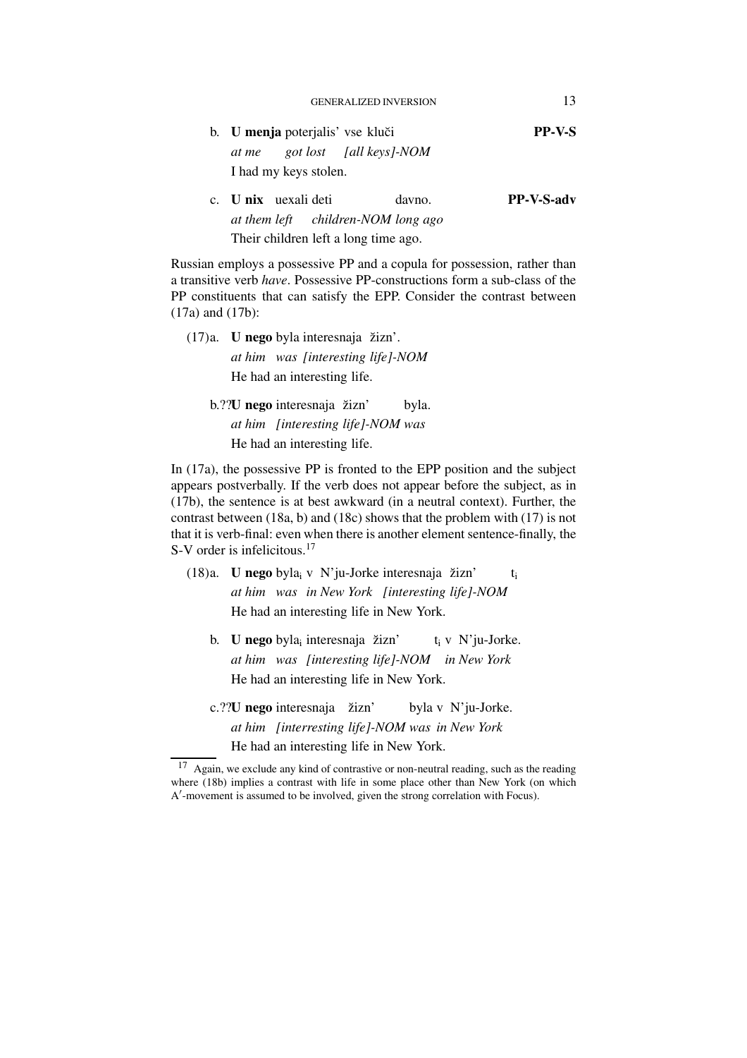b. **U menja** poterjalis' vse kluči **PP-V-S**
*at me got lost [all keys]-NOM*
I had my keys stolen.

c. **U nix** uexali deti davno. **PP-V-S-adv**
*at them left children-NOM long ago*
Their children left a long time ago.

Russian employs a possessive PP and a copula for possession, rather than a transitive verb *have*. Possessive PP-constructions form a sub-class of the PP constituents that can satisfy the EPP. Consider the contrast between (17a) and (17b):

(17)a. **U nego** byla interesnaja žizn'.
*at him was [interesting life]-NOM*
He had an interesting life.

b.??**U nego** interesnaja žizn' byla.
*at him [interesting life]-NOM was*
He had an interesting life.

In (17a), the possessive PP is fronted to the EPP position and the subject appears postverbally. If the verb does not appear before the subject, as in (17b), the sentence is at best awkward (in a neutral context). Further, the contrast between (18a, b) and (18c) shows that the problem with (17) is not that it is verb-final: even when there is another element sentence-finally, the S-V order is infelicitous.[17]

(18)a. **U nego** $byla_i$ v N'ju-Jorke interesnaja žizn' $t_i$
*at him was in New York [interesting life]-NOM*
He had an interesting life in New York.

b. **U nego** $byla_i$ interesnaja žizn' $t_i$ v N'ju-Jorke.
*at him was [interesting life]-NOM in New York*
He had an interesting life in New York.

c.??**U nego** interesnaja žizn' byla v N'ju-Jorke.
*at him [interresting life]-NOM was in New York*
He had an interesting life in New York.

---

[17] Again, we exclude any kind of contrastive or non-neutral reading, such as the reading where (18b) implies a contrast with life in some place other than New York (on which A′-movement is assumed to be involved, given the strong correlation with Focus).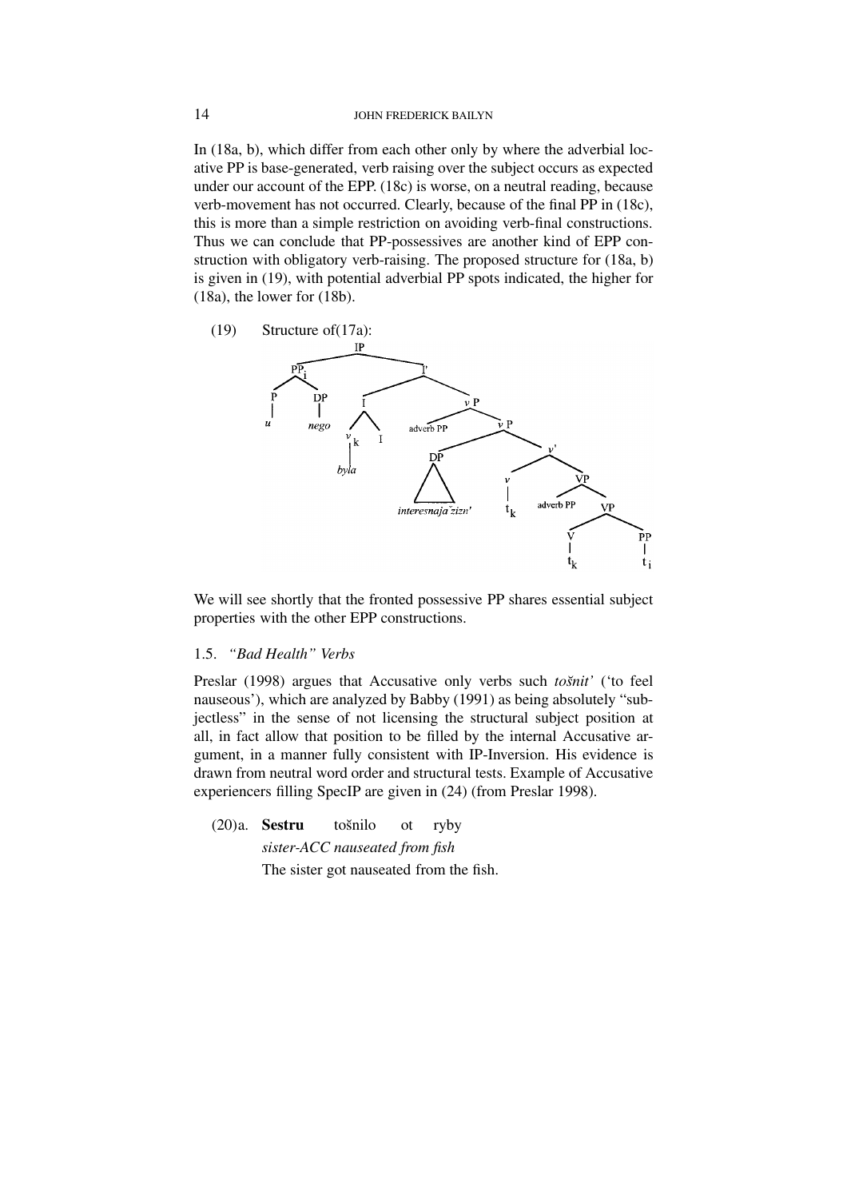In (18a, b), which differ from each other only by where the adverbial locative PP is base-generated, verb raising over the subject occurs as expected under our account of the EPP. (18c) is worse, on a neutral reading, because verb-movement has not occurred. Clearly, because of the final PP in (18c), this is more than a simple restriction on avoiding verb-final constructions. Thus we can conclude that PP-possessives are another kind of EPP construction with obligatory verb-raising. The proposed structure for (18a, b) is given in (19), with potential adverbial PP spots indicated, the higher for (18a), the lower for (18b).

(19) Structure of(17a):

```
[IP [PP_i [P u] [DP nego]] [I' [I [v_k byla] I] [vP adverb PP [vP [DP interesnaja žizn'] [v' [v t_k] [VP adverb PP [VP [V t_k] [PP t_i]]]]]]]]
```

We will see shortly that the fronted possessive PP shares essential subject properties with the other EPP constructions.

### 1.5. *"Bad Health" Verbs*

Preslar (1998) argues that Accusative only verbs such *tošnit'* ('to feel nauseous'), which are analyzed by Babby (1991) as being absolutely "subjectless" in the sense of not licensing the structural subject position at all, in fact allow that position to be filled by the internal Accusative argument, in a manner fully consistent with IP-Inversion. His evidence is drawn from neutral word order and structural tests. Example of Accusative experiencers filling SpecIP are given in (24) (from Preslar 1998).

(20)a. **Sestru** tošnilo ot ryby
*sister-ACC nauseated from fish*
The sister got nauseated from the fish.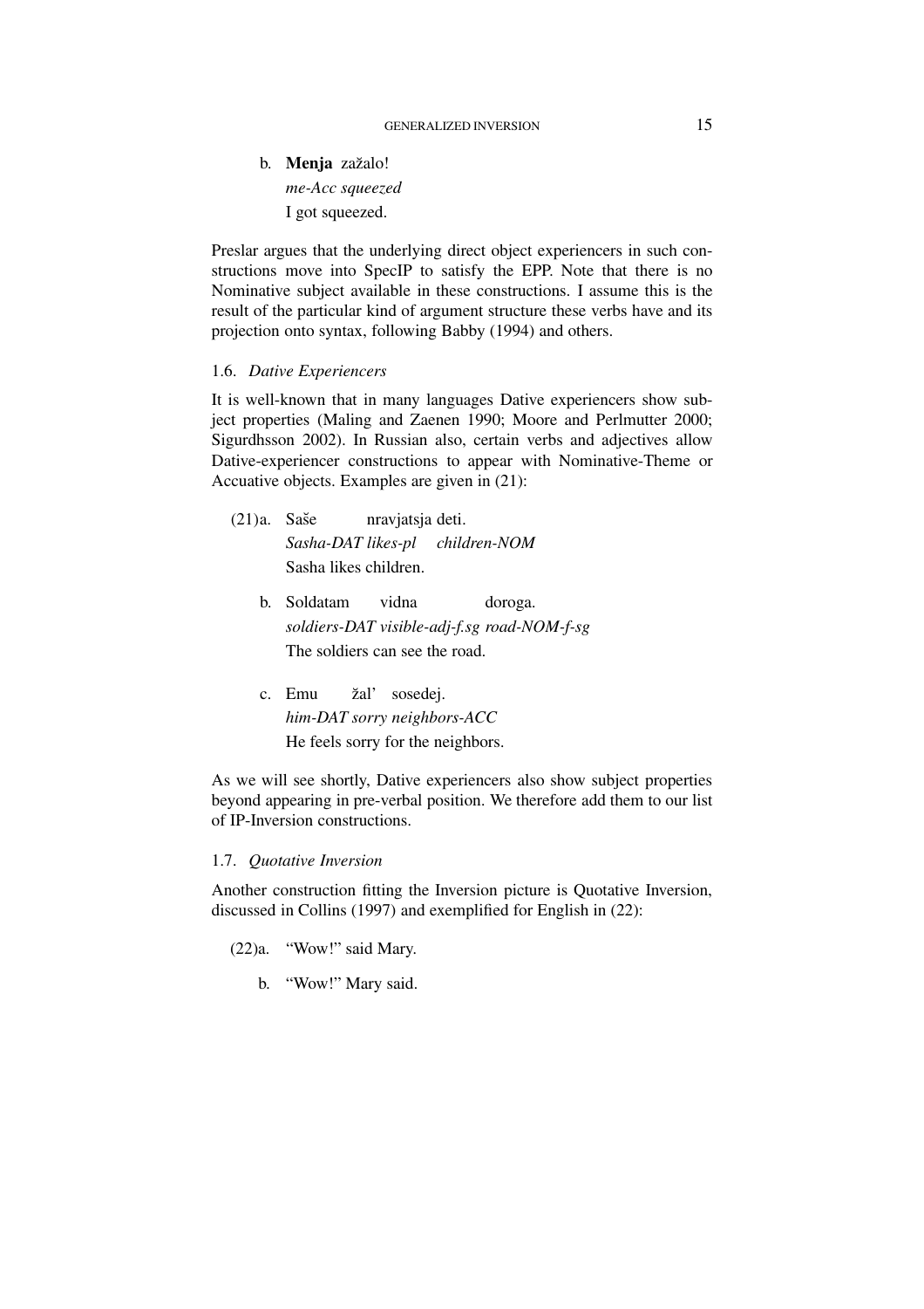b. **Menja** zažalo!
   *me-Acc squeezed*
   I got squeezed.

Preslar argues that the underlying direct object experiencers in such constructions move into SpecIP to satisfy the EPP. Note that there is no Nominative subject available in these constructions. I assume this is the result of the particular kind of argument structure these verbs have and its projection onto syntax, following Babby (1994) and others.

### 1.6. *Dative Experiencers*

It is well-known that in many languages Dative experiencers show subject properties (Maling and Zaenen 1990; Moore and Perlmutter 2000; Sigurdhsson 2002). In Russian also, certain verbs and adjectives allow Dative-experiencer constructions to appear with Nominative-Theme or Accuative objects. Examples are given in (21):

(21)a. Saše nravjatsja deti.
   *Sasha-DAT likes-pl children-NOM*
   Sasha likes children.

b. Soldatam vidna doroga.
   *soldiers-DAT visible-adj-f.sg road-NOM-f-sg*
   The soldiers can see the road.

c. Emu žal' sosedej.
   *him-DAT sorry neighbors-ACC*
   He feels sorry for the neighbors.

As we will see shortly, Dative experiencers also show subject properties beyond appearing in pre-verbal position. We therefore add them to our list of IP-Inversion constructions.

### 1.7. *Quotative Inversion*

Another construction fitting the Inversion picture is Quotative Inversion, discussed in Collins (1997) and exemplified for English in (22):

(22)a. "Wow!" said Mary.

b. "Wow!" Mary said.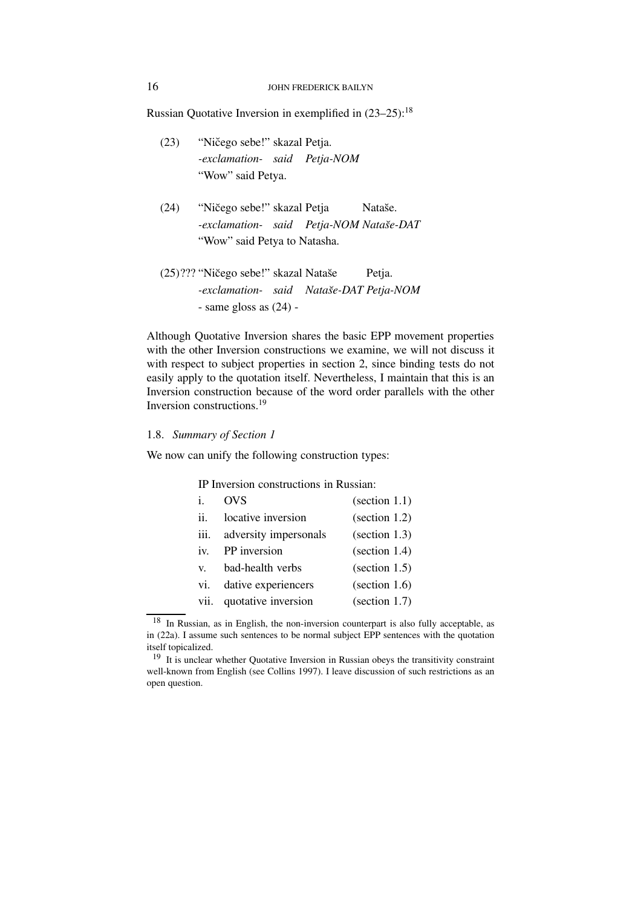Russian Quotative Inversion in exemplified in (23–25):[18]

(23) "Ničego sebe!" skazal Petja.
*-exclamation- said Petja-NOM*
"Wow" said Petya.

(24) "Ničego sebe!" skazal Petja Nataše.
*-exclamation- said Petja-NOM Nataše-DAT*
"Wow" said Petya to Natasha.

(25)??? "Ničego sebe!" skazal Nataše Petja.
*-exclamation- said Nataše-DAT Petja-NOM*
- same gloss as (24) -

Although Quotative Inversion shares the basic EPP movement properties with the other Inversion constructions we examine, we will not discuss it with respect to subject properties in section 2, since binding tests do not easily apply to the quotation itself. Nevertheless, I maintain that this is an Inversion construction because of the word order parallels with the other Inversion constructions.[19]

### 1.8. *Summary of Section 1*

We now can unify the following construction types:

IP Inversion constructions in Russian:

| | | |
|---|---|---|
| i. | OVS | (section 1.1) |
| ii. | locative inversion | (section 1.2) |
| iii. | adversity impersonals | (section 1.3) |
| iv. | PP inversion | (section 1.4) |
| v. | bad-health verbs | (section 1.5) |
| vi. | dative experiencers | (section 1.6) |
| vii. | quotative inversion | (section 1.7) |

[18] In Russian, as in English, the non-inversion counterpart is also fully acceptable, as in (22a). I assume such sentences to be normal subject EPP sentences with the quotation itself topicalized.

[19] It is unclear whether Quotative Inversion in Russian obeys the transitivity constraint well-known from English (see Collins 1997). I leave discussion of such restrictions as an open question.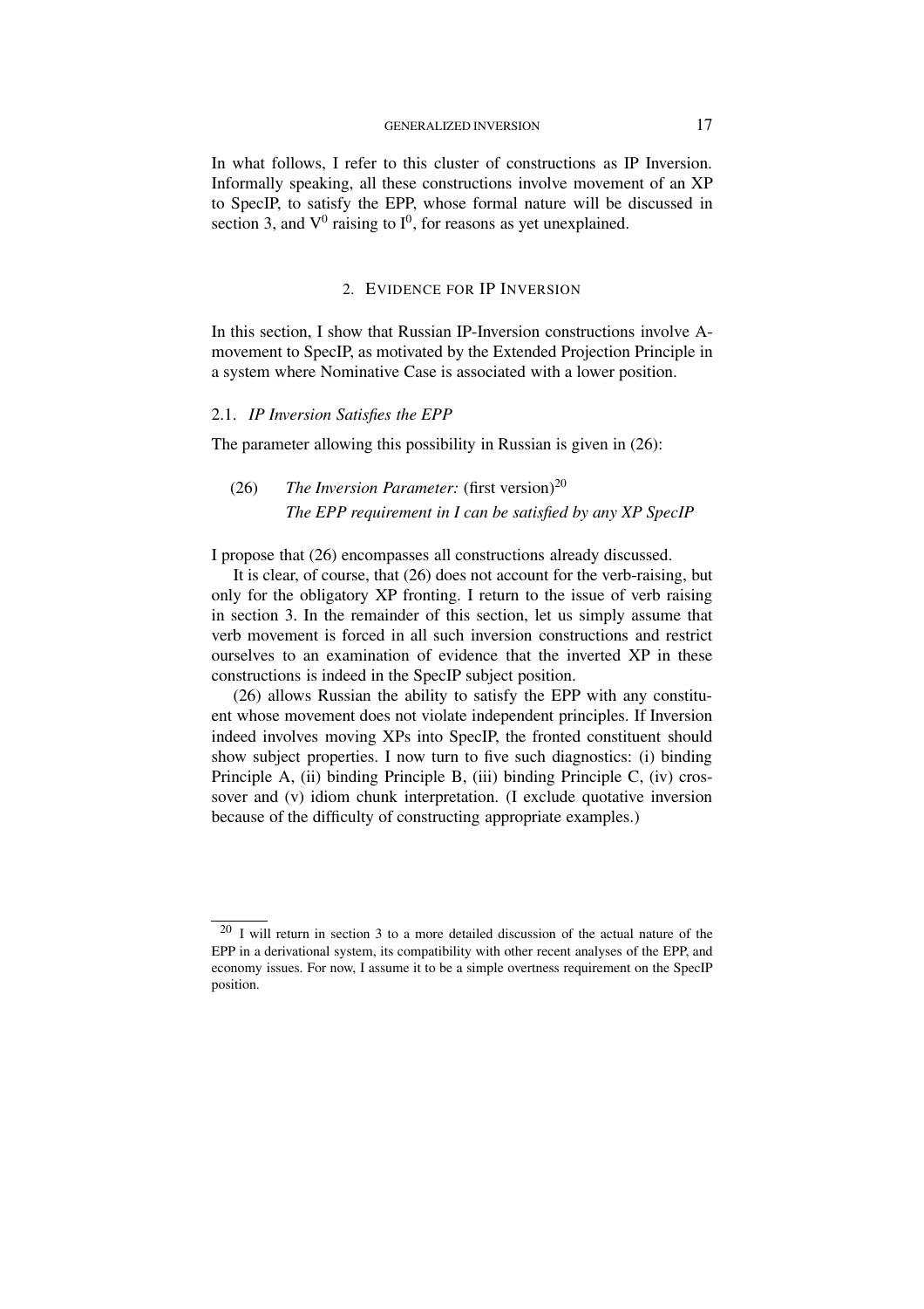In what follows, I refer to this cluster of constructions as IP Inversion. Informally speaking, all these constructions involve movement of an XP to SpecIP, to satisfy the EPP, whose formal nature will be discussed in section 3, and $V^0$ raising to $I^0$, for reasons as yet unexplained.

## 2. Evidence for IP Inversion

In this section, I show that Russian IP-Inversion constructions involve A-movement to SpecIP, as motivated by the Extended Projection Principle in a system where Nominative Case is associated with a lower position.

### 2.1. *IP Inversion Satisfies the EPP*

The parameter allowing this possibility in Russian is given in (26):

(26) *The Inversion Parameter:* (first version)[20]
*The EPP requirement in I can be satisfied by any XP SpecIP*

I propose that (26) encompasses all constructions already discussed.

It is clear, of course, that (26) does not account for the verb-raising, but only for the obligatory XP fronting. I return to the issue of verb raising in section 3. In the remainder of this section, let us simply assume that verb movement is forced in all such inversion constructions and restrict ourselves to an examination of evidence that the inverted XP in these constructions is indeed in the SpecIP subject position.

(26) allows Russian the ability to satisfy the EPP with any constituent whose movement does not violate independent principles. If Inversion indeed involves moving XPs into SpecIP, the fronted constituent should show subject properties. I now turn to five such diagnostics: (i) binding Principle A, (ii) binding Principle B, (iii) binding Principle C, (iv) crossover and (v) idiom chunk interpretation. (I exclude quotative inversion because of the difficulty of constructing appropriate examples.)

[20] I will return in section 3 to a more detailed discussion of the actual nature of the EPP in a derivational system, its compatibility with other recent analyses of the EPP, and economy issues. For now, I assume it to be a simple overtness requirement on the SpecIP position.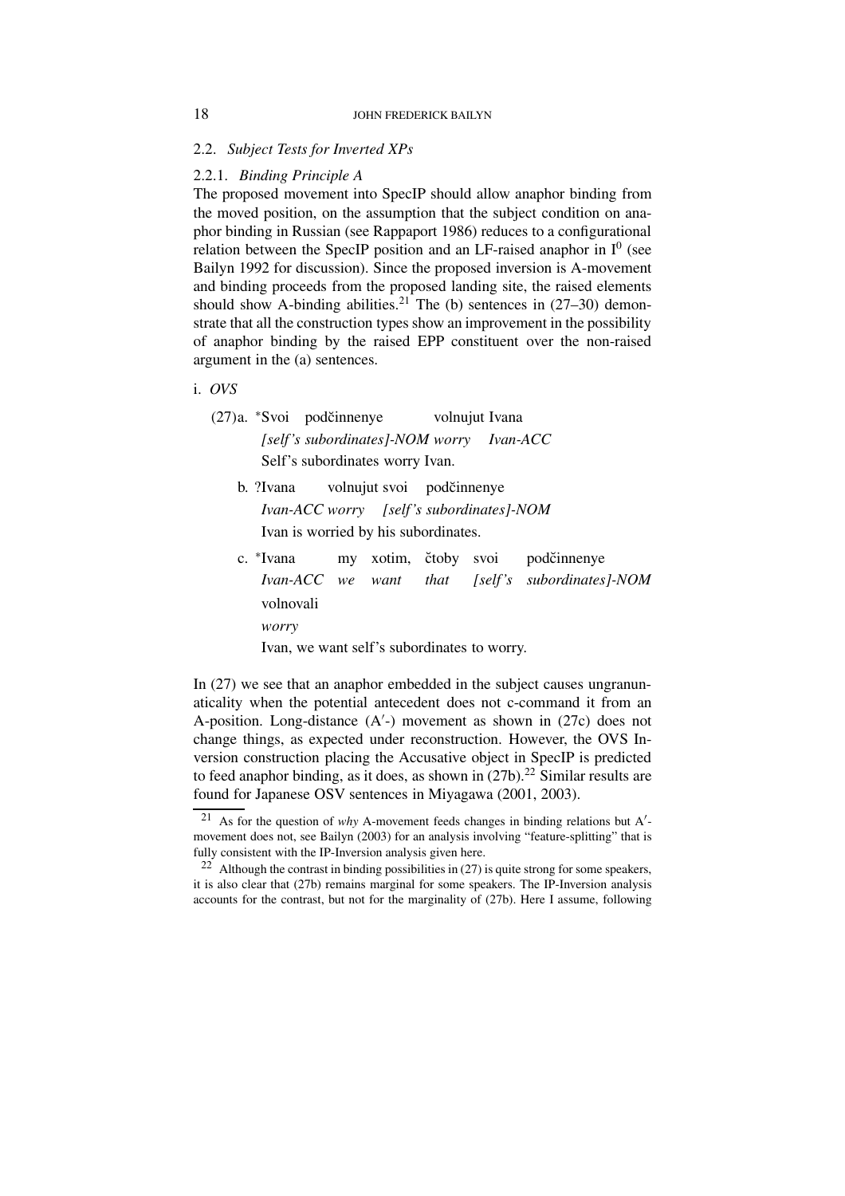### 2.2. *Subject Tests for Inverted XPs*

#### 2.2.1. *Binding Principle A*

The proposed movement into SpecIP should allow anaphor binding from the moved position, on the assumption that the subject condition on anaphor binding in Russian (see Rappaport 1986) reduces to a configurational relation between the SpecIP position and an LF-raised anaphor in $I^0$ (see Bailyn 1992 for discussion). Since the proposed inversion is A-movement and binding proceeds from the proposed landing site, the raised elements should show A-binding abilities.[21] The (b) sentences in (27–30) demonstrate that all the construction types show an improvement in the possibility of anaphor binding by the raised EPP constituent over the non-raised argument in the (a) sentences.

i. *OVS*

(27) a. \*Svoi podčinnenye volnujut Ivana
*[self's subordinates]-NOM worry Ivan-ACC*
Self's subordinates worry Ivan.

b. ?Ivana volnujut svoi podčinnenye
*Ivan-ACC worry [self's subordinates]-NOM*
Ivan is worried by his subordinates.

c. \*Ivana my xotim, čtoby svoi podčinnenye volnovali
*Ivan-ACC we want that [self's subordinates]-NOM worry*
Ivan, we want self's subordinates to worry.

In (27) we see that an anaphor embedded in the subject causes ungranunaticality when the potential antecedent does not c-command it from an A-position. Long-distance (A′-) movement as shown in (27c) does not change things, as expected under reconstruction. However, the OVS Inversion construction placing the Accusative object in SpecIP is predicted to feed anaphor binding, as it does, as shown in (27b).[22] Similar results are found for Japanese OSV sentences in Miyagawa (2001, 2003).

---

[21] As for the question of *why* A-movement feeds changes in binding relations but A′-movement does not, see Bailyn (2003) for an analysis involving "feature-splitting" that is fully consistent with the IP-Inversion analysis given here.

[22] Although the contrast in binding possibilities in (27) is quite strong for some speakers, it is also clear that (27b) remains marginal for some speakers. The IP-Inversion analysis accounts for the contrast, but not for the marginality of (27b). Here I assume, following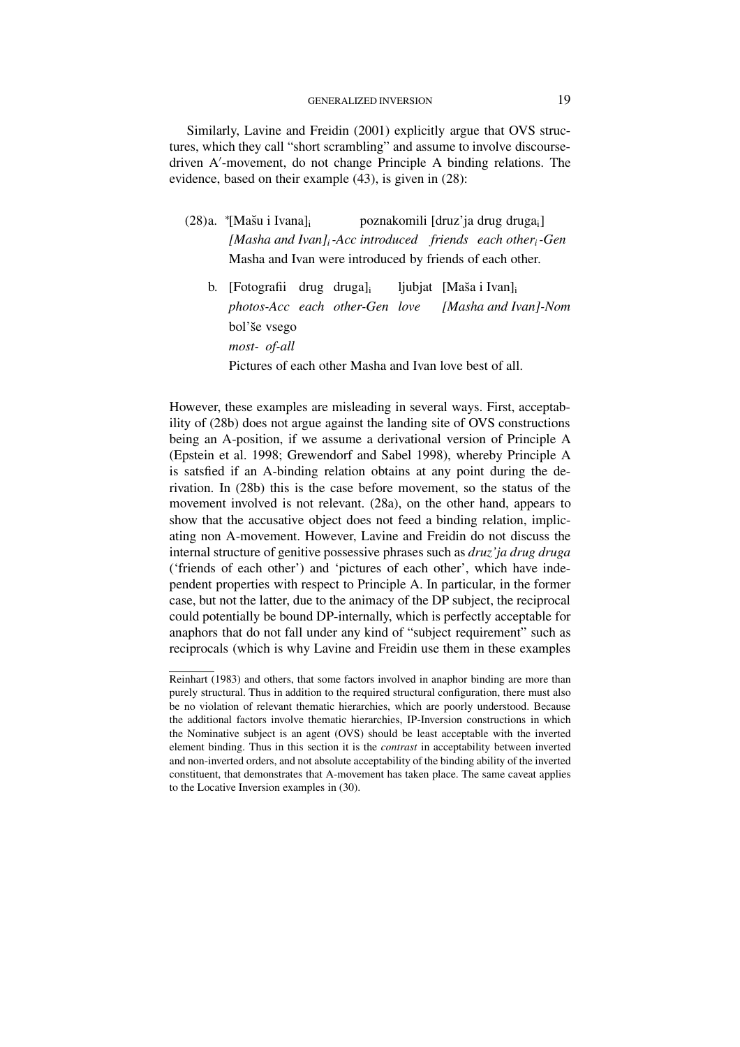Similarly, Lavine and Freidin (2001) explicitly argue that OVS structures, which they call "short scrambling" and assume to involve discourse-driven A′-movement, do not change Principle A binding relations. The evidence, based on their example (43), is given in (28):

(28) a. *[Mašu i Ivana]$_i$ poznakomili [druz'ja drug druga$_i$]
*[Masha and Ivan]$_i$-Acc introduced friends each other$_i$-Gen*
Masha and Ivan were introduced by friends of each other.

b. [Fotografii drug druga]$_i$ ljubjat [Maša i Ivan]$_i$ bol'še vsego
*photos-Acc each other-Gen love [Masha and Ivan]-Nom most- of-all*
Pictures of each other Masha and Ivan love best of all.

However, these examples are misleading in several ways. First, acceptability of (28b) does not argue against the landing site of OVS constructions being an A-position, if we assume a derivational version of Principle A (Epstein et al. 1998; Grewendorf and Sabel 1998), whereby Principle A is satsfied if an A-binding relation obtains at any point during the derivation. In (28b) this is the case before movement, so the status of the movement involved is not relevant. (28a), on the other hand, appears to show that the accusative object does not feed a binding relation, implicating non A-movement. However, Lavine and Freidin do not discuss the internal structure of genitive possessive phrases such as *druz'ja drug druga* ('friends of each other') and 'pictures of each other', which have independent properties with respect to Principle A. In particular, in the former case, but not the latter, due to the animacy of the DP subject, the reciprocal could potentially be bound DP-internally, which is perfectly acceptable for anaphors that do not fall under any kind of "subject requirement" such as reciprocals (which is why Lavine and Freidin use them in these examples

---

Reinhart (1983) and others, that some factors involved in anaphor binding are more than purely structural. Thus in addition to the required structural configuration, there must also be no violation of relevant thematic hierarchies, which are poorly understood. Because the additional factors involve thematic hierarchies, IP-Inversion constructions in which the Nominative subject is an agent (OVS) should be least acceptable with the inverted element binding. Thus in this section it is the *contrast* in acceptability between inverted and non-inverted orders, and not absolute acceptability of the binding ability of the inverted constituent, that demonstrates that A-movement has taken place. The same caveat applies to the Locative Inversion examples in (30).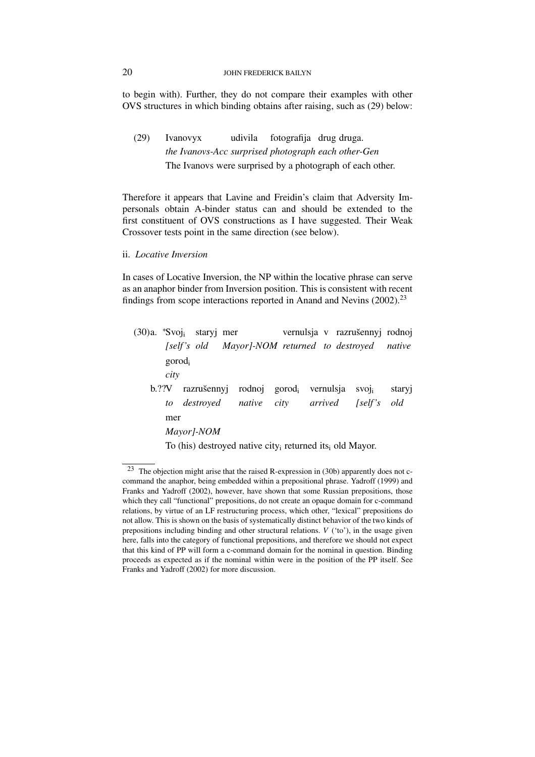to begin with). Further, they do not compare their examples with other OVS structures in which binding obtains after raising, such as (29) below:

(29) Ivanovyx udivila fotografija drug druga.
*the Ivanovs-Acc surprised photograph each other-Gen*
The Ivanovs were surprised by a photograph of each other.

Therefore it appears that Lavine and Freidin's claim that Adversity Impersonals obtain A-binder status can and should be extended to the first constituent of OVS constructions as I have suggested. Their Weak Crossover tests point in the same direction (see below).

ii. *Locative Inversion*

In cases of Locative Inversion, the NP within the locative phrase can serve as an anaphor binder from Inversion position. This is consistent with recent findings from scope interactions reported in Anand and Nevins (2002).[23]

(30) a. *Svoj$_i$ staryj mer vernulsja v razrušennyj rodnoj gorod$_i$
*[self's old Mayor]-NOM returned to destroyed native city*

b. ??V razrušennyj rodnoj gorod$_i$ vernulsja svoj$_i$ staryj mer
*to destroyed native city arrived [self's old Mayor]-NOM*
To (his) destroyed native city$_i$ returned its$_i$ old Mayor.

---

[23] The objection might arise that the raised R-expression in (30b) apparently does not c-command the anaphor, being embedded within a prepositional phrase. Yadroff (1999) and Franks and Yadroff (2002), however, have shown that some Russian prepositions, those which they call "functional" prepositions, do not create an opaque domain for c-command relations, by virtue of an LF restructuring process, which other, "lexical" prepositions do not allow. This is shown on the basis of systematically distinct behavior of the two kinds of prepositions including binding and other structural relations. *V* ('to'), in the usage given here, falls into the category of functional prepositions, and therefore we should not expect that this kind of PP will form a c-command domain for the nominal in question. Binding proceeds as expected as if the nominal within were in the position of the PP itself. See Franks and Yadroff (2002) for more discussion.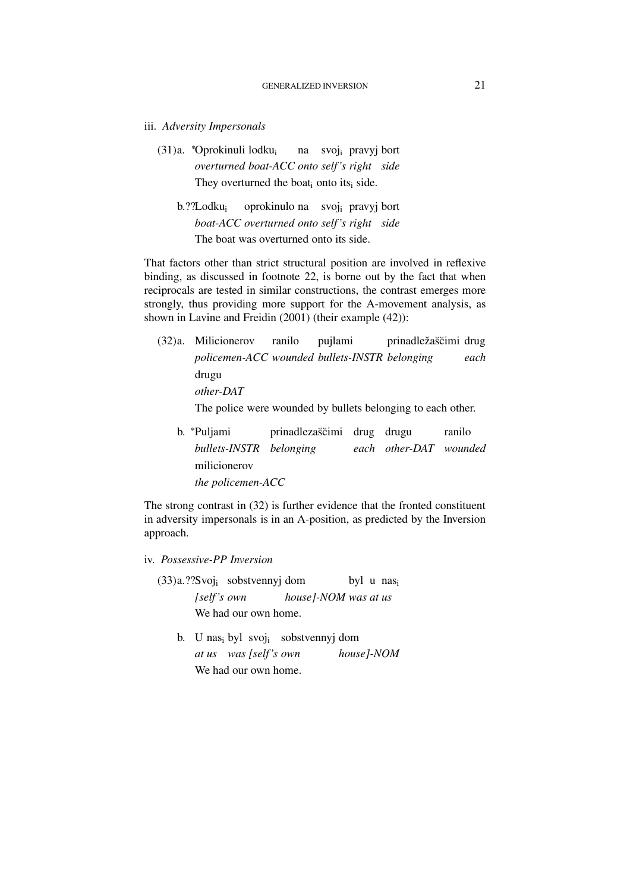iii. *Adversity Impersonals*

(31) a. *Oprokinuli lodku$_i$ na svoj$_i$ pravyj bort
*overturned boat-ACC onto self's right side*
They overturned the boat$_i$ onto its$_i$ side.

b. ??Lodku$_i$ oprokinulo na svoj$_i$ pravyj bort
*boat-ACC overturned onto self's right side*
The boat was overturned onto its side.

That factors other than strict structural position are involved in reflexive binding, as discussed in footnote 22, is borne out by the fact that when reciprocals are tested in similar constructions, the contrast emerges more strongly, thus providing more support for the A-movement analysis, as shown in Lavine and Freidin (2001) (their example (42)):

(32) a. Milicionerov ranilo pujlami prinadležaščimi drug drugu
*policemen-ACC wounded bullets-INSTR belonging each other-DAT*
The police were wounded by bullets belonging to each other.

b. *Puljami prinadlezaščimi drug drugu ranilo milicionerov
*bullets-INSTR belonging each other-DAT wounded the policemen-ACC*

The strong contrast in (32) is further evidence that the fronted constituent in adversity impersonals is in an A-position, as predicted by the Inversion approach.

iv. *Possessive-PP Inversion*

(33) a. ??Svoj$_i$ sobstvennyj dom byl u nas$_i$
*[self's own house]-NOM was at us*
We had our own home.

b. U nas$_i$ byl svoj$_i$ sobstvennyj dom
*at us was [self's own house]-NOM*
We had our own home.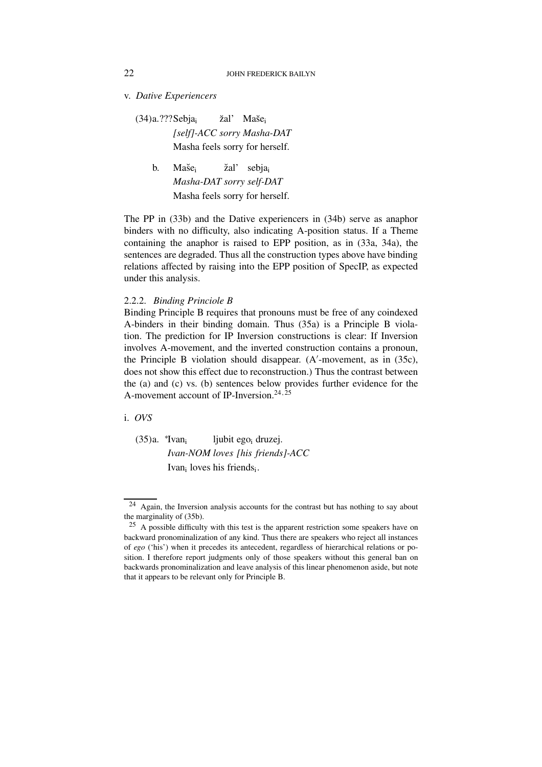v. *Dative Experiencers*

(34) a. ???Sebja$_i$ žal' Maše$_i$
*[self]-ACC sorry Masha-DAT*
Masha feels sorry for herself.

b. Maše$_i$ žal' sebja$_i$
*Masha-DAT sorry self-DAT*
Masha feels sorry for herself.

The PP in (33b) and the Dative experiencers in (34b) serve as anaphor binders with no difficulty, also indicating A-position status. If a Theme containing the anaphor is raised to EPP position, as in (33a, 34a), the sentences are degraded. Thus all the construction types above have binding relations affected by raising into the EPP position of SpecIP, as expected under this analysis.

### 2.2.2. *Binding Princiole B*

Binding Principle B requires that pronouns must be free of any coindexed A-binders in their binding domain. Thus (35a) is a Principle B violation. The prediction for IP Inversion constructions is clear: If Inversion involves A-movement, and the inverted construction contains a pronoun, the Principle B violation should disappear. (A′-movement, as in (35c), does not show this effect due to reconstruction.) Thus the contrast between the (a) and (c) vs. (b) sentences below provides further evidence for the A-movement account of IP-Inversion.[24, 25]

i. *OVS*

(35) a. *Ivan$_i$ ljubit ego$_i$ druzej.
*Ivan-NOM loves [his friends]-ACC*
Ivan$_i$ loves his friends$_i$.

---

[24] Again, the Inversion analysis accounts for the contrast but has nothing to say about the marginality of (35b).

[25] A possible difficulty with this test is the apparent restriction some speakers have on backward pronominalization of any kind. Thus there are speakers who reject all instances of *ego* ('his') when it precedes its antecedent, regardless of hierarchical relations or position. I therefore report judgments only of those speakers without this general ban on backwards pronominalization and leave analysis of this linear phenomenon aside, but note that it appears to be relevant only for Principle B.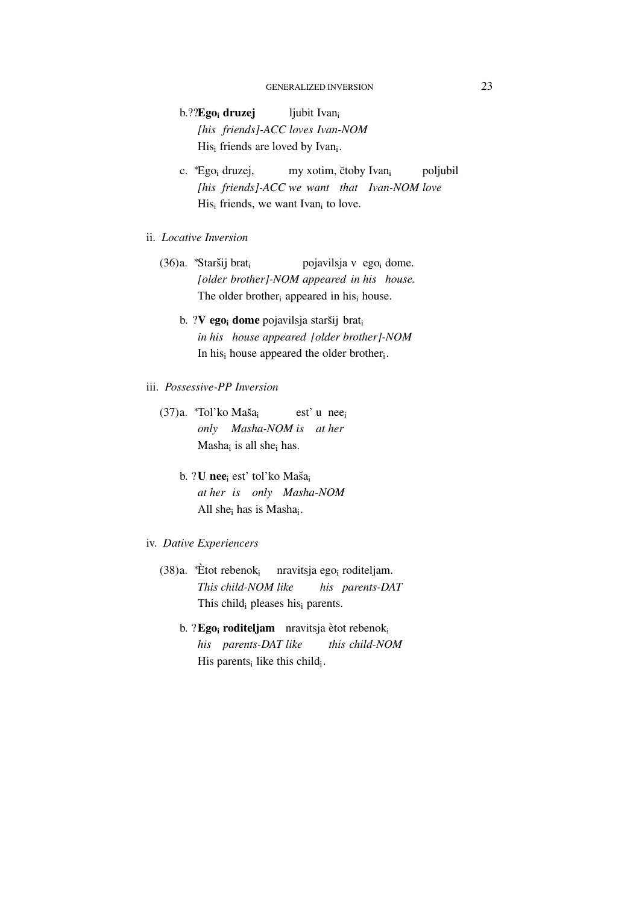b. ??**Ego$_i$ druzej** ljubit Ivan$_i$
*[his friends]-ACC loves Ivan-NOM*
His$_i$ friends are loved by Ivan$_i$.

c. *Ego$_i$ druzej, my xotim, čtoby Ivan$_i$ poljubil
*[his friends]-ACC we want that Ivan-NOM love*
His$_i$ friends, we want Ivan$_i$ to love.

ii. *Locative Inversion*

(36) a. *Staršij brat$_i$ pojavilsja v ego$_i$ dome.
*[older brother]-NOM appeared in his house.*
The older brother$_i$ appeared in his$_i$ house.

b. ?**V ego$_i$ dome** pojavilsja staršij brat$_i$
*in his house appeared [older brother]-NOM*
In his$_i$ house appeared the older brother$_i$.

iii. *Possessive-PP Inversion*

(37) a. *Tol'ko Maša$_i$ est' u nee$_i$
*only Masha-NOM is at her*
Masha$_i$ is all she$_i$ has.

b. ?**U nee$_i$** est' tol'ko Maša$_i$
*at her is only Masha-NOM*
All she$_i$ has is Masha$_i$.

iv. *Dative Experiencers*

(38) a. *Ètot rebenok$_i$ nravitsja ego$_i$ roditeljam.
*This child-NOM like his parents-DAT*
This child$_i$ pleases his$_i$ parents.

b. ?**Ego$_i$ roditeljam** nravitsja ètot rebenok$_i$
*his parents-DAT like this child-NOM*
His parents$_i$ like this child$_i$.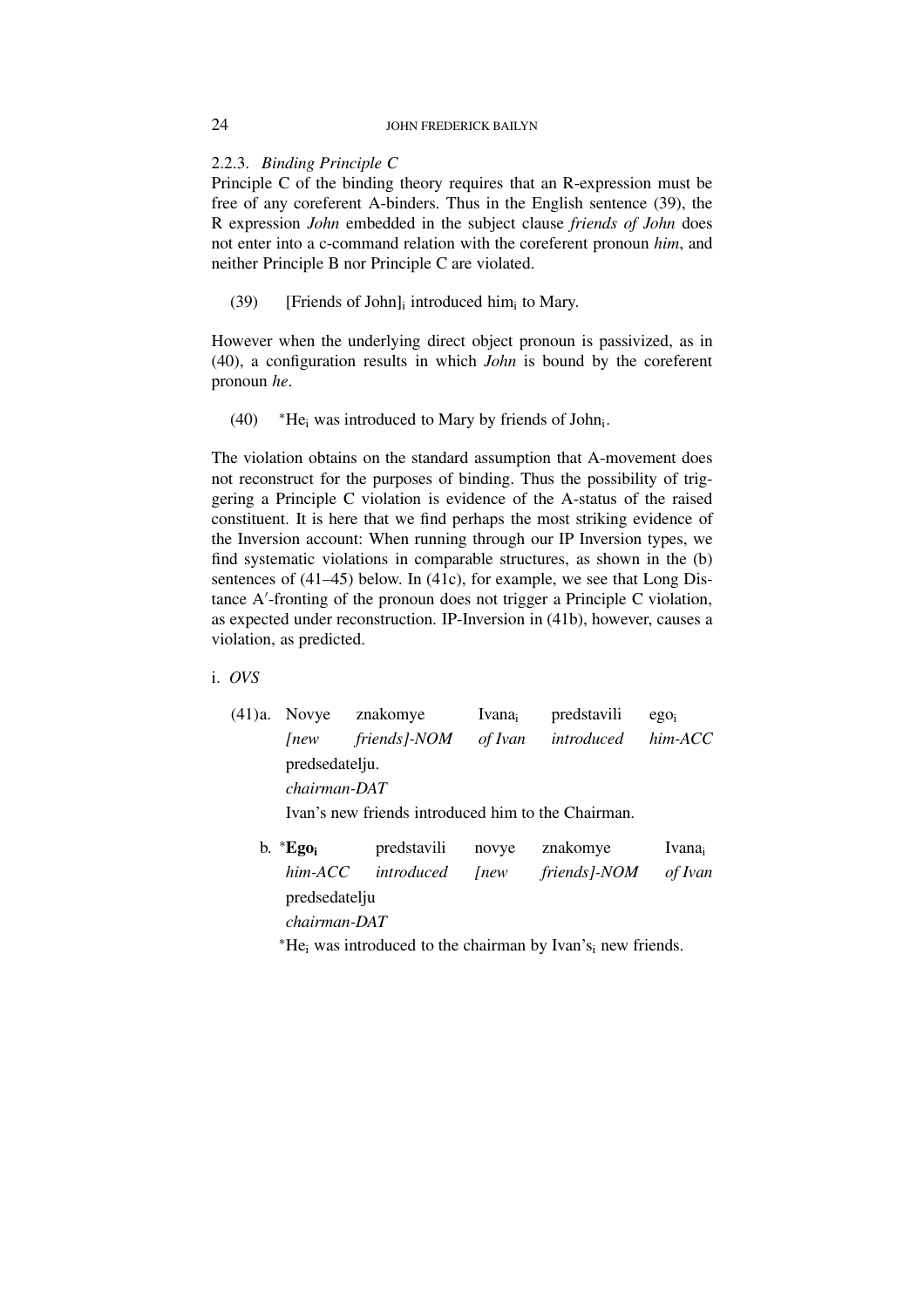2.2.3. *Binding Principle C*

Principle C of the binding theory requires that an R-expression must be free of any coreferent A-binders. Thus in the English sentence (39), the R expression *John* embedded in the subject clause *friends of John* does not enter into a c-command relation with the coreferent pronoun *him*, and neither Principle B nor Principle C are violated.

(39) [Friends of John]$_i$ introduced him$_i$ to Mary.

However when the underlying direct object pronoun is passivized, as in (40), a configuration results in which *John* is bound by the coreferent pronoun *he*.

(40) \*He$_i$ was introduced to Mary by friends of John$_i$.

The violation obtains on the standard assumption that A-movement does not reconstruct for the purposes of binding. Thus the possibility of triggering a Principle C violation is evidence of the A-status of the raised constituent. It is here that we find perhaps the most striking evidence of the Inversion account: When running through our IP Inversion types, we find systematic violations in comparable structures, as shown in the (b) sentences of (41–45) below. In (41c), for example, we see that Long Distance A′-fronting of the pronoun does not trigger a Principle C violation, as expected under reconstruction. IP-Inversion in (41b), however, causes a violation, as predicted.

i. *OVS*

(41) a. Novye znakomye Ivana$_i$ predstavili ego$_i$ predsedatelju.
*[new friends]-NOM of Ivan introduced him-ACC chairman-DAT*
Ivan's new friends introduced him to the Chairman.

b. \***Ego$_i$** predstavili novye znakomye Ivana$_i$ predsedatelju
*him-ACC introduced [new friends]-NOM of Ivan chairman-DAT*
\*He$_i$ was introduced to the chairman by Ivan's$_i$ new friends.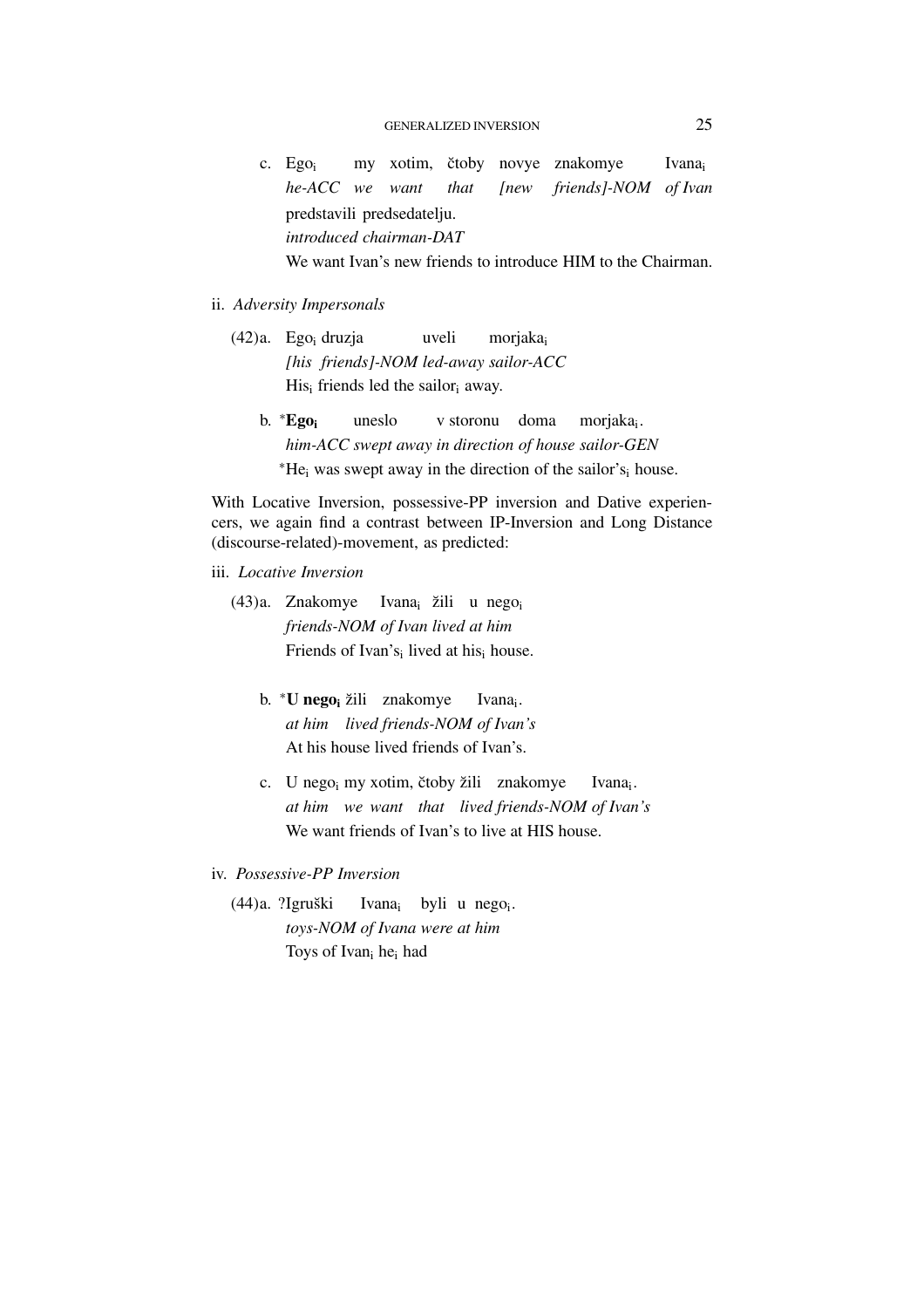c. Ego$_i$ my xotim, čtoby novye znakomye Ivana$_i$
*he-ACC we want that [new friends]-NOM of Ivan*
predstavili predsedatelju.
*introduced chairman-DAT*
We want Ivan's new friends to introduce HIM to the Chairman.

ii. *Adversity Impersonals*

(42) a. Ego$_i$ druzja uveli morjaka$_i$
*[his friends]-NOM led-away sailor-ACC*
His$_i$ friends led the sailor$_i$ away.

b. \***Ego$_i$** uneslo v storonu doma morjaka$_i$.
*him-ACC swept away in direction of house sailor-GEN*
\*He$_i$ was swept away in the direction of the sailor's$_i$ house.

With Locative Inversion, possessive-PP inversion and Dative experiencers, we again find a contrast between IP-Inversion and Long Distance (discourse-related)-movement, as predicted:

iii. *Locative Inversion*

(43) a. Znakomye Ivana$_i$ žili u nego$_i$
*friends-NOM of Ivan lived at him*
Friends of Ivan's$_i$ lived at his$_i$ house.

b. \***U nego$_i$** žili znakomye Ivana$_i$.
*at him lived friends-NOM of Ivan's*
At his house lived friends of Ivan's.

c. U nego$_i$ my xotim, čtoby žili znakomye Ivana$_i$.
*at him we want that lived friends-NOM of Ivan's*
We want friends of Ivan's to live at HIS house.

iv. *Possessive-PP Inversion*

(44) a. ?Igruški Ivana$_i$ byli u nego$_i$.
*toys-NOM of Ivana were at him*
Toys of Ivan$_i$ he$_i$ had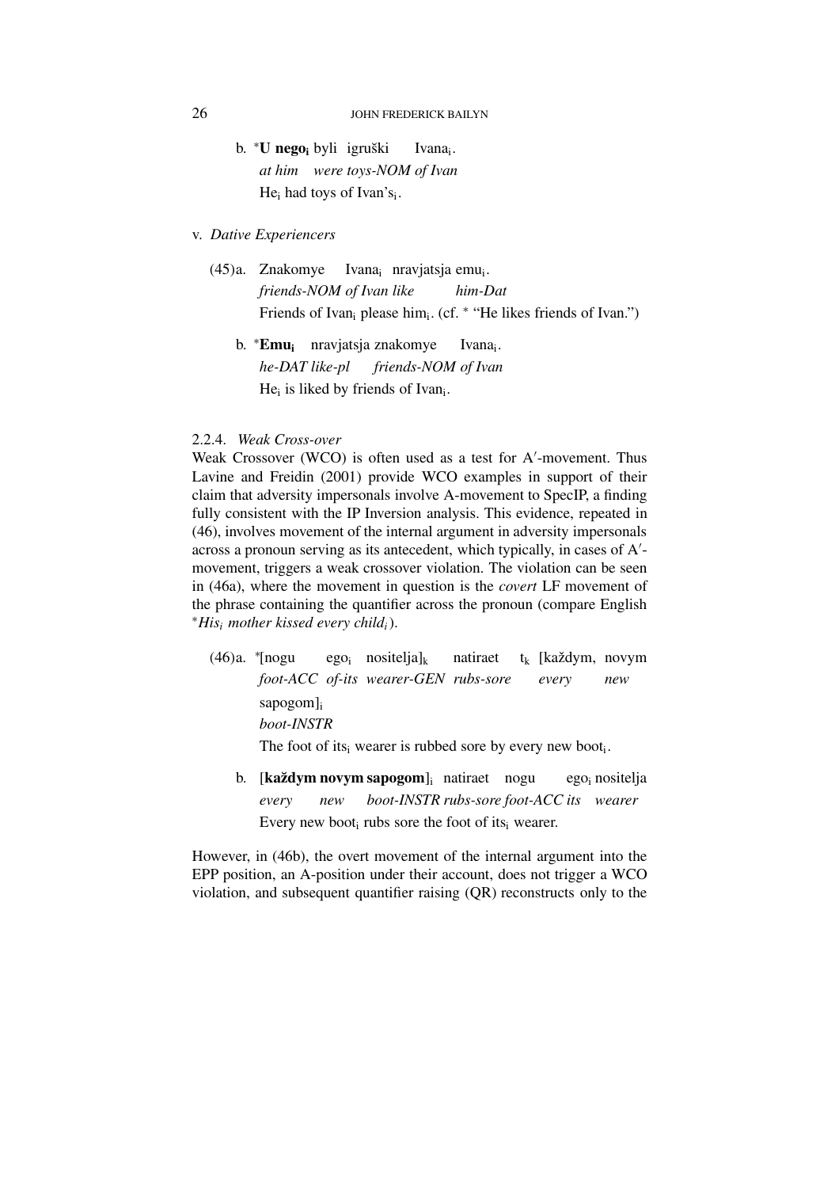b. *<b>U nego<sub>i</sub></b> byli igruški Ivana<sub>i</sub>.
   *at him were toys-NOM of Ivan*
   He<sub>i</sub> had toys of Ivan's<sub>i</sub>.

v. *Dative Experiencers*

(45) a. Znakomye Ivana$_i$ nravjatsja emu$_i$.
   *friends-NOM of Ivan like him-Dat*
   Friends of Ivan$_i$ please him$_i$. (cf. * "He likes friends of Ivan.")

b. ***Emu$_i$*** nravjatsja znakomye Ivana$_i$.
   *he-DAT like-pl friends-NOM of Ivan*
   He$_i$ is liked by friends of Ivan$_i$.

2.2.4. *Weak Cross-over*

Weak Crossover (WCO) is often used as a test for A′-movement. Thus Lavine and Freidin (2001) provide WCO examples in support of their claim that adversity impersonals involve A-movement to SpecIP, a finding fully consistent with the IP Inversion analysis. This evidence, repeated in (46), involves movement of the internal argument in adversity impersonals across a pronoun serving as its antecedent, which typically, in cases of A′-movement, triggers a weak crossover violation. The violation can be seen in (46a), where the movement in question is the *covert* LF movement of the phrase containing the quantifier across the pronoun (compare English **His$_i$ mother kissed every child$_i$*).

(46) a. *[nogu ego$_i$ nositelja]$_k$ natiraet t$_k$ [každym, novym sapogom]$_i$
   *foot-ACC of-its wearer-GEN rubs-sore every new boot-INSTR*
   The foot of its$_i$ wearer is rubbed sore by every new boot$_i$.

b. [**každym novym sapogom**]$_i$ natiraet nogu ego$_i$ nositelja
   *every new boot-INSTR rubs-sore foot-ACC its wearer*
   Every new boot$_i$ rubs sore the foot of its$_i$ wearer.

However, in (46b), the overt movement of the internal argument into the EPP position, an A-position under their account, does not trigger a WCO violation, and subsequent quantifier raising (QR) reconstructs only to the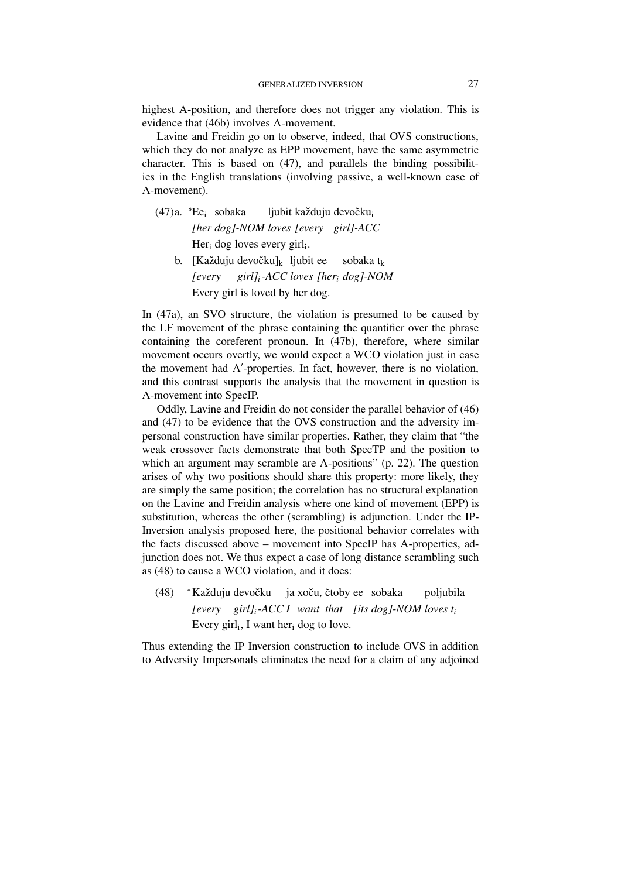highest A-position, and therefore does not trigger any violation. This is evidence that (46b) involves A-movement.

Lavine and Freidin go on to observe, indeed, that OVS constructions, which they do not analyze as EPP movement, have the same asymmetric character. This is based on (47), and parallels the binding possibilities in the English translations (involving passive, a well-known case of A-movement).

(47) a. \*Ee$_i$ sobaka ljubit každuju devočku$_i$
*[her dog]-NOM loves [every girl]-ACC*
Her$_i$ dog loves every girl$_i$.

b. [Každuju devočku]$_k$ ljubit ee sobaka t$_k$
*[every girl]$_i$-ACC loves [her$_i$ dog]-NOM*
Every girl is loved by her dog.

In (47a), an SVO structure, the violation is presumed to be caused by the LF movement of the phrase containing the quantifier over the phrase containing the coreferent pronoun. In (47b), therefore, where similar movement occurs overtly, we would expect a WCO violation just in case the movement had A′-properties. In fact, however, there is no violation, and this contrast supports the analysis that the movement in question is A-movement into SpecIP.

Oddly, Lavine and Freidin do not consider the parallel behavior of (46) and (47) to be evidence that the OVS construction and the adversity impersonal construction have similar properties. Rather, they claim that "the weak crossover facts demonstrate that both SpecTP and the position to which an argument may scramble are A-positions" (p. 22). The question arises of why two positions should share this property: more likely, they are simply the same position; the correlation has no structural explanation on the Lavine and Freidin analysis where one kind of movement (EPP) is substitution, whereas the other (scrambling) is adjunction. Under the IP-Inversion analysis proposed here, the positional behavior correlates with the facts discussed above – movement into SpecIP has A-properties, adjunction does not. We thus expect a case of long distance scrambling such as (48) to cause a WCO violation, and it does:

(48) \*Každuju devočku ja xoču, čtoby ee sobaka poljubila
*[every girl]$_i$-ACC I want that [its dog]-NOM loves t$_i$*
Every girl$_i$, I want her$_i$ dog to love.

Thus extending the IP Inversion construction to include OVS in addition to Adversity Impersonals eliminates the need for a claim of any adjoined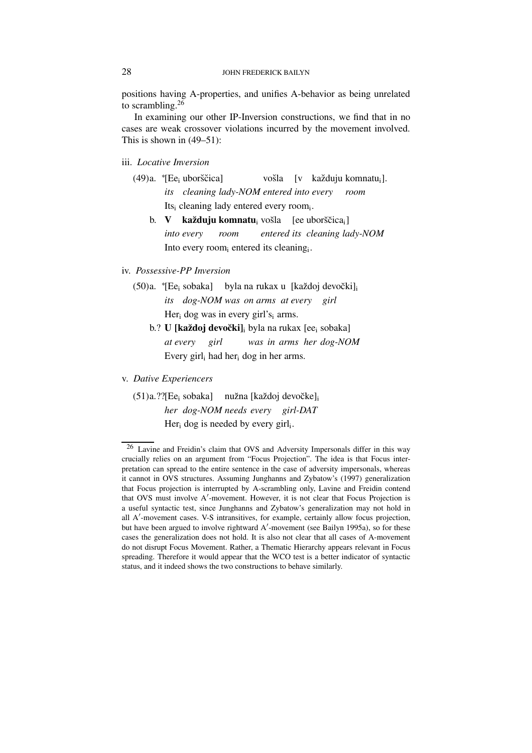positions having A-properties, and unifies A-behavior as being unrelated to scrambling.[26]

In examining our other IP-Inversion constructions, we find that in no cases are weak crossover violations incurred by the movement involved. This is shown in (49–51):

iii. *Locative Inversion*

(49)a. *[Ee$_i$ uborščica] vošla [v každuju komnatu$_i$].
*its cleaning lady-NOM entered into every room*
Its$_i$ cleaning lady entered every room$_i$.

b. **V každuju komnatu**$_i$ vošla [ee uborščica$_i$]
*into every room entered its cleaning lady-NOM*
Into every room$_i$ entered its cleaning$_i$.

iv. *Possessive-PP Inversion*

(50)a. *[Ee$_i$ sobaka] byla na rukax u [každoj devočki]$_i$
*its dog-NOM was on arms at every girl*
Her$_i$ dog was in every girl's$_i$ arms.

b.? **U [každoj devočki]**$_i$ byla na rukax [ee$_i$ sobaka]
*at every girl was in arms her dog-NOM*
Every girl$_i$ had her$_i$ dog in her arms.

v. *Dative Experiencers*

(51)a.??[Ee$_i$ sobaka] nužna [každoj devočke]$_i$
*her dog-NOM needs every girl-DAT*
Her$_i$ dog is needed by every girl$_i$.

---

[26] Lavine and Freidin's claim that OVS and Adversity Impersonals differ in this way crucially relies on an argument from "Focus Projection". The idea is that Focus interpretation can spread to the entire sentence in the case of adversity impersonals, whereas it cannot in OVS structures. Assuming Junghanns and Zybatow's (1997) generalization that Focus projection is interrupted by A-scrambling only, Lavine and Freidin contend that OVS must involve A′-movement. However, it is not clear that Focus Projection is a useful syntactic test, since Junghanns and Zybatow's generalization may not hold in all A′-movement cases. V-S intransitives, for example, certainly allow focus projection, but have been argued to involve rightward A′-movement (see Bailyn 1995a), so for these cases the generalization does not hold. It is also not clear that all cases of A-movement do not disrupt Focus Movement. Rather, a Thematic Hierarchy appears relevant in Focus spreading. Therefore it would appear that the WCO test is a better indicator of syntactic status, and it indeed shows the two constructions to behave similarly.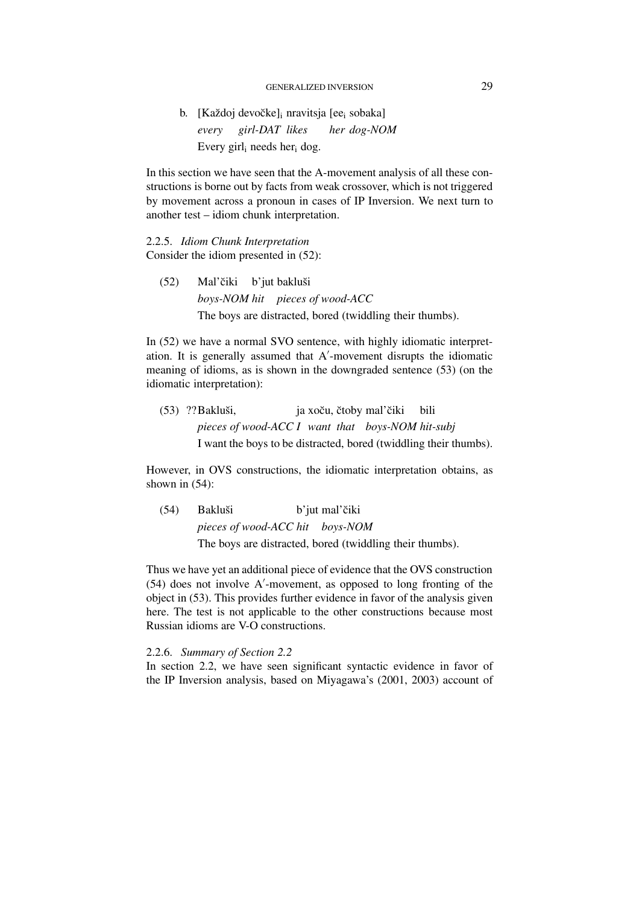b. [Každoj devočke]$_i$ nravitsja [ee$_i$ sobaka]
*every girl-DAT likes her dog-NOM*
Every girl$_i$ needs her$_i$ dog.

In this section we have seen that the A-movement analysis of all these constructions is borne out by facts from weak crossover, which is not triggered by movement across a pronoun in cases of IP Inversion. We next turn to another test – idiom chunk interpretation.

### 2.2.5. *Idiom Chunk Interpretation*

Consider the idiom presented in (52):

(52) Mal'čiki b'jut bakluši
*boys-NOM hit pieces of wood-ACC*
The boys are distracted, bored (twiddling their thumbs).

In (52) we have a normal SVO sentence, with highly idiomatic interpretation. It is generally assumed that A′-movement disrupts the idiomatic meaning of idioms, as is shown in the downgraded sentence (53) (on the idiomatic interpretation):

(53) ??Bakluši, ja xoču, čtoby mal'čiki bili
*pieces of wood-ACC I want that boys-NOM hit-subj*
I want the boys to be distracted, bored (twiddling their thumbs).

However, in OVS constructions, the idiomatic interpretation obtains, as shown in (54):

(54) Bakluši b'jut mal'čiki
*pieces of wood-ACC hit boys-NOM*
The boys are distracted, bored (twiddling their thumbs).

Thus we have yet an additional piece of evidence that the OVS construction (54) does not involve A′-movement, as opposed to long fronting of the object in (53). This provides further evidence in favor of the analysis given here. The test is not applicable to the other constructions because most Russian idioms are V-O constructions.

### 2.2.6. *Summary of Section 2.2*

In section 2.2, we have seen significant syntactic evidence in favor of the IP Inversion analysis, based on Miyagawa's (2001, 2003) account of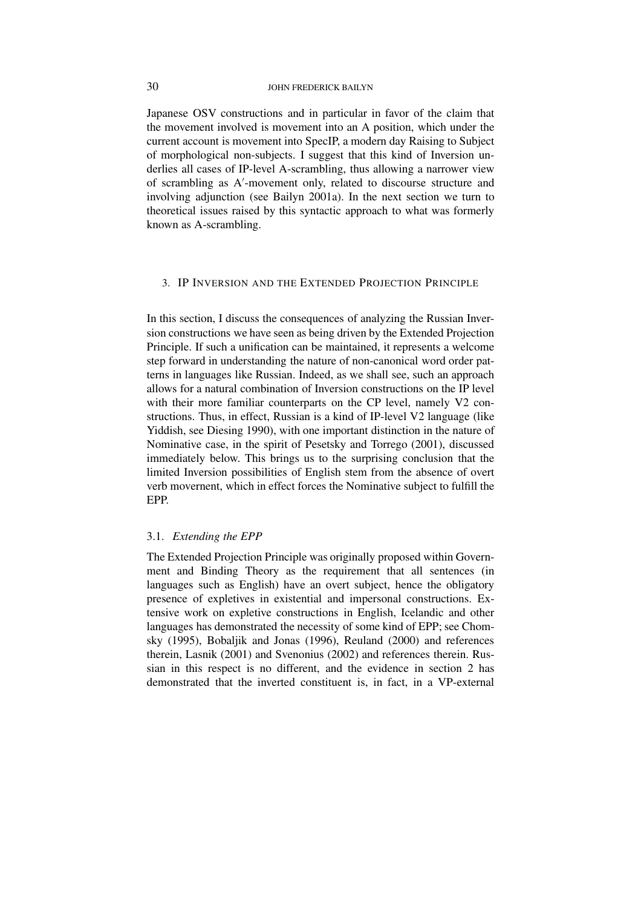Japanese OSV constructions and in particular in favor of the claim that the movement involved is movement into an A position, which under the current account is movement into SpecIP, a modern day Raising to Subject of morphological non-subjects. I suggest that this kind of Inversion underlies all cases of IP-level A-scrambling, thus allowing a narrower view of scrambling as A′-movement only, related to discourse structure and involving adjunction (see Bailyn 2001a). In the next section we turn to theoretical issues raised by this syntactic approach to what was formerly known as A-scrambling.

## 3. IP Inversion and the Extended Projection Principle

In this section, I discuss the consequences of analyzing the Russian Inversion constructions we have seen as being driven by the Extended Projection Principle. If such a unification can be maintained, it represents a welcome step forward in understanding the nature of non-canonical word order patterns in languages like Russian. Indeed, as we shall see, such an approach allows for a natural combination of Inversion constructions on the IP level with their more familiar counterparts on the CP level, namely V2 constructions. Thus, in effect, Russian is a kind of IP-level V2 language (like Yiddish, see Diesing 1990), with one important distinction in the nature of Nominative case, in the spirit of Pesetsky and Torrego (2001), discussed immediately below. This brings us to the surprising conclusion that the limited Inversion possibilities of English stem from the absence of overt verb movernent, which in effect forces the Nominative subject to fulfill the EPP.

### 3.1. *Extending the EPP*

The Extended Projection Principle was originally proposed within Government and Binding Theory as the requirement that all sentences (in languages such as English) have an overt subject, hence the obligatory presence of expletives in existential and impersonal constructions. Extensive work on expletive constructions in English, Icelandic and other languages has demonstrated the necessity of some kind of EPP; see Chomsky (1995), Bobaljik and Jonas (1996), Reuland (2000) and references therein, Lasnik (2001) and Svenonius (2002) and references therein. Russian in this respect is no different, and the evidence in section 2 has demonstrated that the inverted constituent is, in fact, in a VP-external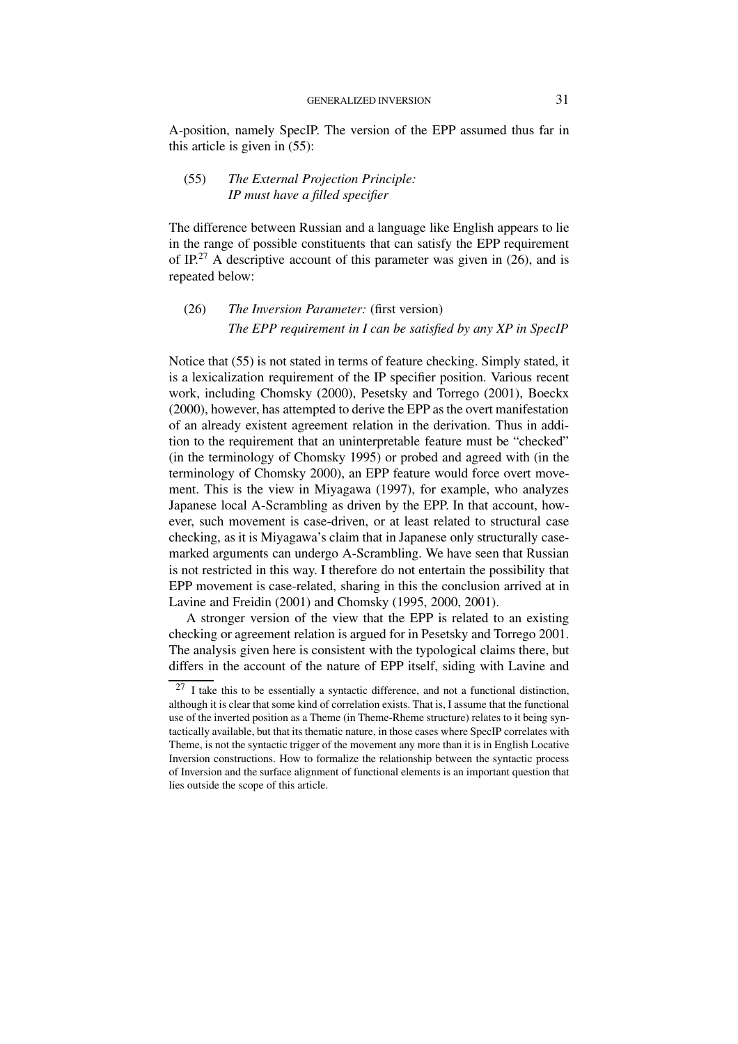A-position, namely SpecIP. The version of the EPP assumed thus far in this article is given in (55):

(55) *The External Projection Principle:*
*IP must have a filled specifier*

The difference between Russian and a language like English appears to lie in the range of possible constituents that can satisfy the EPP requirement of IP.[27] A descriptive account of this parameter was given in (26), and is repeated below:

(26) *The Inversion Parameter:* (first version)
*The EPP requirement in I can be satisfied by any XP in SpecIP*

Notice that (55) is not stated in terms of feature checking. Simply stated, it is a lexicalization requirement of the IP specifier position. Various recent work, including Chomsky (2000), Pesetsky and Torrego (2001), Boeckx (2000), however, has attempted to derive the EPP as the overt manifestation of an already existent agreement relation in the derivation. Thus in addition to the requirement that an uninterpretable feature must be "checked" (in the terminology of Chomsky 1995) or probed and agreed with (in the terminology of Chomsky 2000), an EPP feature would force overt movement. This is the view in Miyagawa (1997), for example, who analyzes Japanese local A-Scrambling as driven by the EPP. In that account, however, such movement is case-driven, or at least related to structural case checking, as it is Miyagawa's claim that in Japanese only structurally case-marked arguments can undergo A-Scrambling. We have seen that Russian is not restricted in this way. I therefore do not entertain the possibility that EPP movement is case-related, sharing in this the conclusion arrived at in Lavine and Freidin (2001) and Chomsky (1995, 2000, 2001).

A stronger version of the view that the EPP is related to an existing checking or agreement relation is argued for in Pesetsky and Torrego 2001. The analysis given here is consistent with the typological claims there, but differs in the account of the nature of EPP itself, siding with Lavine and

[27] I take this to be essentially a syntactic difference, and not a functional distinction, although it is clear that some kind of correlation exists. That is, I assume that the functional use of the inverted position as a Theme (in Theme-Rheme structure) relates to it being syntactically available, but that its thematic nature, in those cases where SpecIP correlates with Theme, is not the syntactic trigger of the movement any more than it is in English Locative Inversion constructions. How to formalize the relationship between the syntactic process of Inversion and the surface alignment of functional elements is an important question that lies outside the scope of this article.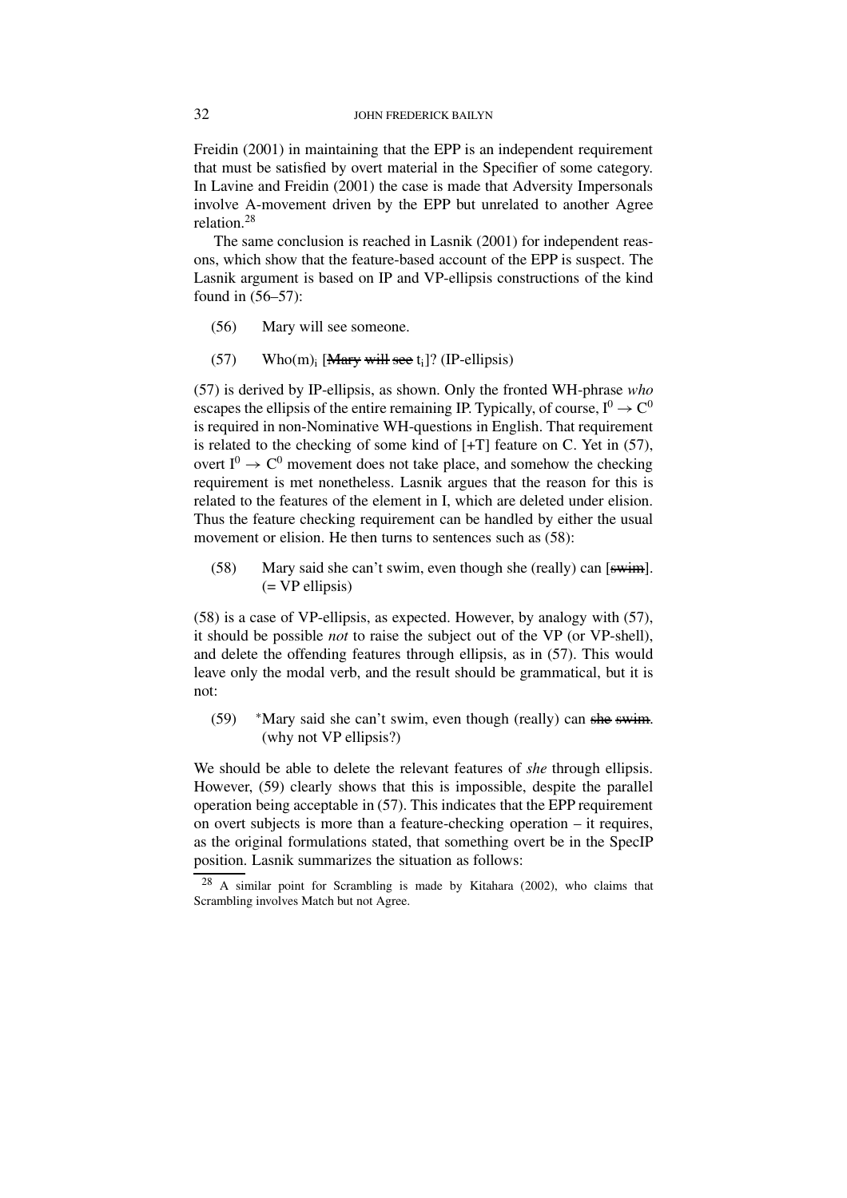Freidin (2001) in maintaining that the EPP is an independent requirement that must be satisfied by overt material in the Specifier of some category. In Lavine and Freidin (2001) the case is made that Adversity Impersonals involve A-movement driven by the EPP but unrelated to another Agree relation.[28]

The same conclusion is reached in Lasnik (2001) for independent reasons, which show that the feature-based account of the EPP is suspect. The Lasnik argument is based on IP and VP-ellipsis constructions of the kind found in (56–57):

(56) Mary will see someone.

(57) Who(m)$_i$ [~~Mary will see~~ t$_i$]? (IP-ellipsis)

(57) is derived by IP-ellipsis, as shown. Only the fronted WH-phrase *who* escapes the ellipsis of the entire remaining IP. Typically, of course, $I^0 \rightarrow C^0$ is required in non-Nominative WH-questions in English. That requirement is related to the checking of some kind of [+T] feature on C. Yet in (57), overt $I^0 \rightarrow C^0$ movement does not take place, and somehow the checking requirement is met nonetheless. Lasnik argues that the reason for this is related to the features of the element in I, which are deleted under elision. Thus the feature checking requirement can be handled by either the usual movement or elision. He then turns to sentences such as (58):

(58) Mary said she can't swim, even though she (really) can [~~swim~~]. (= VP ellipsis)

(58) is a case of VP-ellipsis, as expected. However, by analogy with (57), it should be possible *not* to raise the subject out of the VP (or VP-shell), and delete the offending features through ellipsis, as in (57). This would leave only the modal verb, and the result should be grammatical, but it is not:

(59) \*Mary said she can't swim, even though (really) can ~~she~~ ~~swim~~. (why not VP ellipsis?)

We should be able to delete the relevant features of *she* through ellipsis. However, (59) clearly shows that this is impossible, despite the parallel operation being acceptable in (57). This indicates that the EPP requirement on overt subjects is more than a feature-checking operation – it requires, as the original formulations stated, that something overt be in the SpecIP position. Lasnik summarizes the situation as follows:

[28] A similar point for Scrambling is made by Kitahara (2002), who claims that Scrambling involves Match but not Agree.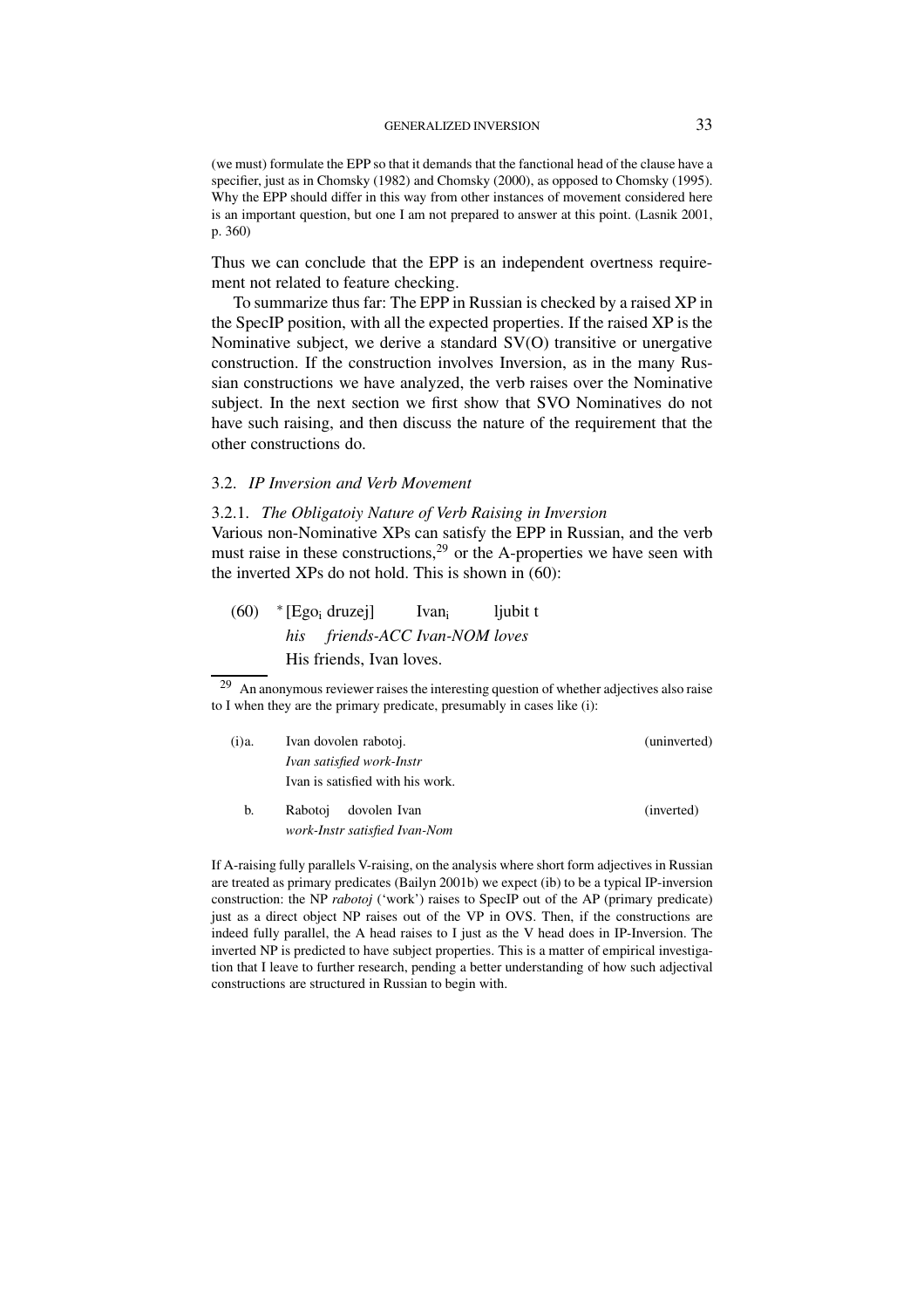(we must) formulate the EPP so that it demands that the fanctional head of the clause have a specifier, just as in Chomsky (1982) and Chomsky (2000), as opposed to Chomsky (1995). Why the EPP should differ in this way from other instances of movement considered here is an important question, but one I am not prepared to answer at this point. (Lasnik 2001, p. 360)

Thus we can conclude that the EPP is an independent overtness requirement not related to feature checking.

To summarize thus far: The EPP in Russian is checked by a raised XP in the SpecIP position, with all the expected properties. If the raised XP is the Nominative subject, we derive a standard SV(O) transitive or unergative construction. If the construction involves Inversion, as in the many Russian constructions we have analyzed, the verb raises over the Nominative subject. In the next section we first show that SVO Nominatives do not have such raising, and then discuss the nature of the requirement that the other constructions do.

## 3.2. *IP Inversion and Verb Movement*

### 3.2.1. *The Obligatoiy Nature of Verb Raising in Inversion*

Various non-Nominative XPs can satisfy the EPP in Russian, and the verb must raise in these constructions,[29] or the A-properties we have seen with the inverted XPs do not hold. This is shown in (60):

(60) *[Ego$_i$ druzej] Ivan$_i$ ljubit t
*his friends-ACC Ivan-NOM loves*
His friends, Ivan loves.

---

[29] An anonymous reviewer raises the interesting question of whether adjectives also raise to I when they are the primary predicate, presumably in cases like (i):

(i)a. Ivan dovolen rabotoj. (uninverted)
*Ivan satisfied work-Instr*
Ivan is satisfied with his work.

b. Rabotoj dovolen Ivan (inverted)
*work-Instr satisfied Ivan-Nom*

If A-raising fully parallels V-raising, on the analysis where short form adjectives in Russian are treated as primary predicates (Bailyn 2001b) we expect (ib) to be a typical IP-inversion construction: the NP *rabotoj* ('work') raises to SpecIP out of the AP (primary predicate) just as a direct object NP raises out of the VP in OVS. Then, if the constructions are indeed fully parallel, the A head raises to I just as the V head does in IP-Inversion. The inverted NP is predicted to have subject properties. This is a matter of empirical investigation that I leave to further research, pending a better understanding of how such adjectival constructions are structured in Russian to begin with.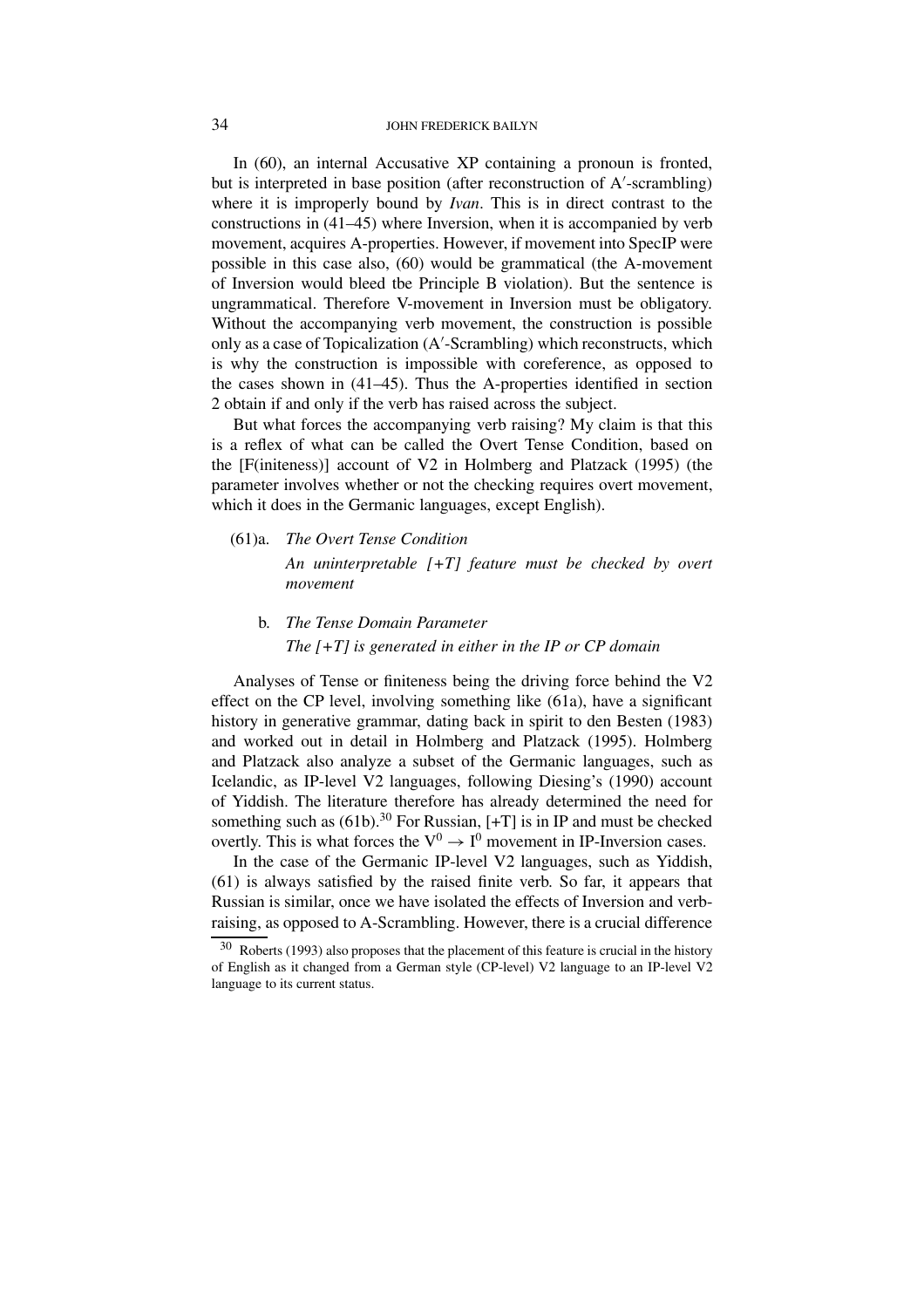In (60), an internal Accusative XP containing a pronoun is fronted, but is interpreted in base position (after reconstruction of A′-scrambling) where it is improperly bound by *Ivan*. This is in direct contrast to the constructions in (41–45) where Inversion, when it is accompanied by verb movement, acquires A-properties. However, if movement into SpecIP were possible in this case also, (60) would be grammatical (the A-movement of Inversion would bleed tbe Principle B violation). But the sentence is ungrammatical. Therefore V-movement in Inversion must be obligatory. Without the accompanying verb movement, the construction is possible only as a case of Topicalization (A′-Scrambling) which reconstructs, which is why the construction is impossible with coreference, as opposed to the cases shown in (41–45). Thus the A-properties identified in section 2 obtain if and only if the verb has raised across the subject.

But what forces the accompanying verb raising? My claim is that this is a reflex of what can be called the Overt Tense Condition, based on the [F(initeness)] account of V2 in Holmberg and Platzack (1995) (the parameter involves whether or not the checking requires overt movement, which it does in the Germanic languages, except English).

(61)a. *The Overt Tense Condition*
*An uninterpretable [+T] feature must be checked by overt movement*

b. *The Tense Domain Parameter*
*The [+T] is generated in either in the IP or CP domain*

Analyses of Tense or finiteness being the driving force behind the V2 effect on the CP level, involving something like (61a), have a significant history in generative grammar, dating back in spirit to den Besten (1983) and worked out in detail in Holmberg and Platzack (1995). Holmberg and Platzack also analyze a subset of the Germanic languages, such as Icelandic, as IP-level V2 languages, following Diesing's (1990) account of Yiddish. The literature therefore has already determined the need for something such as (61b).[30] For Russian, [+T] is in IP and must be checked overtly. This is what forces the $V^0 \rightarrow I^0$ movement in IP-Inversion cases.

In the case of the Germanic IP-level V2 languages, such as Yiddish, (61) is always satisfied by the raised finite verb. So far, it appears that Russian is similar, once we have isolated the effects of Inversion and verb-raising, as opposed to A-Scrambling. However, there is a crucial difference

[30] Roberts (1993) also proposes that the placement of this feature is crucial in the history of English as it changed from a German style (CP-level) V2 language to an IP-level V2 language to its current status.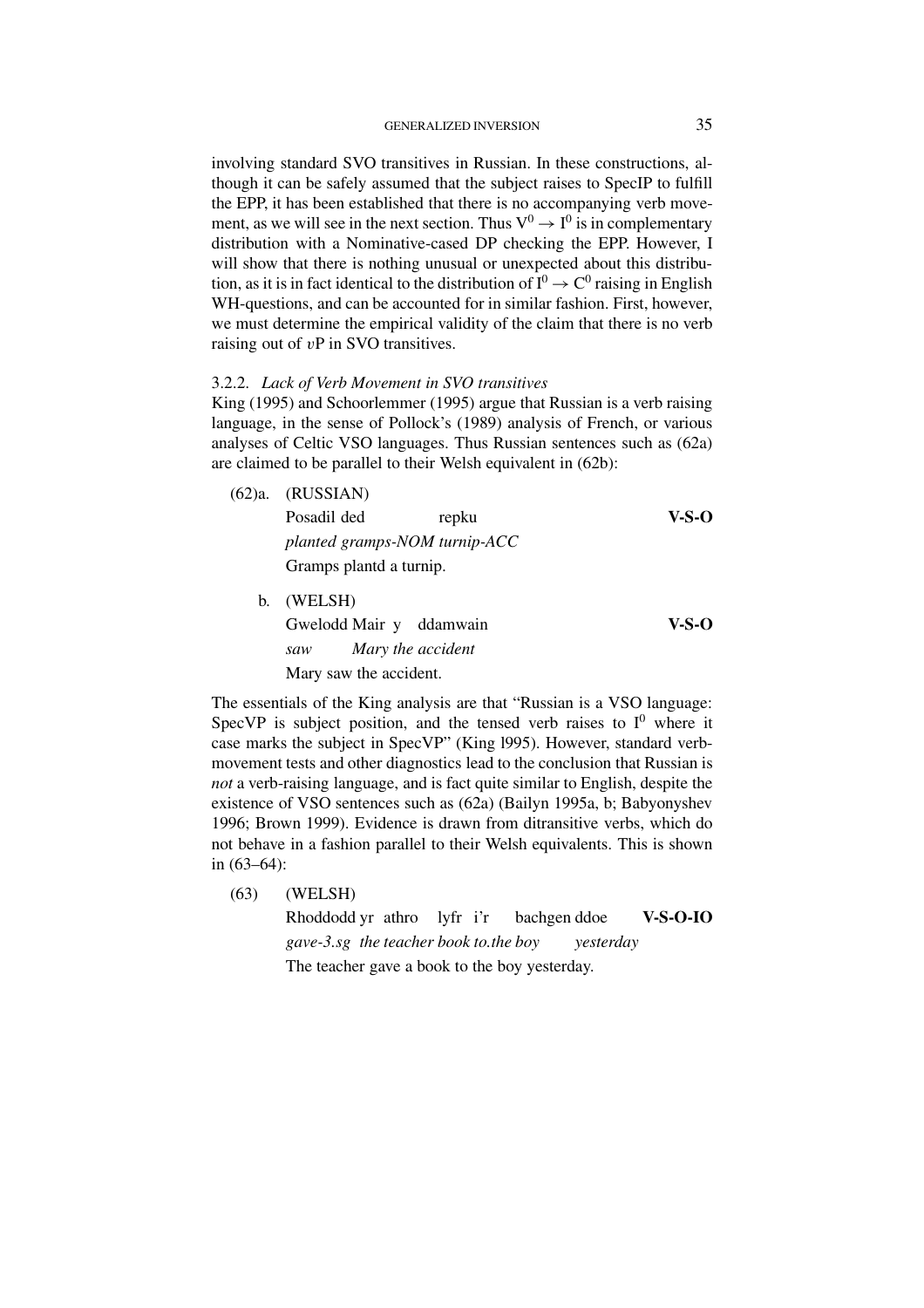involving standard SVO transitives in Russian. In these constructions, although it can be safely assumed that the subject raises to SpecIP to fulfill the EPP, it has been established that there is no accompanying verb movement, as we will see in the next section. Thus $V^0 \rightarrow I^0$ is in complementary distribution with a Nominative-cased DP checking the EPP. However, I will show that there is nothing unusual or unexpected about this distribution, as it is in fact identical to the distribution of $I^0 \rightarrow C^0$ raising in English WH-questions, and can be accounted for in similar fashion. First, however, we must determine the empirical validity of the claim that there is no verb raising out of *v*P in SVO transitives.

### 3.2.2. *Lack of Verb Movement in SVO transitives*

King (1995) and Schoorlemmer (1995) argue that Russian is a verb raising language, in the sense of Pollock's (1989) analysis of French, or various analyses of Celtic VSO languages. Thus Russian sentences such as (62a) are claimed to be parallel to their Welsh equivalent in (62b):

(62)a. (RUSSIAN)
Posadil ded repku **V-S-O**
*planted gramps-NOM turnip-ACC*
Gramps plantd a turnip.

b. (WELSH)
Gwelodd Mair y ddamwain **V-S-O**
*saw Mary the accident*
Mary saw the accident.

The essentials of the King analysis are that "Russian is a VSO language: SpecVP is subject position, and the tensed verb raises to $I^0$ where it case marks the subject in SpecVP" (King l995). However, standard verb-movement tests and other diagnostics lead to the conclusion that Russian is *not* a verb-raising language, and is fact quite similar to English, despite the existence of VSO sentences such as (62a) (Bailyn 1995a, b; Babyonyshev 1996; Brown 1999). Evidence is drawn from ditransitive verbs, which do not behave in a fashion parallel to their Welsh equivalents. This is shown in (63–64):

(63) (WELSH)
Rhoddodd yr athro lyfr i'r bachgen ddoe **V-S-O-IO**
*gave-3.sg the teacher book to.the boy yesterday*
The teacher gave a book to the boy yesterday.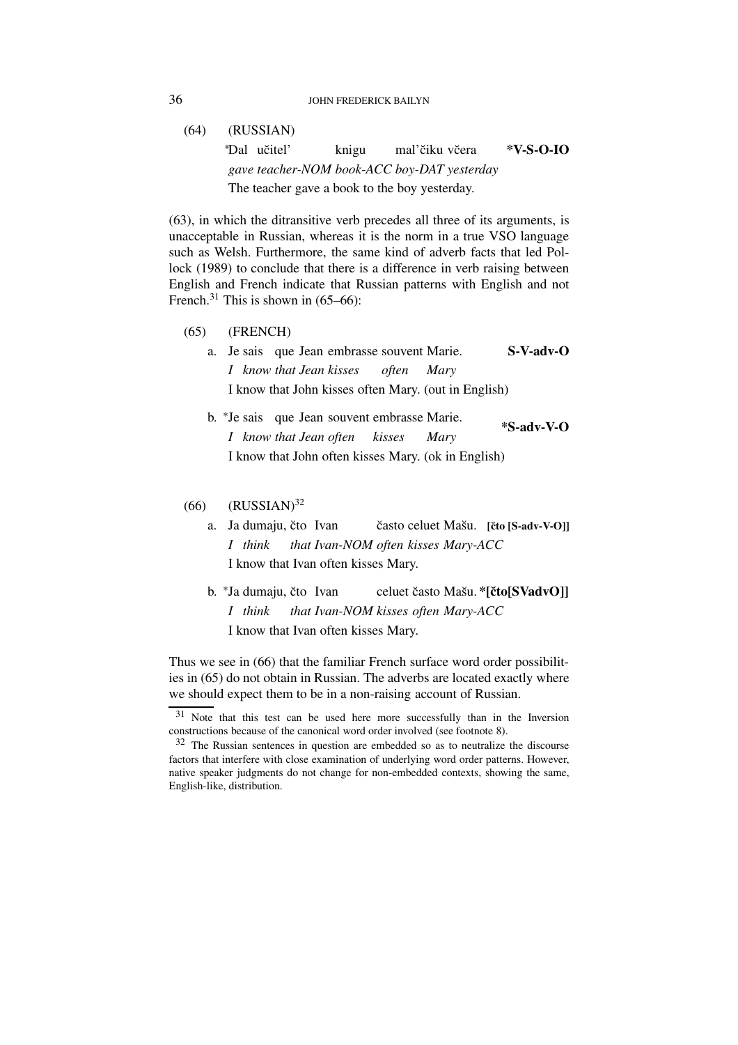(64) (RUSSIAN)

*Dal učitel' knigu mal'čiku včera **\*V-S-O-IO**
*gave teacher-NOM book-ACC boy-DAT yesterday*
The teacher gave a book to the boy yesterday.

(63), in which the ditransitive verb precedes all three of its arguments, is unacceptable in Russian, whereas it is the norm in a true VSO language such as Welsh. Furthermore, the same kind of adverb facts that led Pollock (1989) to conclude that there is a difference in verb raising between English and French indicate that Russian patterns with English and not French.[31] This is shown in (65–66):

(65) (FRENCH)

a. Je sais que Jean embrasse souvent Marie. **S-V-adv-O**
*I know that Jean kisses often Mary*
I know that John kisses often Mary. (out in English)

b. *Je sais que Jean souvent embrasse Marie. **\*S-adv-V-O**
*I know that Jean often kisses Mary*
I know that John often kisses Mary. (ok in English)

(66) (RUSSIAN)[32]

a. Ja dumaju, čto Ivan často celuet Mašu. **[čto [S-adv-V-O]]**
*I think that Ivan-NOM often kisses Mary-ACC*
I know that Ivan often kisses Mary.

b. *Ja dumaju, čto Ivan celuet často Mašu. **\*[čto[SVadvO]]**
*I think that Ivan-NOM kisses often Mary-ACC*
I know that Ivan often kisses Mary.

Thus we see in (66) that the familiar French surface word order possibilities in (65) do not obtain in Russian. The adverbs are located exactly where we should expect them to be in a non-raising account of Russian.

---

[31] Note that this test can be used here more successfully than in the Inversion constructions because of the canonical word order involved (see footnote 8).

[32] The Russian sentences in question are embedded so as to neutralize the discourse factors that interfere with close examination of underlying word order patterns. However, native speaker judgments do not change for non-embedded contexts, showing the same, English-like, distribution.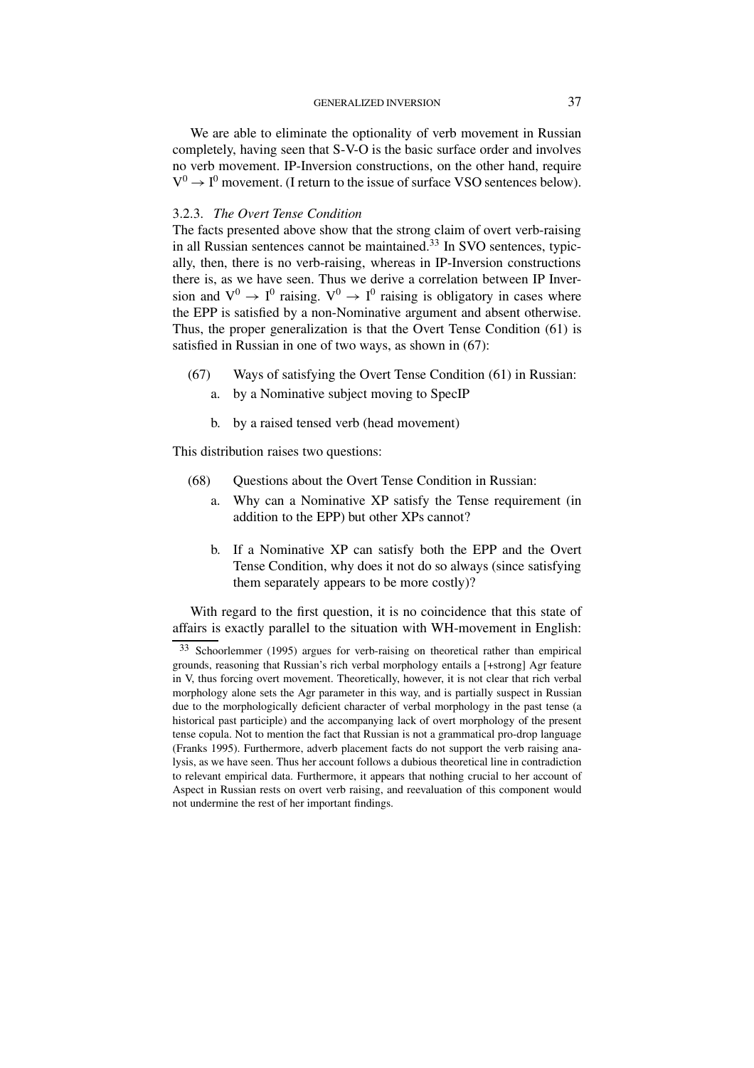We are able to eliminate the optionality of verb movement in Russian completely, having seen that S-V-O is the basic surface order and involves no verb movement. IP-Inversion constructions, on the other hand, require $V^0 \rightarrow I^0$ movement. (I return to the issue of surface VSO sentences below).

### 3.2.3. *The Overt Tense Condition*

The facts presented above show that the strong claim of overt verb-raising in all Russian sentences cannot be maintained.[33] In SVO sentences, typically, then, there is no verb-raising, whereas in IP-Inversion constructions there is, as we have seen. Thus we derive a correlation between IP Inversion and $V^0 \rightarrow I^0$ raising. $V^0 \rightarrow I^0$ raising is obligatory in cases where the EPP is satisfied by a non-Nominative argument and absent otherwise. Thus, the proper generalization is that the Overt Tense Condition (61) is satisfied in Russian in one of two ways, as shown in (67):

(67) Ways of satisfying the Overt Tense Condition (61) in Russian:

a. by a Nominative subject moving to SpecIP

b. by a raised tensed verb (head movement)

This distribution raises two questions:

(68) Questions about the Overt Tense Condition in Russian:

a. Why can a Nominative XP satisfy the Tense requirement (in addition to the EPP) but other XPs cannot?

b. If a Nominative XP can satisfy both the EPP and the Overt Tense Condition, why does it not do so always (since satisfying them separately appears to be more costly)?

With regard to the first question, it is no coincidence that this state of affairs is exactly parallel to the situation with WH-movement in English:

---

[33] Schoorlemmer (1995) argues for verb-raising on theoretical rather than empirical grounds, reasoning that Russian's rich verbal morphology entails a [+strong] Agr feature in V, thus forcing overt movement. Theoretically, however, it is not clear that rich verbal morphology alone sets the Agr parameter in this way, and is partially suspect in Russian due to the morphologically deficient character of verbal morphology in the past tense (a historical past participle) and the accompanying lack of overt morphology of the present tense copula. Not to mention the fact that Russian is not a grammatical pro-drop language (Franks 1995). Furthermore, adverb placement facts do not support the verb raising analysis, as we have seen. Thus her account follows a dubious theoretical line in contradiction to relevant empirical data. Furthermore, it appears that nothing crucial to her account of Aspect in Russian rests on overt verb raising, and reevaluation of this component would not undermine the rest of her important findings.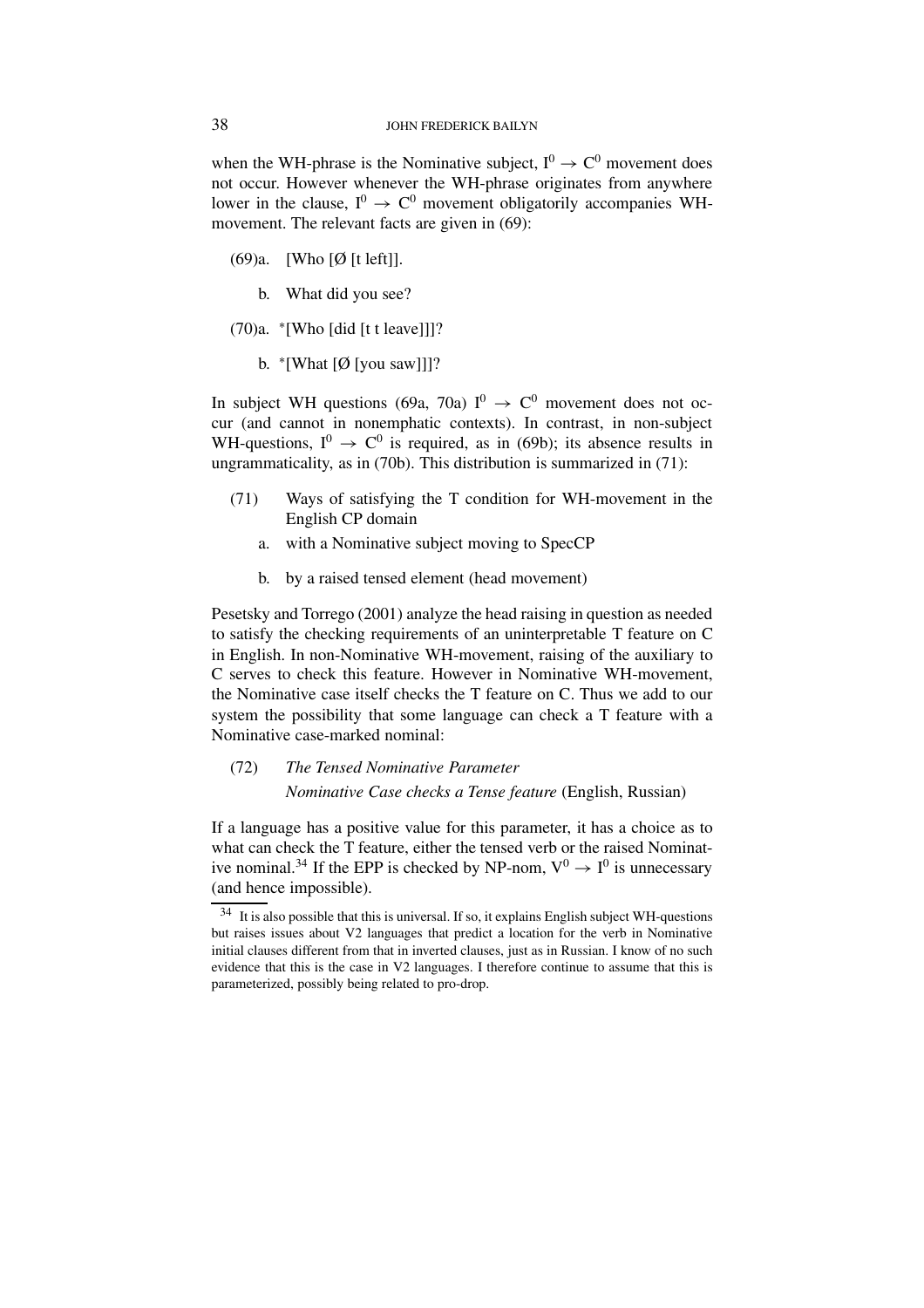when the WH-phrase is the Nominative subject, $I^0 \rightarrow C^0$ movement does not occur. However whenever the WH-phrase originates from anywhere lower in the clause, $I^0 \rightarrow C^0$ movement obligatorily accompanies WH-movement. The relevant facts are given in (69):

(69)a. [Who [Ø [t left]].

b. What did you see?

(70)a. *[Who [did [t t leave]]]?

b. *[What [Ø [you saw]]]?

In subject WH questions (69a, 70a) $I^0 \rightarrow C^0$ movement does not occur (and cannot in nonemphatic contexts). In contrast, in non-subject WH-questions, $I^0 \rightarrow C^0$ is required, as in (69b); its absence results in ungrammaticality, as in (70b). This distribution is summarized in (71):

(71) Ways of satisfying the T condition for WH-movement in the English CP domain

a. with a Nominative subject moving to SpecCP

b. by a raised tensed element (head movement)

Pesetsky and Torrego (2001) analyze the head raising in question as needed to satisfy the checking requirements of an uninterpretable T feature on C in English. In non-Nominative WH-movement, raising of the auxiliary to C serves to check this feature. However in Nominative WH-movement, the Nominative case itself checks the T feature on C. Thus we add to our system the possibility that some language can check a T feature with a Nominative case-marked nominal:

(72) *The Tensed Nominative Parameter*
*Nominative Case checks a Tense feature* (English, Russian)

If a language has a positive value for this parameter, it has a choice as to what can check the T feature, either the tensed verb or the raised Nominative nominal.[34] If the EPP is checked by NP-nom, $V^0 \rightarrow I^0$ is unnecessary (and hence impossible).

[34] It is also possible that this is universal. If so, it explains English subject WH-questions but raises issues about V2 languages that predict a location for the verb in Nominative initial clauses different from that in inverted clauses, just as in Russian. I know of no such evidence that this is the case in V2 languages. I therefore continue to assume that this is parameterized, possibly being related to pro-drop.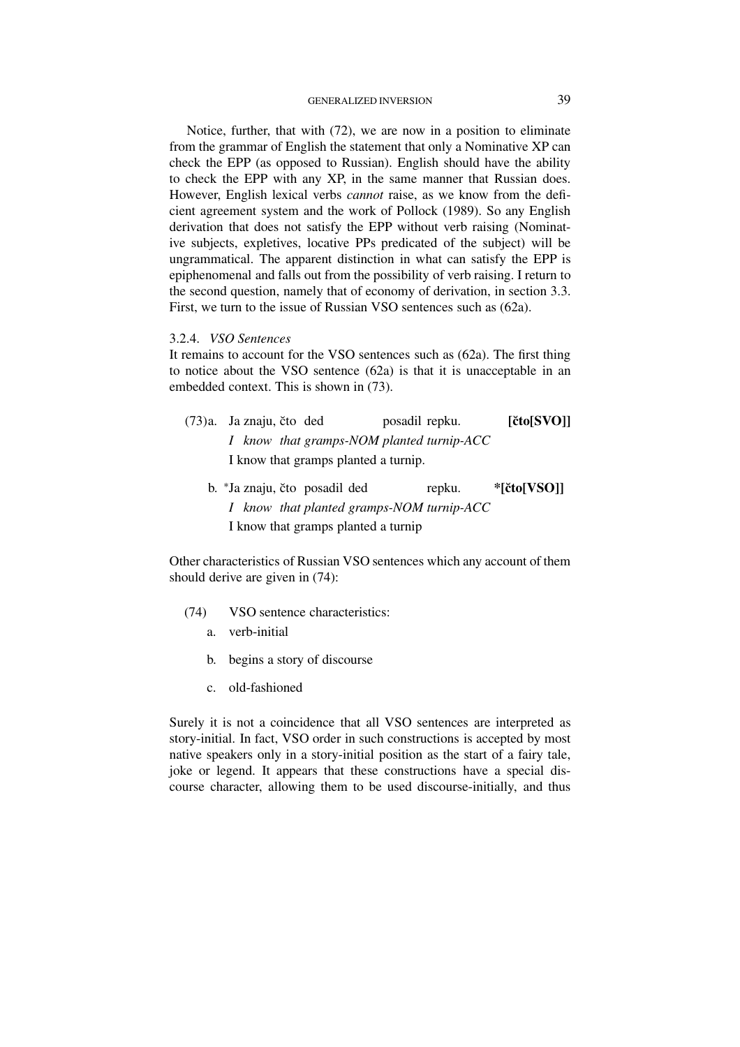Notice, further, that with (72), we are now in a position to eliminate from the grammar of English the statement that only a Nominative XP can check the EPP (as opposed to Russian). English should have the ability to check the EPP with any XP, in the same manner that Russian does. However, English lexical verbs *cannot* raise, as we know from the deficient agreement system and the work of Pollock (1989). So any English derivation that does not satisfy the EPP without verb raising (Nominative subjects, expletives, locative PPs predicated of the subject) will be ungrammatical. The apparent distinction in what can satisfy the EPP is epiphenomenal and falls out from the possibility of verb raising. I return to the second question, namely that of economy of derivation, in section 3.3. First, we turn to the issue of Russian VSO sentences such as (62a).

### 3.2.4. *VSO Sentences*

It remains to account for the VSO sentences such as (62a). The first thing to notice about the VSO sentence (62a) is that it is unacceptable in an embedded context. This is shown in (73).

(73) a. Ja znaju, čto ded posadil repku. **[čto[SVO]]**
*I know that gramps-NOM planted turnip-ACC*
I know that gramps planted a turnip.

b. *Ja znaju, čto posadil ded repku. ***[čto[VSO]]**
*I know that planted gramps-NOM turnip-ACC*
I know that gramps planted a turnip

Other characteristics of Russian VSO sentences which any account of them should derive are given in (74):

(74) VSO sentence characteristics:
a. verb-initial
b. begins a story of discourse
c. old-fashioned

Surely it is not a coincidence that all VSO sentences are interpreted as story-initial. In fact, VSO order in such constructions is accepted by most native speakers only in a story-initial position as the start of a fairy tale, joke or legend. It appears that these constructions have a special discourse character, allowing them to be used discourse-initially, and thus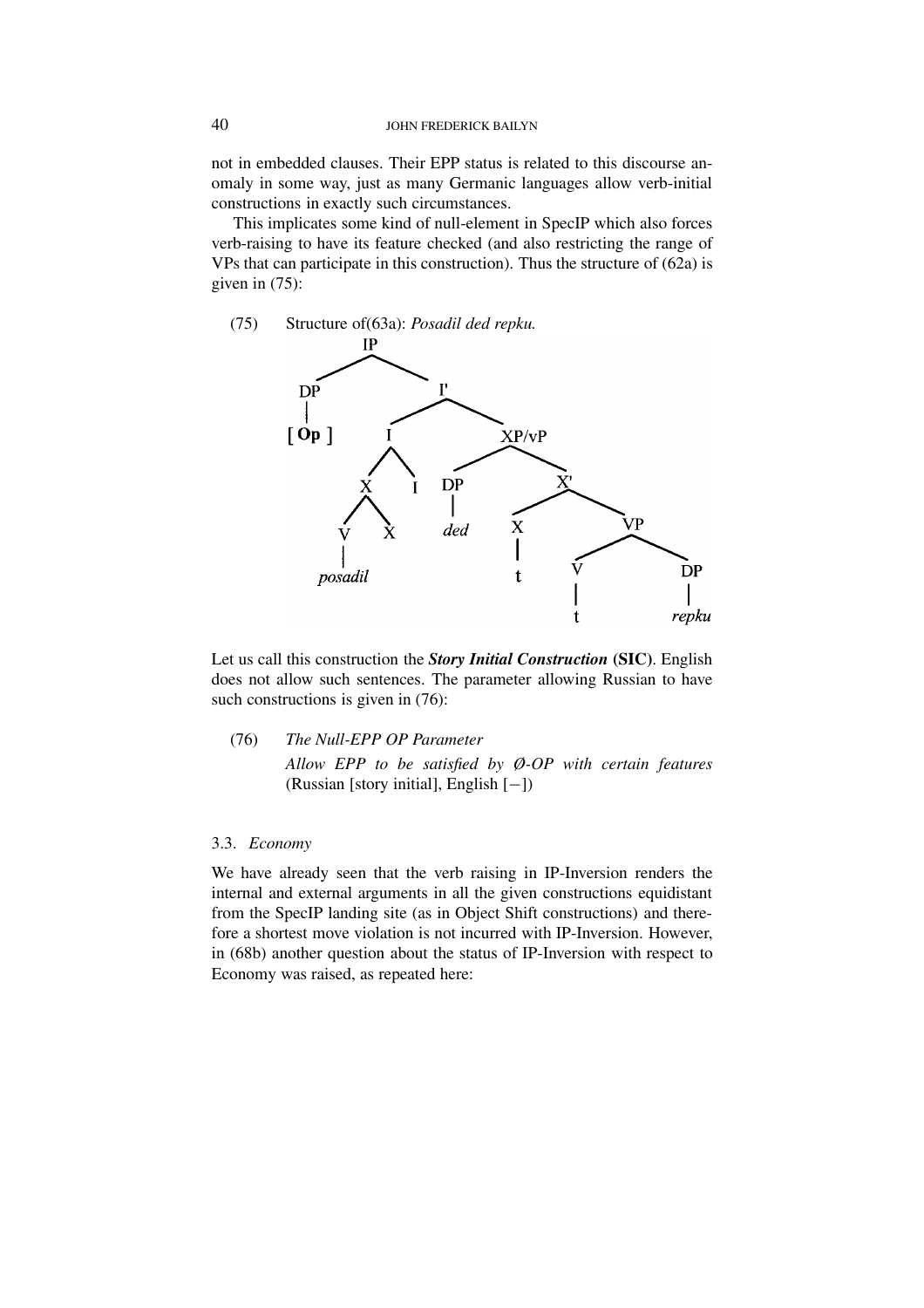not in embedded clauses. Their EPP status is related to this discourse anomaly in some way, just as many Germanic languages allow verb-initial constructions in exactly such circumstances.

This implicates some kind of null-element in SpecIP which also forces verb-raising to have its feature checked (and also restricting the range of VPs that can participate in this construction). Thus the structure of (62a) is given in (75):

(75) Structure of(63a): *Posadil ded repku.*

```
[IP [DP [Op]]
    [I' [I [X [V posadil] X] I]
        [XP/vP [DP ded]
               [X' [X t]
                   [VP [V t] [DP repku]]]]]]
```

Let us call this construction the ***Story Initial Construction* (SIC)**. English does not allow such sentences. The parameter allowing Russian to have such constructions is given in (76):

(76) *The Null-EPP OP Parameter*
*Allow EPP to be satisfied by Ø-OP with certain features* (Russian [story initial], English [−])

### 3.3. *Economy*

We have already seen that the verb raising in IP-Inversion renders the internal and external arguments in all the given constructions equidistant from the SpecIP landing site (as in Object Shift constructions) and therefore a shortest move violation is not incurred with IP-Inversion. However, in (68b) another question about the status of IP-Inversion with respect to Economy was raised, as repeated here: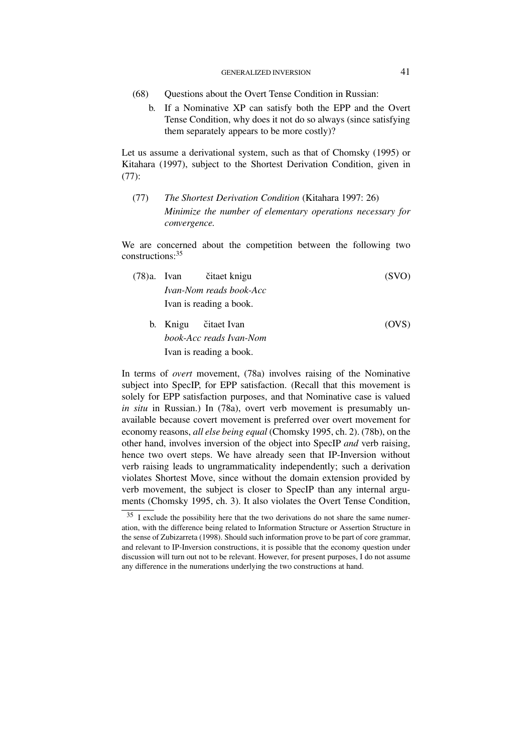(68) Questions about the Overt Tense Condition in Russian:

  b. If a Nominative XP can satisfy both the EPP and the Overt Tense Condition, why does it not do so always (since satisfying them separately appears to be more costly)?

Let us assume a derivational system, such as that of Chomsky (1995) or Kitahara (1997), subject to the Shortest Derivation Condition, given in (77):

(77) *The Shortest Derivation Condition* (Kitahara 1997: 26)
  *Minimize the number of elementary operations necessary for convergence.*

We are concerned about the competition between the following two constructions:[35]

(78) a. Ivan čitaet knigu (SVO)
  *Ivan-Nom reads book-Acc*
  Ivan is reading a book.

  b. Knigu čitaet Ivan (OVS)
  *book-Acc reads Ivan-Nom*
  Ivan is reading a book.

In terms of *overt* movement, (78a) involves raising of the Nominative subject into SpecIP, for EPP satisfaction. (Recall that this movement is solely for EPP satisfaction purposes, and that Nominative case is valued *in situ* in Russian.) In (78a), overt verb movement is presumably unavailable because covert movement is preferred over overt movement for economy reasons, *all else being equal* (Chomsky 1995, ch. 2). (78b), on the other hand, involves inversion of the object into SpecIP *and* verb raising, hence two overt steps. We have already seen that IP-Inversion without verb raising leads to ungrammaticality independently; such a derivation violates Shortest Move, since without the domain extension provided by verb movement, the subject is closer to SpecIP than any internal arguments (Chomsky 1995, ch. 3). It also violates the Overt Tense Condition,

[35] I exclude the possibility here that the two derivations do not share the same numeration, with the difference being related to Information Structure or Assertion Structure in the sense of Zubizarreta (1998). Should such information prove to be part of core grammar, and relevant to IP-Inversion constructions, it is possible that the economy question under discussion will turn out not to be relevant. However, for present purposes, I do not assume any difference in the numerations underlying the two constructions at hand.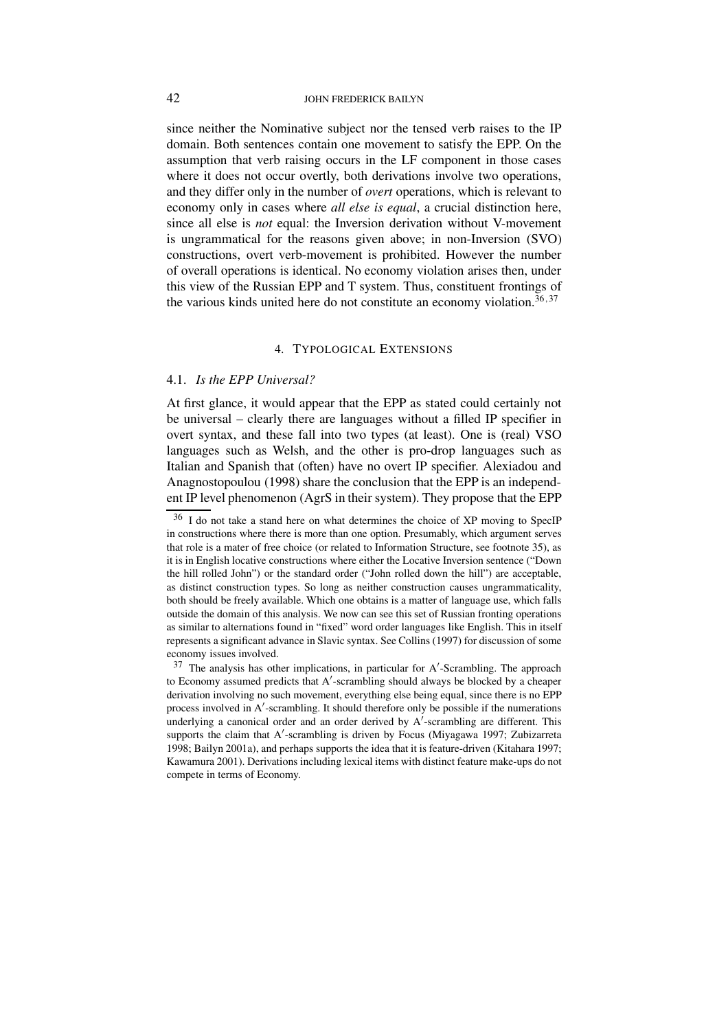since neither the Nominative subject nor the tensed verb raises to the IP domain. Both sentences contain one movement to satisfy the EPP. On the assumption that verb raising occurs in the LF component in those cases where it does not occur overtly, both derivations involve two operations, and they differ only in the number of *overt* operations, which is relevant to economy only in cases where *all else is equal*, a crucial distinction here, since all else is *not* equal: the Inversion derivation without V-movement is ungrammatical for the reasons given above; in non-Inversion (SVO) constructions, overt verb-movement is prohibited. However the number of overall operations is identical. No economy violation arises then, under this view of the Russian EPP and T system. Thus, constituent frontings of the various kinds united here do not constitute an economy violation.[36,37]

## 4. Typological Extensions

### 4.1. *Is the EPP Universal?*

At first glance, it would appear that the EPP as stated could certainly not be universal – clearly there are languages without a filled IP specifier in overt syntax, and these fall into two types (at least). One is (real) VSO languages such as Welsh, and the other is pro-drop languages such as Italian and Spanish that (often) have no overt IP specifier. Alexiadou and Anagnostopoulou (1998) share the conclusion that the EPP is an independent IP level phenomenon (AgrS in their system). They propose that the EPP

---

[36] I do not take a stand here on what determines the choice of XP moving to SpecIP in constructions where there is more than one option. Presumably, which argument serves that role is a mater of free choice (or related to Information Structure, see footnote 35), as it is in English locative constructions where either the Locative Inversion sentence ("Down the hill rolled John") or the standard order ("John rolled down the hill") are acceptable, as distinct construction types. So long as neither construction causes ungrammaticality, both should be freely available. Which one obtains is a matter of language use, which falls outside the domain of this analysis. We now can see this set of Russian fronting operations as similar to alternations found in "fixed" word order languages like English. This in itself represents a significant advance in Slavic syntax. See Collins (1997) for discussion of some economy issues involved.

[37] The analysis has other implications, in particular for A′-Scrambling. The approach to Economy assumed predicts that A′-scrambling should always be blocked by a cheaper derivation involving no such movement, everything else being equal, since there is no EPP process involved in A′-scrambling. It should therefore only be possible if the numerations underlying a canonical order and an order derived by A′-scrambling are different. This supports the claim that A′-scrambling is driven by Focus (Miyagawa 1997; Zubizarreta 1998; Bailyn 2001a), and perhaps supports the idea that it is feature-driven (Kitahara 1997; Kawamura 2001). Derivations including lexical items with distinct feature make-ups do not compete in terms of Economy.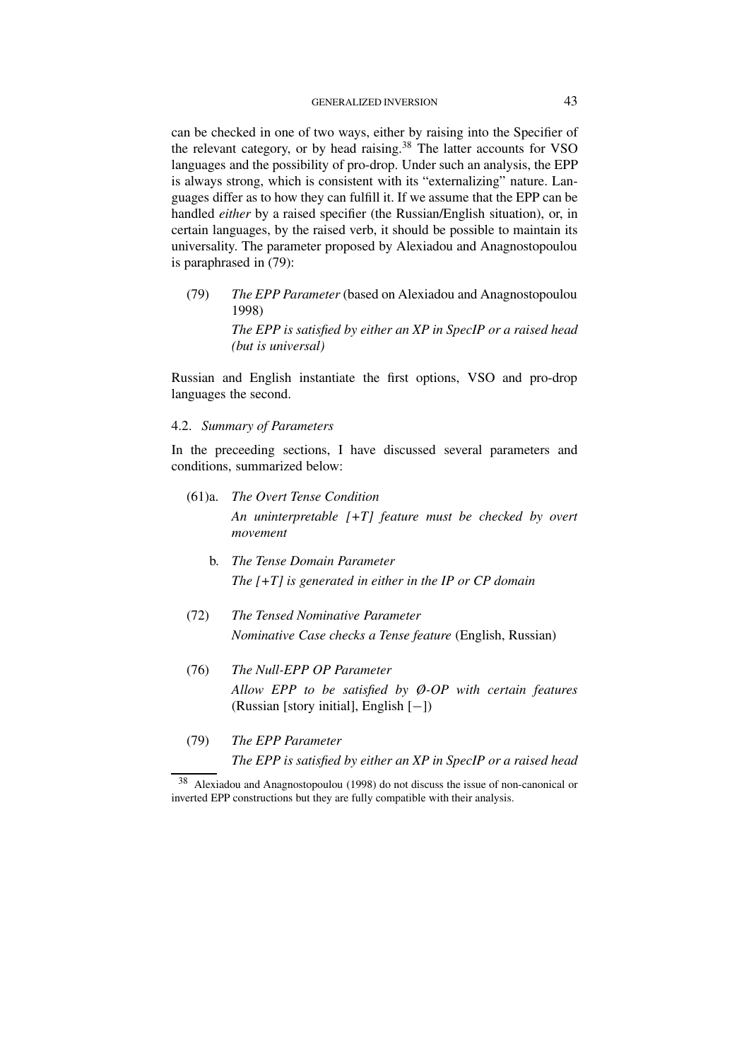can be checked in one of two ways, either by raising into the Specifier of the relevant category, or by head raising.[38] The latter accounts for VSO languages and the possibility of pro-drop. Under such an analysis, the EPP is always strong, which is consistent with its "externalizing" nature. Languages differ as to how they can fulfill it. If we assume that the EPP can be handled *either* by a raised specifier (the Russian/English situation), or, in certain languages, by the raised verb, it should be possible to maintain its universality. The parameter proposed by Alexiadou and Anagnostopoulou is paraphrased in (79):

(79) *The EPP Parameter* (based on Alexiadou and Anagnostopoulou 1998)
*The EPP is satisfied by either an XP in SpecIP or a raised head (but is universal)*

Russian and English instantiate the first options, VSO and pro-drop languages the second.

## 4.2. *Summary of Parameters*

In the preceeding sections, I have discussed several parameters and conditions, summarized below:

(61)a. *The Overt Tense Condition*
*An uninterpretable [+T] feature must be checked by overt movement*

b. *The Tense Domain Parameter*
*The [+T] is generated in either in the IP or CP domain*

(72) *The Tensed Nominative Parameter*
*Nominative Case checks a Tense feature* (English, Russian)

(76) *The Null-EPP OP Parameter*
*Allow EPP to be satisfied by Ø-OP with certain features* (Russian [story initial], English [−])

(79) *The EPP Parameter*
*The EPP is satisfied by either an XP in SpecIP or a raised head*

[38] Alexiadou and Anagnostopoulou (1998) do not discuss the issue of non-canonical or inverted EPP constructions but they are fully compatible with their analysis.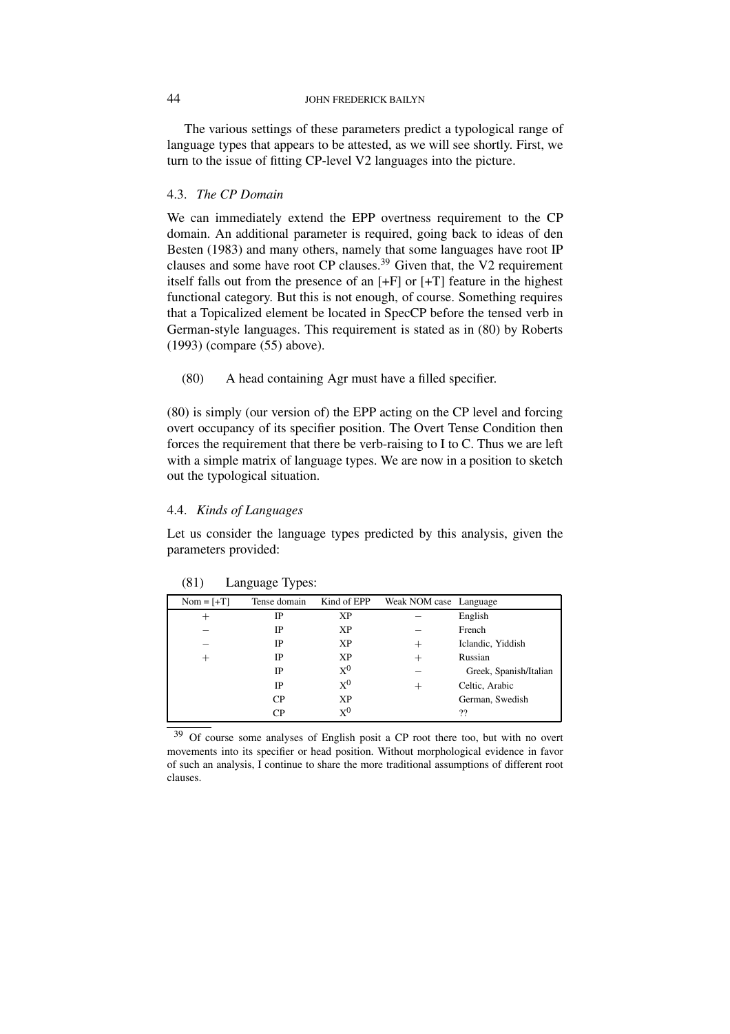The various settings of these parameters predict a typological range of language types that appears to be attested, as we will see shortly. First, we turn to the issue of fitting CP-level V2 languages into the picture.

### 4.3. *The CP Domain*

We can immediately extend the EPP overtness requirement to the CP domain. An additional parameter is required, going back to ideas of den Besten (1983) and many others, namely that some languages have root IP clauses and some have root CP clauses.[39] Given that, the V2 requirement itself falls out from the presence of an [+F] or [+T] feature in the highest functional category. But this is not enough, of course. Something requires that a Topicalized element be located in SpecCP before the tensed verb in German-style languages. This requirement is stated as in (80) by Roberts (1993) (compare (55) above).

(80) A head containing Agr must have a filled specifier.

(80) is simply (our version of) the EPP acting on the CP level and forcing overt occupancy of its specifier position. The Overt Tense Condition then forces the requirement that there be verb-raising to I to C. Thus we are left with a simple matrix of language types. We are now in a position to sketch out the typological situation.

### 4.4. *Kinds of Languages*

Let us consider the language types predicted by this analysis, given the parameters provided:

(81) Language Types:

| Nom = [+T] | Tense domain | Kind of EPP | Weak NOM case | Language |
|---|---|---|---|---|
| + | IP | XP | − | English |
| − | IP | XP | − | French |
| − | IP | XP | + | Iclandic, Yiddish |
| + | IP | XP | + | Russian |
| | IP | $X^0$ | − | Greek, Spanish/Italian |
| | IP | $X^0$ | + | Celtic, Arabic |
| | CP | XP | | German, Swedish |
| | CP | $X^0$ | | ?? |

[39] Of course some analyses of English posit a CP root there too, but with no overt movements into its specifier or head position. Without morphological evidence in favor of such an analysis, I continue to share the more traditional assumptions of different root clauses.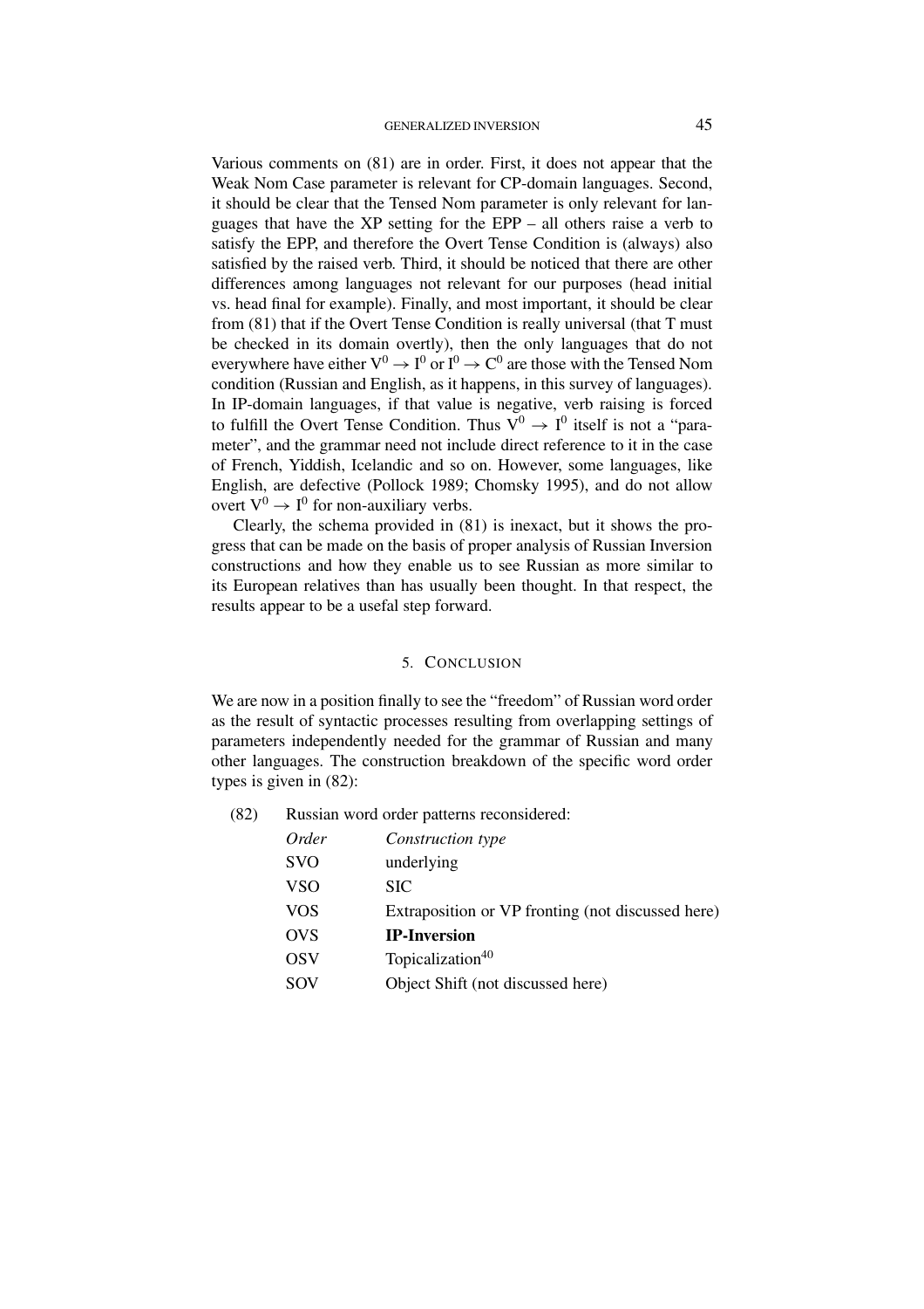Various comments on (81) are in order. First, it does not appear that the Weak Nom Case parameter is relevant for CP-domain languages. Second, it should be clear that the Tensed Nom parameter is only relevant for languages that have the XP setting for the EPP – all others raise a verb to satisfy the EPP, and therefore the Overt Tense Condition is (always) also satisfied by the raised verb. Third, it should be noticed that there are other differences among languages not relevant for our purposes (head initial vs. head final for example). Finally, and most important, it should be clear from (81) that if the Overt Tense Condition is really universal (that T must be checked in its domain overtly), then the only languages that do not everywhere have either $V^0 \rightarrow I^0$ or $I^0 \rightarrow C^0$ are those with the Tensed Nom condition (Russian and English, as it happens, in this survey of languages). In IP-domain languages, if that value is negative, verb raising is forced to fulfill the Overt Tense Condition. Thus $V^0 \rightarrow I^0$ itself is not a "parameter", and the grammar need not include direct reference to it in the case of French, Yiddish, Icelandic and so on. However, some languages, like English, are defective (Pollock 1989; Chomsky 1995), and do not allow overt $V^0 \rightarrow I^0$ for non-auxiliary verbs.

Clearly, the schema provided in (81) is inexact, but it shows the progress that can be made on the basis of proper analysis of Russian Inversion constructions and how they enable us to see Russian as more similar to its European relatives than has usually been thought. In that respect, the results appear to be a usefal step forward.

## 5. Conclusion

We are now in a position finally to see the "freedom" of Russian word order as the result of syntactic processes resulting from overlapping settings of parameters independently needed for the grammar of Russian and many other languages. The construction breakdown of the specific word order types is given in (82):

(82) Russian word order patterns reconsidered:

| *Order* | *Construction type* |
|---|---|
| SVO | underlying |
| VSO | SIC |
| VOS | Extraposition or VP fronting (not discussed here) |
| OVS | **IP-Inversion** |
| OSV | Topicalization[40] |
| SOV | Object Shift (not discussed here) |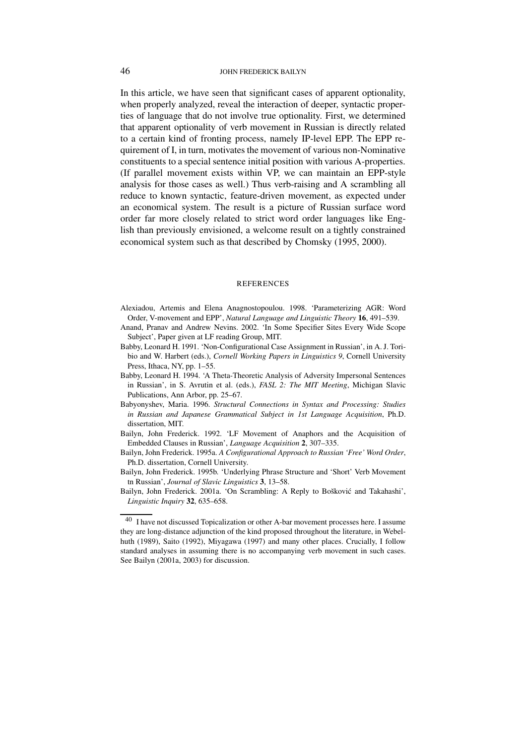In this article, we have seen that significant cases of apparent optionality, when properly analyzed, reveal the interaction of deeper, syntactic properties of language that do not involve true optionality. First, we determined that apparent optionality of verb movement in Russian is directly related to a certain kind of fronting process, namely IP-level EPP. The EPP requirement of I, in turn, motivates the movement of various non-Nominative constituents to a special sentence initial position with various A-properties. (If parallel movement exists within VP, we can maintain an EPP-style analysis for those cases as well.) Thus verb-raising and A scrambling all reduce to known syntactic, feature-driven movement, as expected under an economical system. The result is a picture of Russian surface word order far more closely related to strict word order languages like English than previously envisioned, a welcome result on a tightly constrained economical system such as that described by Chomsky (1995, 2000).

## REFERENCES

Alexiadou, Artemis and Elena Anagnostopoulou. 1998. 'Parameterizing AGR: Word Order, V-movement and EPP', *Natural Language and Linguistic Theory* **16**, 491–539.

Anand, Pranav and Andrew Nevins. 2002. 'In Some Specifier Sites Every Wide Scope Subject', Paper given at LF reading Group, MIT.

Babby, Leonard H. 1991. 'Non-Configurational Case Assignment in Russian', in A. J. Toribio and W. Harbert (eds.), *Cornell Working Papers in Linguistics 9*, Cornell University Press, Ithaca, NY, pp. 1–55.

Babby, Leonard H. 1994. 'A Theta-Theoretic Analysis of Adversity Impersonal Sentences in Russian', in S. Avrutin et al. (eds.), *FASL 2: The MIT Meeting*, Michigan Slavic Publications, Ann Arbor, pp. 25–67.

Babyonyshev, Maria. 1996. *Structural Connections in Syntax and Processing: Studies in Russian and Japanese Grammatical Subject in 1st Language Acquisition*, Ph.D. dissertation, MIT.

Bailyn, John Frederick. 1992. 'LF Movement of Anaphors and the Acquisition of Embedded Clauses in Russian', *Language Acquisition* **2**, 307–335.

Bailyn, John Frederick. 1995a. *A Configurational Approach to Russian 'Free' Word Order*, Ph.D. dissertation, Cornell University.

Bailyn, John Frederick. 1995b. 'Underlying Phrase Structure and 'Short' Verb Movement tn Russian', *Journal of Slavic Linguistics* **3**, 13–58.

Bailyn, John Frederick. 2001a. 'On Scrambling: A Reply to Bošković and Takahashi', *Linguistic Inquiry* **32**, 635–658.

---

[40] I have not discussed Topicalization or other A-bar movement processes here. I assume they are long-distance adjunction of the kind proposed throughout the literature, in Webelhuth (1989), Saito (1992), Miyagawa (1997) and many other places. Crucially, I follow standard analyses in assuming there is no accompanying verb movement in such cases. See Bailyn (2001a, 2003) for discussion.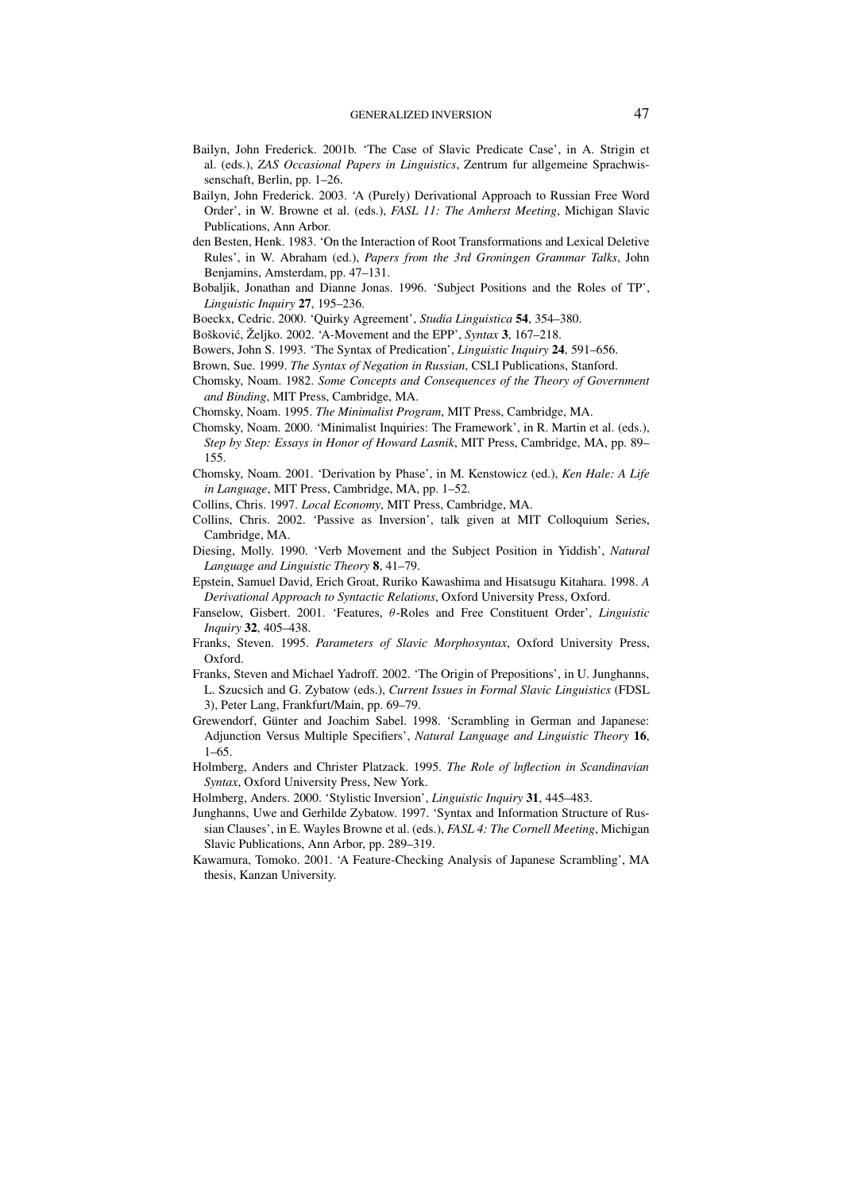Bailyn, John Frederick. 2001b. 'The Case of Slavic Predicate Case', in A. Strigin et al. (eds.), *ZAS Occasional Papers in Linguistics*, Zentrum fur allgemeine Sprachwissenschaft, Berlin, pp. 1–26.

Bailyn, John Frederick. 2003. 'A (Purely) Derivational Approach to Russian Free Word Order', in W. Browne et al. (eds.), *FASL 11: The Amherst Meeting*, Michigan Slavic Publications, Ann Arbor.

den Besten, Henk. 1983. 'On the Interaction of Root Transformations and Lexical Deletive Rules', in W. Abraham (ed.), *Papers from the 3rd Groningen Grammar Talks*, John Benjamins, Amsterdam, pp. 47–131.

Bobaljik, Jonathan and Dianne Jonas. 1996. 'Subject Positions and the Roles of TP', *Linguistic Inquiry* **27**, 195–236.

Boeckx, Cedric. 2000. 'Quirky Agreement', *Studia Linguistica* **54**, 354–380.

Bošković, Željko. 2002. 'A-Movement and the EPP', *Syntax* **3**, 167–218.

Bowers, John S. 1993. 'The Syntax of Predication', *Linguistic Inquiry* **24**, 591–656.

Brown, Sue. 1999. *The Syntax of Negation in Russian*, CSLI Publications, Stanford.

Chomsky, Noam. 1982. *Some Concepts and Consequences of the Theory of Government and Binding*, MIT Press, Cambridge, MA.

Chomsky, Noam. 1995. *The Minimalist Program*, MIT Press, Cambridge, MA.

Chomsky, Noam. 2000. 'Minimalist Inquiries: The Framework', in R. Martin et al. (eds.), *Step by Step: Essays in Honor of Howard Lasnik*, MIT Press, Cambridge, MA, pp. 89–155.

Chomsky, Noam. 2001. 'Derivation by Phase', in M. Kenstowicz (ed.), *Ken Hale: A Life in Language*, MIT Press, Cambridge, MA, pp. 1–52.

Collins, Chris. 1997. *Local Economy*, MIT Press, Cambridge, MA.

Collins, Chris. 2002. 'Passive as Inversion', talk given at MIT Colloquium Series, Cambridge, MA.

Diesing, Molly. 1990. 'Verb Movement and the Subject Position in Yiddish', *Natural Language and Linguistic Theory* **8**, 41–79.

Epstein, Samuel David, Erich Groat, Ruriko Kawashima and Hisatsugu Kitahara. 1998. *A Derivational Approach to Syntactic Relations*, Oxford University Press, Oxford.

Fanselow, Gisbert. 2001. 'Features, $\theta$-Roles and Free Constituent Order', *Linguistic Inquiry* **32**, 405–438.

Franks, Steven. 1995. *Parameters of Slavic Morphosyntax*, Oxford University Press, Oxford.

Franks, Steven and Michael Yadroff. 2002. 'The Origin of Prepositions', in U. Junghanns, L. Szucsich and G. Zybatow (eds.), *Current Issues in Formal Slavic Linguistics* (FDSL 3), Peter Lang, Frankfurt/Main, pp. 69–79.

Grewendorf, Günter and Joachim Sabel. 1998. 'Scrambling in German and Japanese: Adjunction Versus Multiple Specifiers', *Natural Language and Linguistic Theory* **16**, 1–65.

Holmberg, Anders and Christer Platzack. 1995. *The Role of lnflection in Scandinavian Syntax*, Oxford University Press, New York.

Holmberg, Anders. 2000. 'Stylistic Inversion', *Linguistic Inquiry* **31**, 445–483.

Junghanns, Uwe and Gerhilde Zybatow. 1997. 'Syntax and Information Structure of Russian Clauses', in E. Wayles Browne et al. (eds.), *FASL 4: The Cornell Meeting*, Michigan Slavic Publications, Ann Arbor, pp. 289–319.

Kawamura, Tomoko. 2001. 'A Feature-Checking Analysis of Japanese Scrambling', MA thesis, Kanzan University.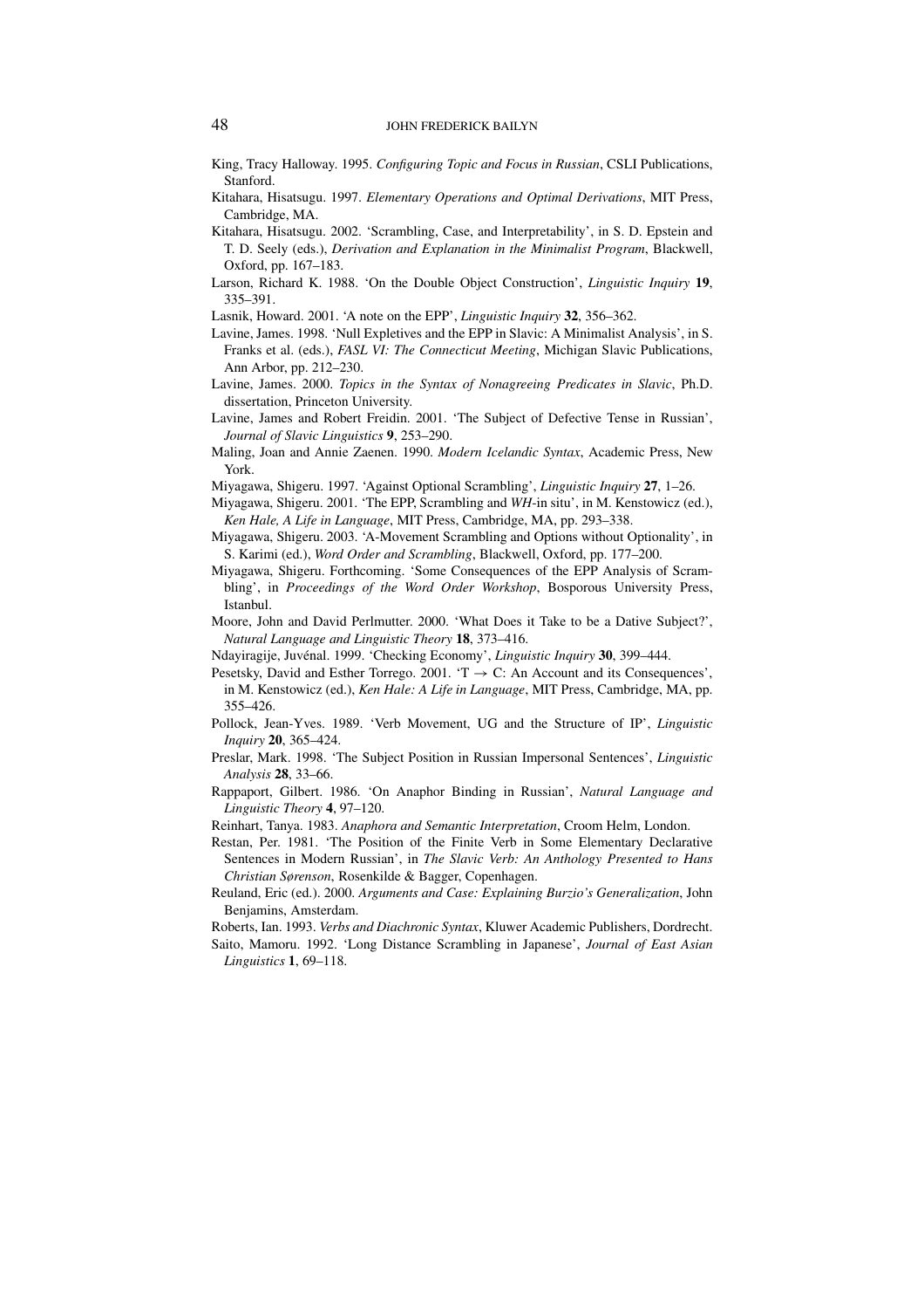King, Tracy Halloway. 1995. *Configuring Topic and Focus in Russian*, CSLI Publications, Stanford.

Kitahara, Hisatsugu. 1997. *Elementary Operations and Optimal Derivations*, MIT Press, Cambridge, MA.

Kitahara, Hisatsugu. 2002. 'Scrambling, Case, and Interpretability', in S. D. Epstein and T. D. Seely (eds.), *Derivation and Explanation in the Minimalist Program*, Blackwell, Oxford, pp. 167–183.

Larson, Richard K. 1988. 'On the Double Object Construction', *Linguistic Inquiry* **19**, 335–391.

Lasnik, Howard. 2001. 'A note on the EPP', *Linguistic Inquiry* **32**, 356–362.

Lavine, James. 1998. 'Null Expletives and the EPP in Slavic: A Minimalist Analysis', in S. Franks et al. (eds.), *FASL VI: The Connecticut Meeting*, Michigan Slavic Publications, Ann Arbor, pp. 212–230.

Lavine, James. 2000. *Topics in the Syntax of Nonagreeing Predicates in Slavic*, Ph.D. dissertation, Princeton University.

Lavine, James and Robert Freidin. 2001. 'The Subject of Defective Tense in Russian', *Journal of Slavic Linguistics* **9**, 253–290.

Maling, Joan and Annie Zaenen. 1990. *Modern Icelandic Syntax*, Academic Press, New York.

Miyagawa, Shigeru. 1997. 'Against Optional Scrambling', *Linguistic Inquiry* **27**, 1–26.

Miyagawa, Shigeru. 2001. 'The EPP, Scrambling and *WH*-in situ', in M. Kenstowicz (ed.), *Ken Hale, A Life in Language*, MIT Press, Cambridge, MA, pp. 293–338.

Miyagawa, Shigeru. 2003. 'A-Movement Scrambling and Options without Optionality', in S. Karimi (ed.), *Word Order and Scrambling*, Blackwell, Oxford, pp. 177–200.

Miyagawa, Shigeru. Forthcoming. 'Some Consequences of the EPP Analysis of Scrambling', in *Proceedings of the Word Order Workshop*, Bosporous University Press, Istanbul.

Moore, John and David Perlmutter. 2000. 'What Does it Take to be a Dative Subject?', *Natural Language and Linguistic Theory* **18**, 373–416.

Ndayiragije, Juvénal. 1999. 'Checking Economy', *Linguistic Inquiry* **30**, 399–444.

Pesetsky, David and Esther Torrego. 2001. 'T → C: An Account and its Consequences', in M. Kenstowicz (ed.), *Ken Hale: A Life in Language*, MIT Press, Cambridge, MA, pp. 355–426.

Pollock, Jean-Yves. 1989. 'Verb Movement, UG and the Structure of IP', *Linguistic Inquiry* **20**, 365–424.

Preslar, Mark. 1998. 'The Subject Position in Russian Impersonal Sentences', *Linguistic Analysis* **28**, 33–66.

Rappaport, Gilbert. 1986. 'On Anaphor Binding in Russian', *Natural Language and Linguistic Theory* **4**, 97–120.

Reinhart, Tanya. 1983. *Anaphora and Semantic Interpretation*, Croom Helm, London.

Restan, Per. 1981. 'The Position of the Finite Verb in Some Elementary Declarative Sentences in Modern Russian', in *The Slavic Verb: An Anthology Presented to Hans Christian Sørenson*, Rosenkilde & Bagger, Copenhagen.

Reuland, Eric (ed.). 2000. *Arguments and Case: Explaining Burzio's Generalization*, John Benjamins, Amsterdam.

Roberts, Ian. 1993. *Verbs and Diachronic Syntax*, Kluwer Academic Publishers, Dordrecht.

Saito, Mamoru. 1992. 'Long Distance Scrambling in Japanese', *Journal of East Asian Linguistics* **1**, 69–118.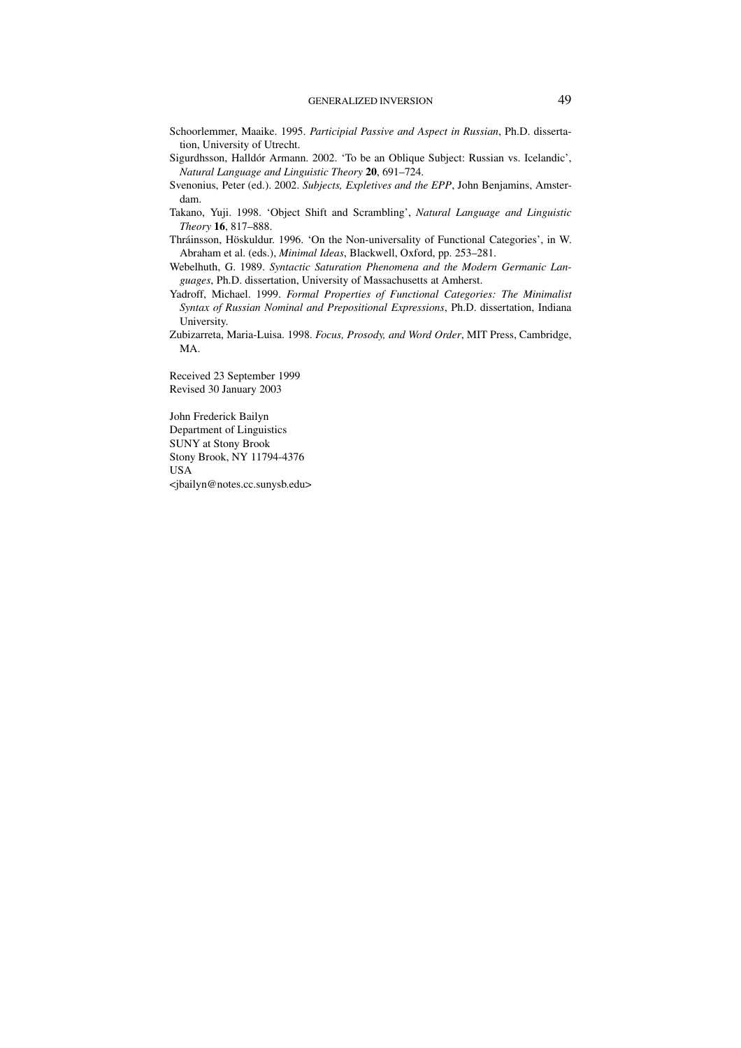Schoorlemmer, Maaike. 1995. *Participial Passive and Aspect in Russian*, Ph.D. dissertation, University of Utrecht.

Sigurdhsson, Halldór Armann. 2002. 'To be an Oblique Subject: Russian vs. Icelandic', *Natural Language and Linguistic Theory* **20**, 691–724.

Svenonius, Peter (ed.). 2002. *Subjects, Expletives and the EPP*, John Benjamins, Amsterdam.

Takano, Yuji. 1998. 'Object Shift and Scrambling', *Natural Language and Linguistic Theory* **16**, 817–888.

Thráinsson, Höskuldur. 1996. 'On the Non-universality of Functional Categories', in W. Abraham et al. (eds.), *Minimal Ideas*, Blackwell, Oxford, pp. 253–281.

Webelhuth, G. 1989. *Syntactic Saturation Phenomena and the Modern Germanic Languages*, Ph.D. dissertation, University of Massachusetts at Amherst.

Yadroff, Michael. 1999. *Formal Properties of Functional Categories: The Minimalist Syntax of Russian Nominal and Prepositional Expressions*, Ph.D. dissertation, Indiana University.

Zubizarreta, Maria-Luisa. 1998. *Focus, Prosody, and Word Order*, MIT Press, Cambridge, MA.

Received 23 September 1999
Revised 30 January 2003

John Frederick Bailyn
Department of Linguistics
SUNY at Stony Brook
Stony Brook, NY 11794-4376
USA
<jbailyn@notes.cc.sunysb.edu>